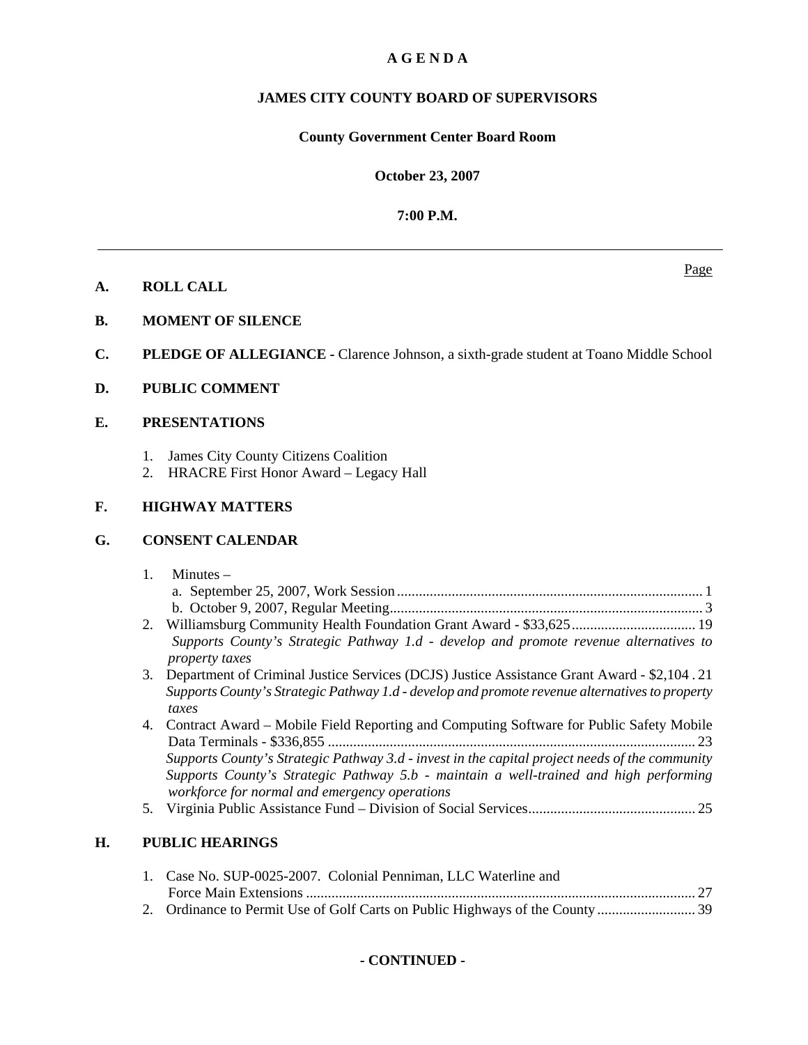# A G E N D A

## JAMES CITY COUNTY BOARD OF SUPERVISORS

**County Government Center Board Room**

**October 23, 2007**

**7:00 P.M.**

---

Page

**A. ROLL CALL**

**B. MOMENT OF SILENCE**

**C. PLEDGE OF ALLEGIANCE -** Clarence Johnson, a sixth-grade student at Toano Middle School

**D. PUBLIC COMMENT**

**E. PRESENTATIONS**

1. James City County Citizens Coalition
2. HRACRE First Honor Award – Legacy Hall

**F. HIGHWAY MATTERS**

**G. CONSENT CALENDAR**

1. Minutes –
   a. September 25, 2007, Work Session ........ 1
   b. October 9, 2007, Regular Meeting ........ 3
2. Williamsburg Community Health Foundation Grant Award - $33,625 ........ 19
   *Supports County's Strategic Pathway 1.d - develop and promote revenue alternatives to property taxes*
3. Department of Criminal Justice Services (DCJS) Justice Assistance Grant Award - $2,104 . 21
   *Supports County's Strategic Pathway 1.d - develop and promote revenue alternatives to property taxes*
4. Contract Award – Mobile Field Reporting and Computing Software for Public Safety Mobile Data Terminals - $336,855 ........ 23
   *Supports County's Strategic Pathway 3.d - invest in the capital project needs of the community*
   *Supports County's Strategic Pathway 5.b - maintain a well-trained and high performing workforce for normal and emergency operations*
5. Virginia Public Assistance Fund – Division of Social Services ........ 25

**H. PUBLIC HEARINGS**

1. Case No. SUP-0025-2007. Colonial Penniman, LLC Waterline and Force Main Extensions ........ 27
2. Ordinance to Permit Use of Golf Carts on Public Highways of the County ........ 39

**- CONTINUED -**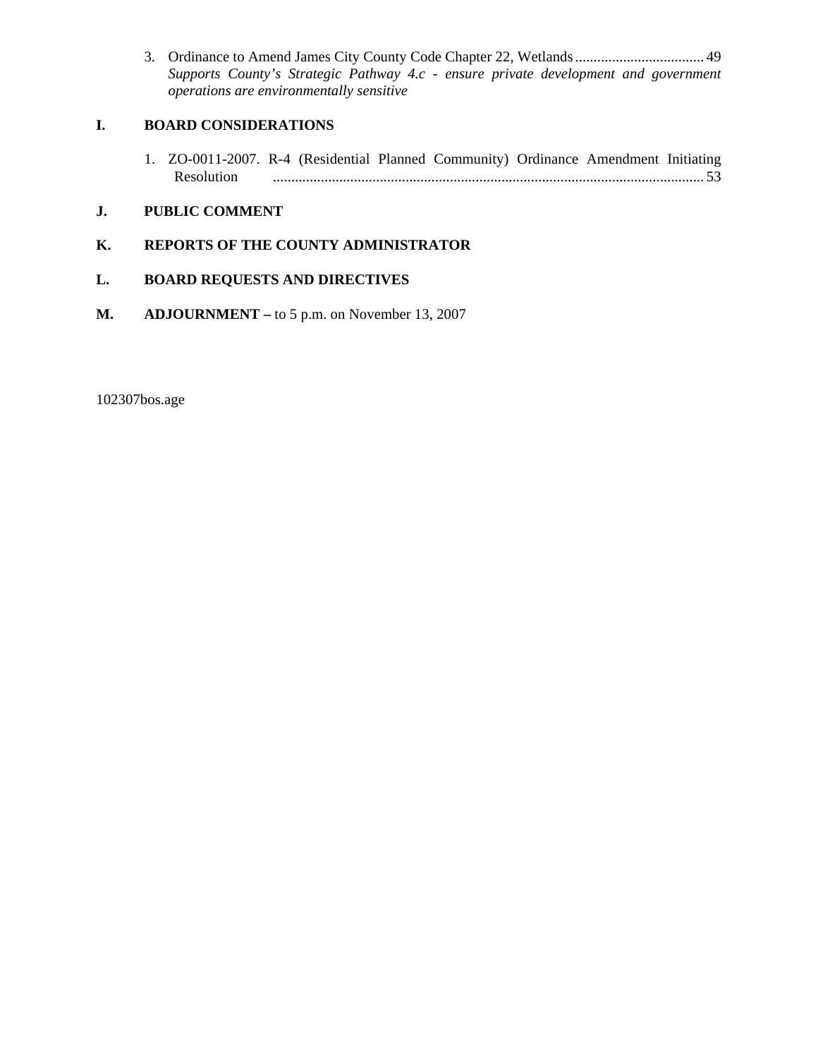3. Ordinance to Amend James City County Code Chapter 22, Wetlands .................................. 49
   *Supports County's Strategic Pathway 4.c - ensure private development and government operations are environmentally sensitive*

## I. BOARD CONSIDERATIONS

1. ZO-0011-2007. R-4 (Residential Planned Community) Ordinance Amendment Initiating Resolution .................................................................................................................. 53

## J. PUBLIC COMMENT

## K. REPORTS OF THE COUNTY ADMINISTRATOR

## L. BOARD REQUESTS AND DIRECTIVES

## M. ADJOURNMENT – to 5 p.m. on November 13, 2007

102307bos.age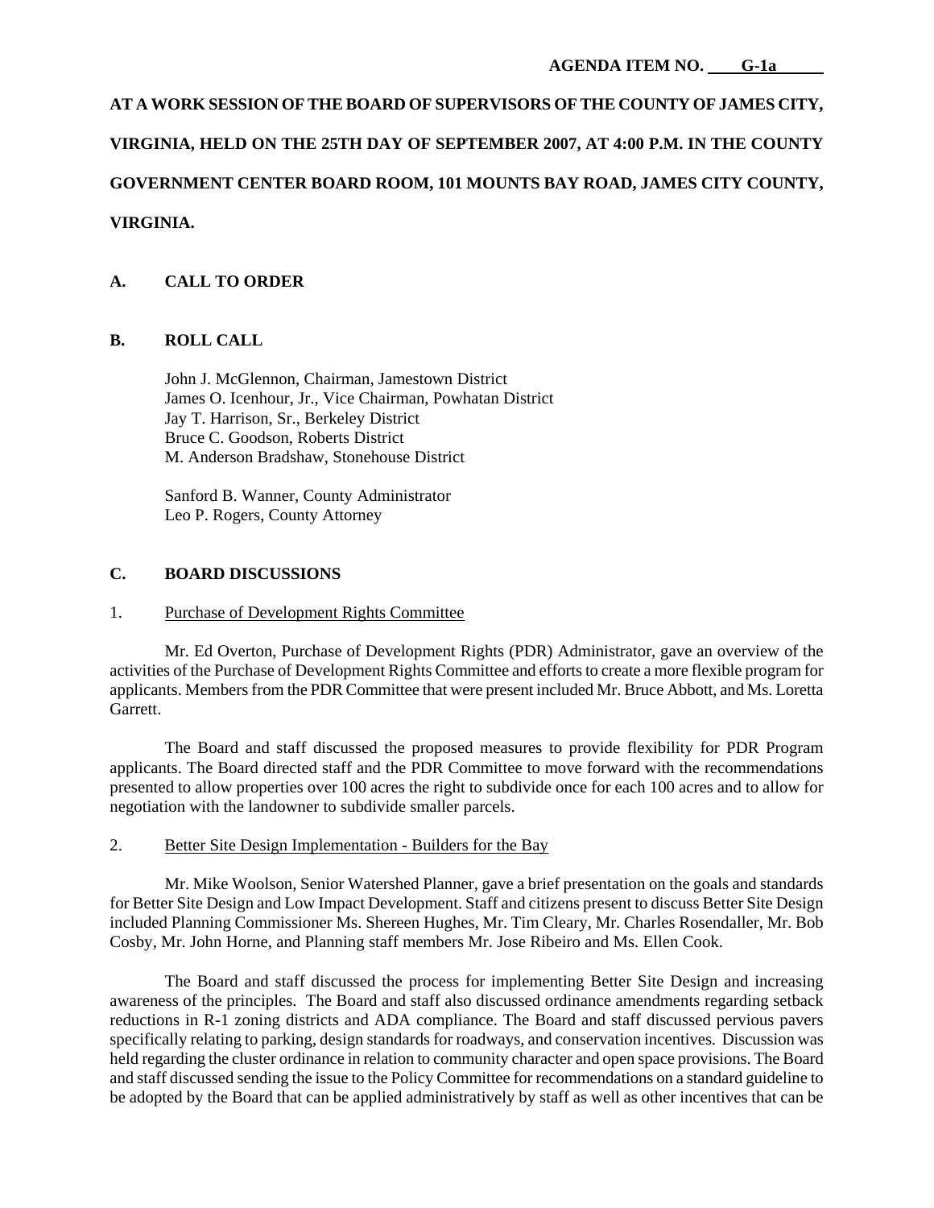**AGENDA ITEM NO. G-1a**

**AT A WORK SESSION OF THE BOARD OF SUPERVISORS OF THE COUNTY OF JAMES CITY, VIRGINIA, HELD ON THE 25TH DAY OF SEPTEMBER 2007, AT 4:00 P.M. IN THE COUNTY GOVERNMENT CENTER BOARD ROOM, 101 MOUNTS BAY ROAD, JAMES CITY COUNTY, VIRGINIA.**

## A. CALL TO ORDER

## B. ROLL CALL

John J. McGlennon, Chairman, Jamestown District
James O. Icenhour, Jr., Vice Chairman, Powhatan District
Jay T. Harrison, Sr., Berkeley District
Bruce C. Goodson, Roberts District
M. Anderson Bradshaw, Stonehouse District

Sanford B. Wanner, County Administrator
Leo P. Rogers, County Attorney

## C. BOARD DISCUSSIONS

1. Purchase of Development Rights Committee

Mr. Ed Overton, Purchase of Development Rights (PDR) Administrator, gave an overview of the activities of the Purchase of Development Rights Committee and efforts to create a more flexible program for applicants. Members from the PDR Committee that were present included Mr. Bruce Abbott, and Ms. Loretta Garrett.

The Board and staff discussed the proposed measures to provide flexibility for PDR Program applicants. The Board directed staff and the PDR Committee to move forward with the recommendations presented to allow properties over 100 acres the right to subdivide once for each 100 acres and to allow for negotiation with the landowner to subdivide smaller parcels.

2. Better Site Design Implementation - Builders for the Bay

Mr. Mike Woolson, Senior Watershed Planner, gave a brief presentation on the goals and standards for Better Site Design and Low Impact Development. Staff and citizens present to discuss Better Site Design included Planning Commissioner Ms. Shereen Hughes, Mr. Tim Cleary, Mr. Charles Rosendaller, Mr. Bob Cosby, Mr. John Horne, and Planning staff members Mr. Jose Ribeiro and Ms. Ellen Cook.

The Board and staff discussed the process for implementing Better Site Design and increasing awareness of the principles. The Board and staff also discussed ordinance amendments regarding setback reductions in R-1 zoning districts and ADA compliance. The Board and staff discussed pervious pavers specifically relating to parking, design standards for roadways, and conservation incentives. Discussion was held regarding the cluster ordinance in relation to community character and open space provisions. The Board and staff discussed sending the issue to the Policy Committee for recommendations on a standard guideline to be adopted by the Board that can be applied administratively by staff as well as other incentives that can be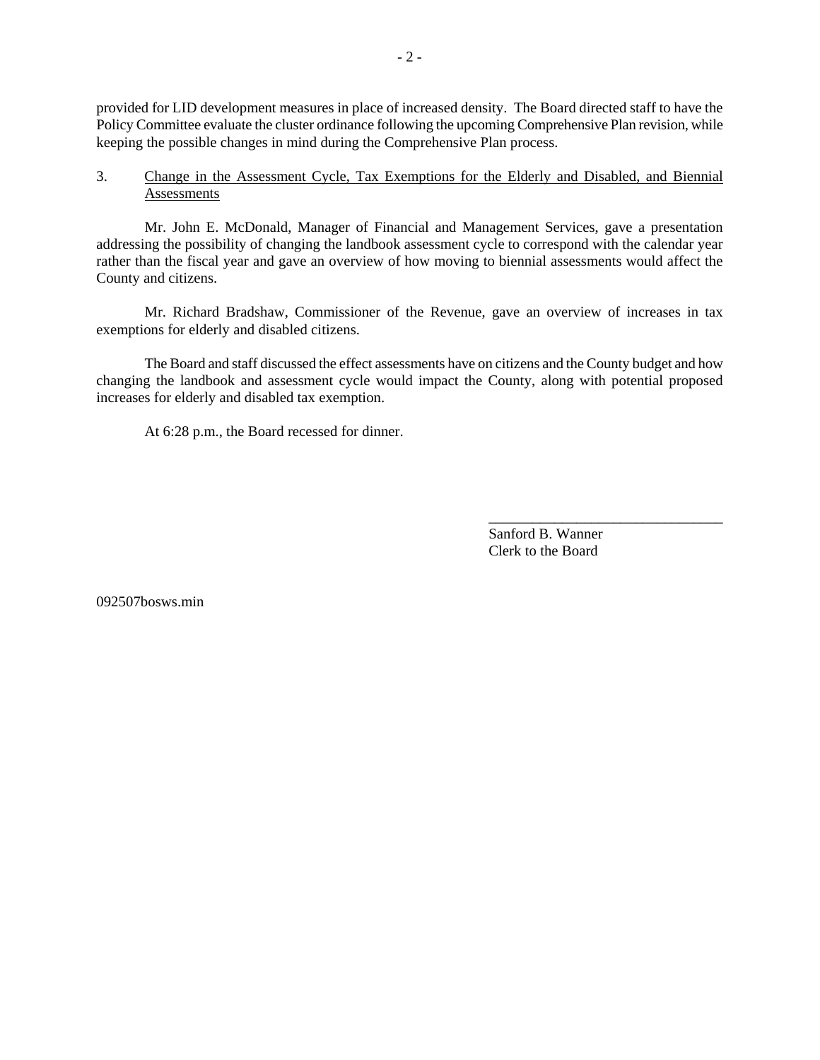provided for LID development measures in place of increased density. The Board directed staff to have the Policy Committee evaluate the cluster ordinance following the upcoming Comprehensive Plan revision, while keeping the possible changes in mind during the Comprehensive Plan process.

3. Change in the Assessment Cycle, Tax Exemptions for the Elderly and Disabled, and Biennial Assessments

Mr. John E. McDonald, Manager of Financial and Management Services, gave a presentation addressing the possibility of changing the landbook assessment cycle to correspond with the calendar year rather than the fiscal year and gave an overview of how moving to biennial assessments would affect the County and citizens.

Mr. Richard Bradshaw, Commissioner of the Revenue, gave an overview of increases in tax exemptions for elderly and disabled citizens.

The Board and staff discussed the effect assessments have on citizens and the County budget and how changing the landbook and assessment cycle would impact the County, along with potential proposed increases for elderly and disabled tax exemption.

At 6:28 p.m., the Board recessed for dinner.

\_\_\_\_\_\_\_\_\_\_\_\_\_\_\_\_\_\_\_\_\_\_\_\_\_\_\_\_\_\_\_\_

Sanford B. Wanner
Clerk to the Board

092507bosws.min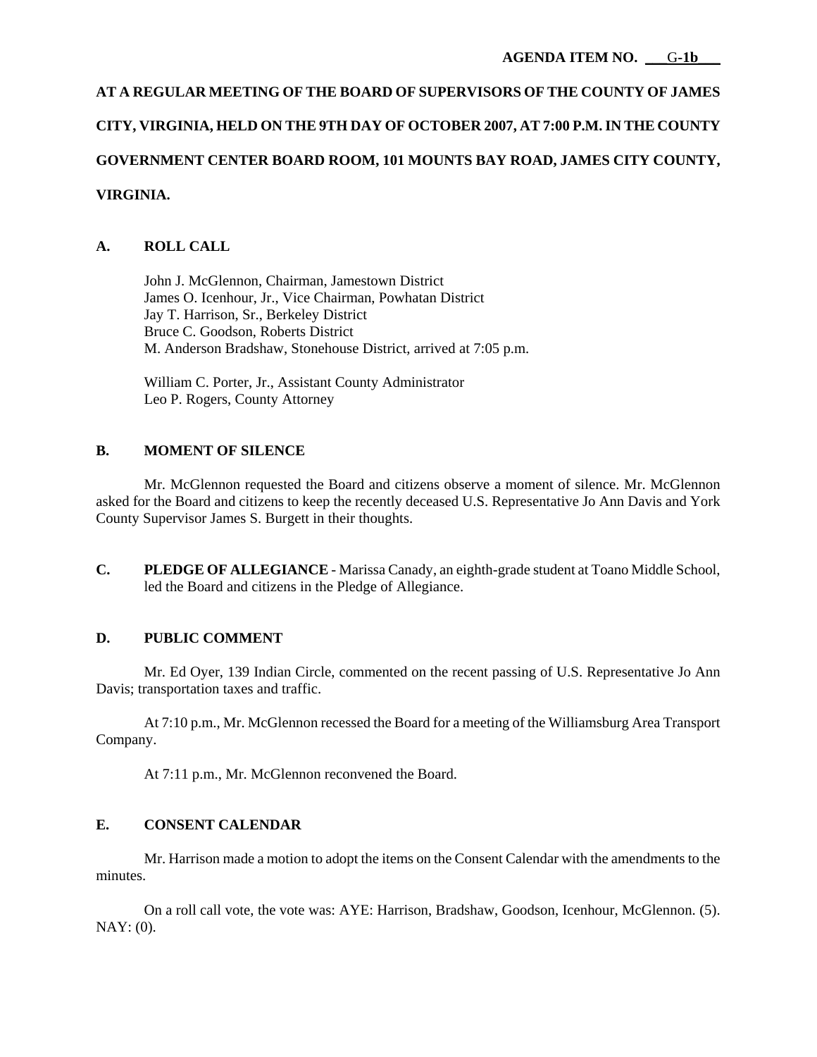**AGENDA ITEM NO. G-1b**

**AT A REGULAR MEETING OF THE BOARD OF SUPERVISORS OF THE COUNTY OF JAMES CITY, VIRGINIA, HELD ON THE 9TH DAY OF OCTOBER 2007, AT 7:00 P.M. IN THE COUNTY GOVERNMENT CENTER BOARD ROOM, 101 MOUNTS BAY ROAD, JAMES CITY COUNTY, VIRGINIA.**

## A. ROLL CALL

John J. McGlennon, Chairman, Jamestown District
James O. Icenhour, Jr., Vice Chairman, Powhatan District
Jay T. Harrison, Sr., Berkeley District
Bruce C. Goodson, Roberts District
M. Anderson Bradshaw, Stonehouse District, arrived at 7:05 p.m.

William C. Porter, Jr., Assistant County Administrator
Leo P. Rogers, County Attorney

## B. MOMENT OF SILENCE

Mr. McGlennon requested the Board and citizens observe a moment of silence. Mr. McGlennon asked for the Board and citizens to keep the recently deceased U.S. Representative Jo Ann Davis and York County Supervisor James S. Burgett in their thoughts.

## C. PLEDGE OF ALLEGIANCE

**PLEDGE OF ALLEGIANCE** - Marissa Canady, an eighth-grade student at Toano Middle School, led the Board and citizens in the Pledge of Allegiance.

## D. PUBLIC COMMENT

Mr. Ed Oyer, 139 Indian Circle, commented on the recent passing of U.S. Representative Jo Ann Davis; transportation taxes and traffic.

At 7:10 p.m., Mr. McGlennon recessed the Board for a meeting of the Williamsburg Area Transport Company.

At 7:11 p.m., Mr. McGlennon reconvened the Board.

## E. CONSENT CALENDAR

Mr. Harrison made a motion to adopt the items on the Consent Calendar with the amendments to the minutes.

On a roll call vote, the vote was: AYE: Harrison, Bradshaw, Goodson, Icenhour, McGlennon. (5). NAY: (0).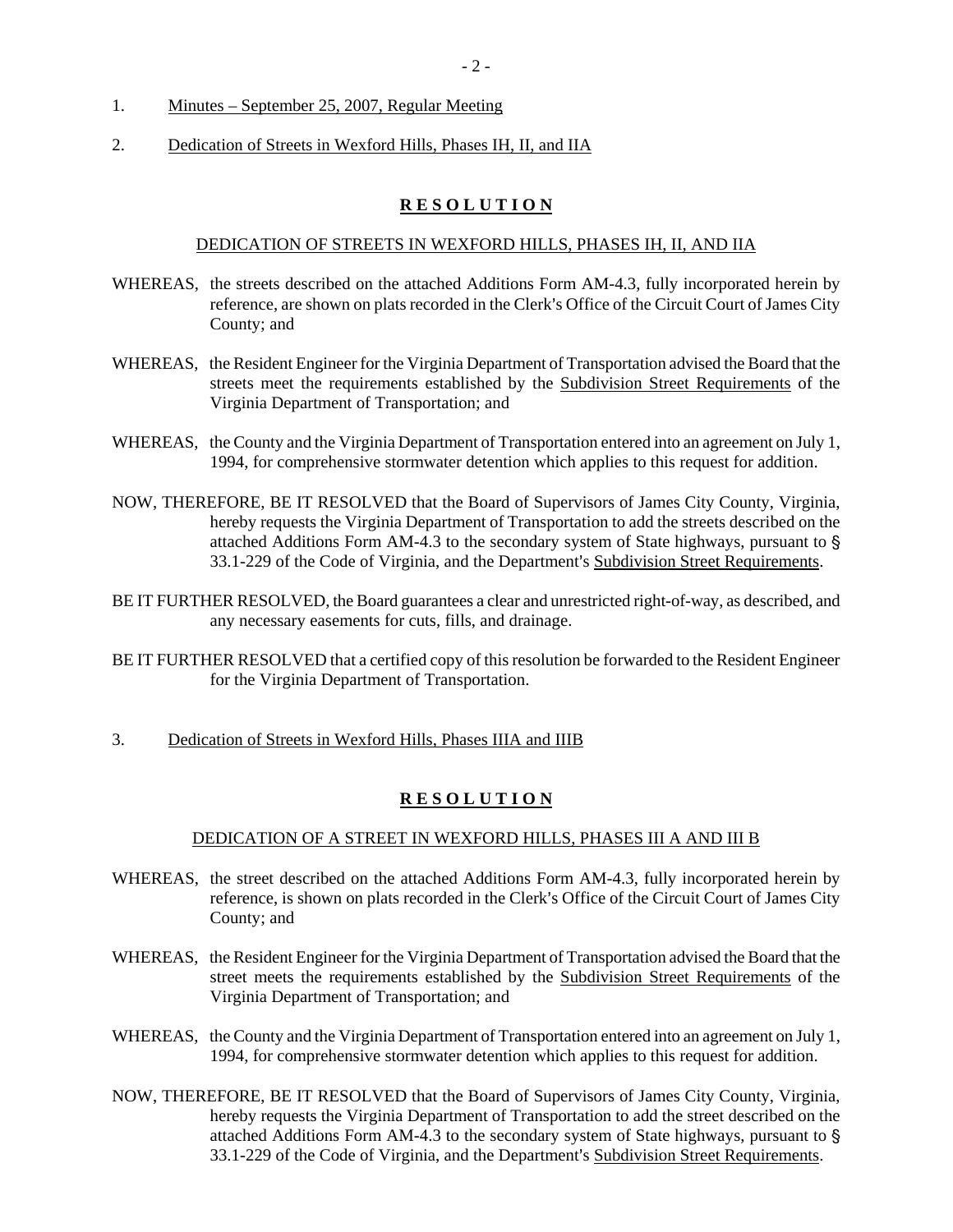1. Minutes – September 25, 2007, Regular Meeting

2. Dedication of Streets in Wexford Hills, Phases IH, II, and IIA

**R E S O L U T I O N**

DEDICATION OF STREETS IN WEXFORD HILLS, PHASES IH, II, AND IIA

WHEREAS, the streets described on the attached Additions Form AM-4.3, fully incorporated herein by reference, are shown on plats recorded in the Clerk's Office of the Circuit Court of James City County; and

WHEREAS, the Resident Engineer for the Virginia Department of Transportation advised the Board that the streets meet the requirements established by the Subdivision Street Requirements of the Virginia Department of Transportation; and

WHEREAS, the County and the Virginia Department of Transportation entered into an agreement on July 1, 1994, for comprehensive stormwater detention which applies to this request for addition.

NOW, THEREFORE, BE IT RESOLVED that the Board of Supervisors of James City County, Virginia, hereby requests the Virginia Department of Transportation to add the streets described on the attached Additions Form AM-4.3 to the secondary system of State highways, pursuant to § 33.1-229 of the Code of Virginia, and the Department's Subdivision Street Requirements.

BE IT FURTHER RESOLVED, the Board guarantees a clear and unrestricted right-of-way, as described, and any necessary easements for cuts, fills, and drainage.

BE IT FURTHER RESOLVED that a certified copy of this resolution be forwarded to the Resident Engineer for the Virginia Department of Transportation.

3. Dedication of Streets in Wexford Hills, Phases IIIA and IIIB

**R E S O L U T I O N**

DEDICATION OF A STREET IN WEXFORD HILLS, PHASES III A AND III B

WHEREAS, the street described on the attached Additions Form AM-4.3, fully incorporated herein by reference, is shown on plats recorded in the Clerk's Office of the Circuit Court of James City County; and

WHEREAS, the Resident Engineer for the Virginia Department of Transportation advised the Board that the street meets the requirements established by the Subdivision Street Requirements of the Virginia Department of Transportation; and

WHEREAS, the County and the Virginia Department of Transportation entered into an agreement on July 1, 1994, for comprehensive stormwater detention which applies to this request for addition.

NOW, THEREFORE, BE IT RESOLVED that the Board of Supervisors of James City County, Virginia, hereby requests the Virginia Department of Transportation to add the street described on the attached Additions Form AM-4.3 to the secondary system of State highways, pursuant to § 33.1-229 of the Code of Virginia, and the Department's Subdivision Street Requirements.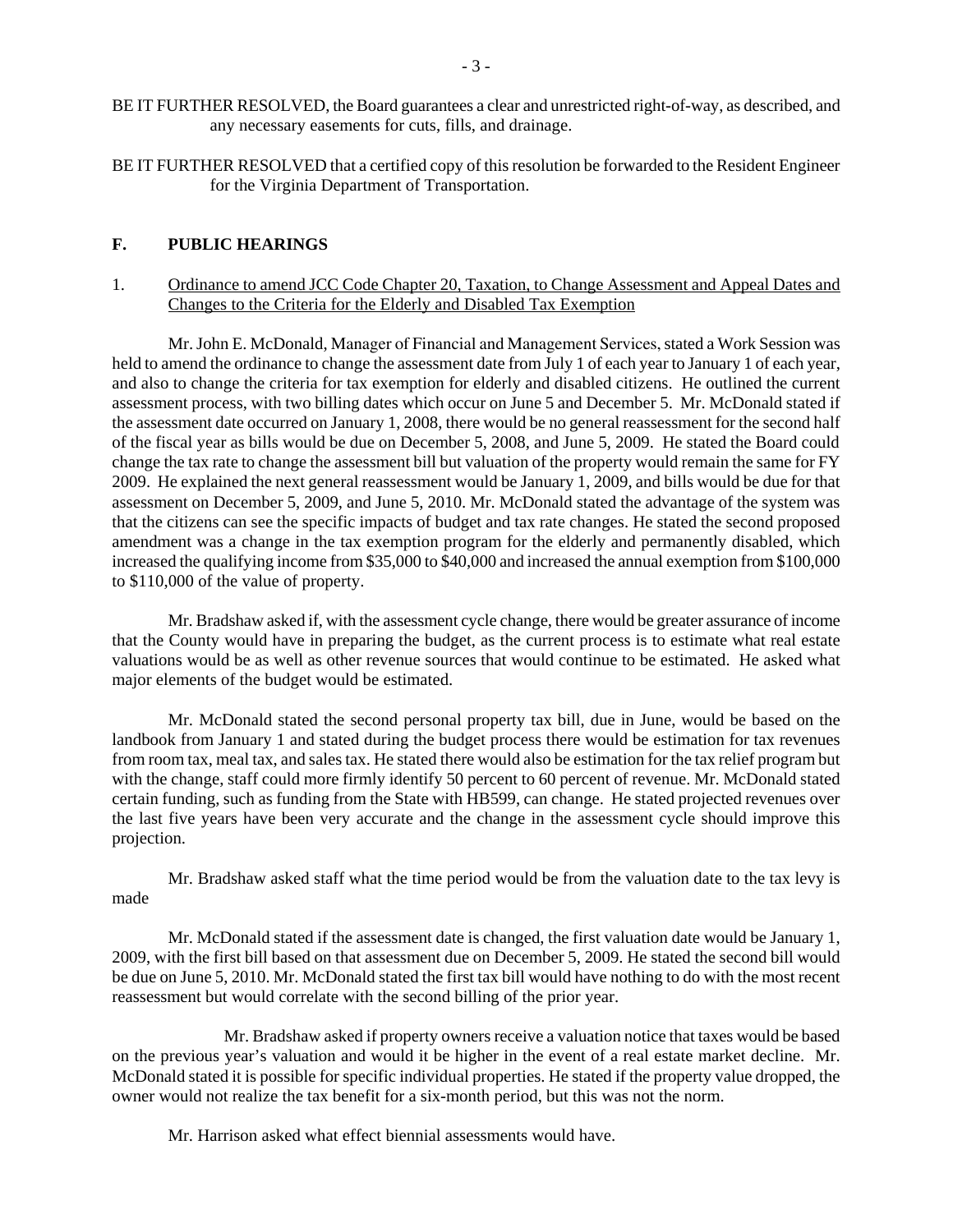BE IT FURTHER RESOLVED, the Board guarantees a clear and unrestricted right-of-way, as described, and any necessary easements for cuts, fills, and drainage.

BE IT FURTHER RESOLVED that a certified copy of this resolution be forwarded to the Resident Engineer for the Virginia Department of Transportation.

## F. PUBLIC HEARINGS

1. Ordinance to amend JCC Code Chapter 20, Taxation, to Change Assessment and Appeal Dates and Changes to the Criteria for the Elderly and Disabled Tax Exemption

Mr. John E. McDonald, Manager of Financial and Management Services, stated a Work Session was held to amend the ordinance to change the assessment date from July 1 of each year to January 1 of each year, and also to change the criteria for tax exemption for elderly and disabled citizens. He outlined the current assessment process, with two billing dates which occur on June 5 and December 5. Mr. McDonald stated if the assessment date occurred on January 1, 2008, there would be no general reassessment for the second half of the fiscal year as bills would be due on December 5, 2008, and June 5, 2009. He stated the Board could change the tax rate to change the assessment bill but valuation of the property would remain the same for FY 2009. He explained the next general reassessment would be January 1, 2009, and bills would be due for that assessment on December 5, 2009, and June 5, 2010. Mr. McDonald stated the advantage of the system was that the citizens can see the specific impacts of budget and tax rate changes. He stated the second proposed amendment was a change in the tax exemption program for the elderly and permanently disabled, which increased the qualifying income from $35,000 to $40,000 and increased the annual exemption from $100,000 to $110,000 of the value of property.

Mr. Bradshaw asked if, with the assessment cycle change, there would be greater assurance of income that the County would have in preparing the budget, as the current process is to estimate what real estate valuations would be as well as other revenue sources that would continue to be estimated. He asked what major elements of the budget would be estimated.

Mr. McDonald stated the second personal property tax bill, due in June, would be based on the landbook from January 1 and stated during the budget process there would be estimation for tax revenues from room tax, meal tax, and sales tax. He stated there would also be estimation for the tax relief program but with the change, staff could more firmly identify 50 percent to 60 percent of revenue. Mr. McDonald stated certain funding, such as funding from the State with HB599, can change. He stated projected revenues over the last five years have been very accurate and the change in the assessment cycle should improve this projection.

Mr. Bradshaw asked staff what the time period would be from the valuation date to the tax levy is made

Mr. McDonald stated if the assessment date is changed, the first valuation date would be January 1, 2009, with the first bill based on that assessment due on December 5, 2009. He stated the second bill would be due on June 5, 2010. Mr. McDonald stated the first tax bill would have nothing to do with the most recent reassessment but would correlate with the second billing of the prior year.

Mr. Bradshaw asked if property owners receive a valuation notice that taxes would be based on the previous year's valuation and would it be higher in the event of a real estate market decline. Mr. McDonald stated it is possible for specific individual properties. He stated if the property value dropped, the owner would not realize the tax benefit for a six-month period, but this was not the norm.

Mr. Harrison asked what effect biennial assessments would have.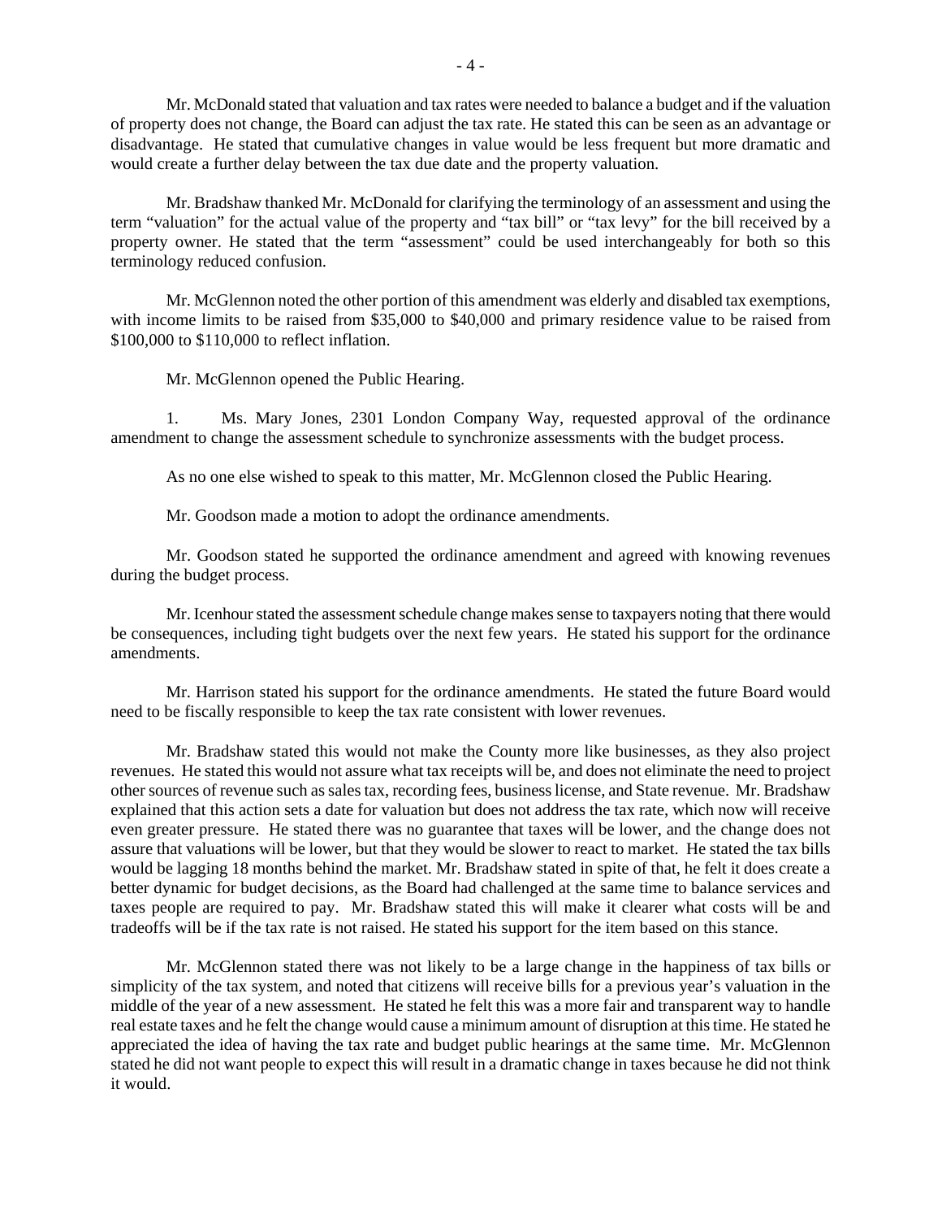Mr. McDonald stated that valuation and tax rates were needed to balance a budget and if the valuation of property does not change, the Board can adjust the tax rate. He stated this can be seen as an advantage or disadvantage. He stated that cumulative changes in value would be less frequent but more dramatic and would create a further delay between the tax due date and the property valuation.

Mr. Bradshaw thanked Mr. McDonald for clarifying the terminology of an assessment and using the term "valuation" for the actual value of the property and "tax bill" or "tax levy" for the bill received by a property owner. He stated that the term "assessment" could be used interchangeably for both so this terminology reduced confusion.

Mr. McGlennon noted the other portion of this amendment was elderly and disabled tax exemptions, with income limits to be raised from $35,000 to $40,000 and primary residence value to be raised from $100,000 to $110,000 to reflect inflation.

Mr. McGlennon opened the Public Hearing.

1. Ms. Mary Jones, 2301 London Company Way, requested approval of the ordinance amendment to change the assessment schedule to synchronize assessments with the budget process.

As no one else wished to speak to this matter, Mr. McGlennon closed the Public Hearing.

Mr. Goodson made a motion to adopt the ordinance amendments.

Mr. Goodson stated he supported the ordinance amendment and agreed with knowing revenues during the budget process.

Mr. Icenhour stated the assessment schedule change makes sense to taxpayers noting that there would be consequences, including tight budgets over the next few years. He stated his support for the ordinance amendments.

Mr. Harrison stated his support for the ordinance amendments. He stated the future Board would need to be fiscally responsible to keep the tax rate consistent with lower revenues.

Mr. Bradshaw stated this would not make the County more like businesses, as they also project revenues. He stated this would not assure what tax receipts will be, and does not eliminate the need to project other sources of revenue such as sales tax, recording fees, business license, and State revenue. Mr. Bradshaw explained that this action sets a date for valuation but does not address the tax rate, which now will receive even greater pressure. He stated there was no guarantee that taxes will be lower, and the change does not assure that valuations will be lower, but that they would be slower to react to market. He stated the tax bills would be lagging 18 months behind the market. Mr. Bradshaw stated in spite of that, he felt it does create a better dynamic for budget decisions, as the Board had challenged at the same time to balance services and taxes people are required to pay. Mr. Bradshaw stated this will make it clearer what costs will be and tradeoffs will be if the tax rate is not raised. He stated his support for the item based on this stance.

Mr. McGlennon stated there was not likely to be a large change in the happiness of tax bills or simplicity of the tax system, and noted that citizens will receive bills for a previous year's valuation in the middle of the year of a new assessment. He stated he felt this was a more fair and transparent way to handle real estate taxes and he felt the change would cause a minimum amount of disruption at this time. He stated he appreciated the idea of having the tax rate and budget public hearings at the same time. Mr. McGlennon stated he did not want people to expect this will result in a dramatic change in taxes because he did not think it would.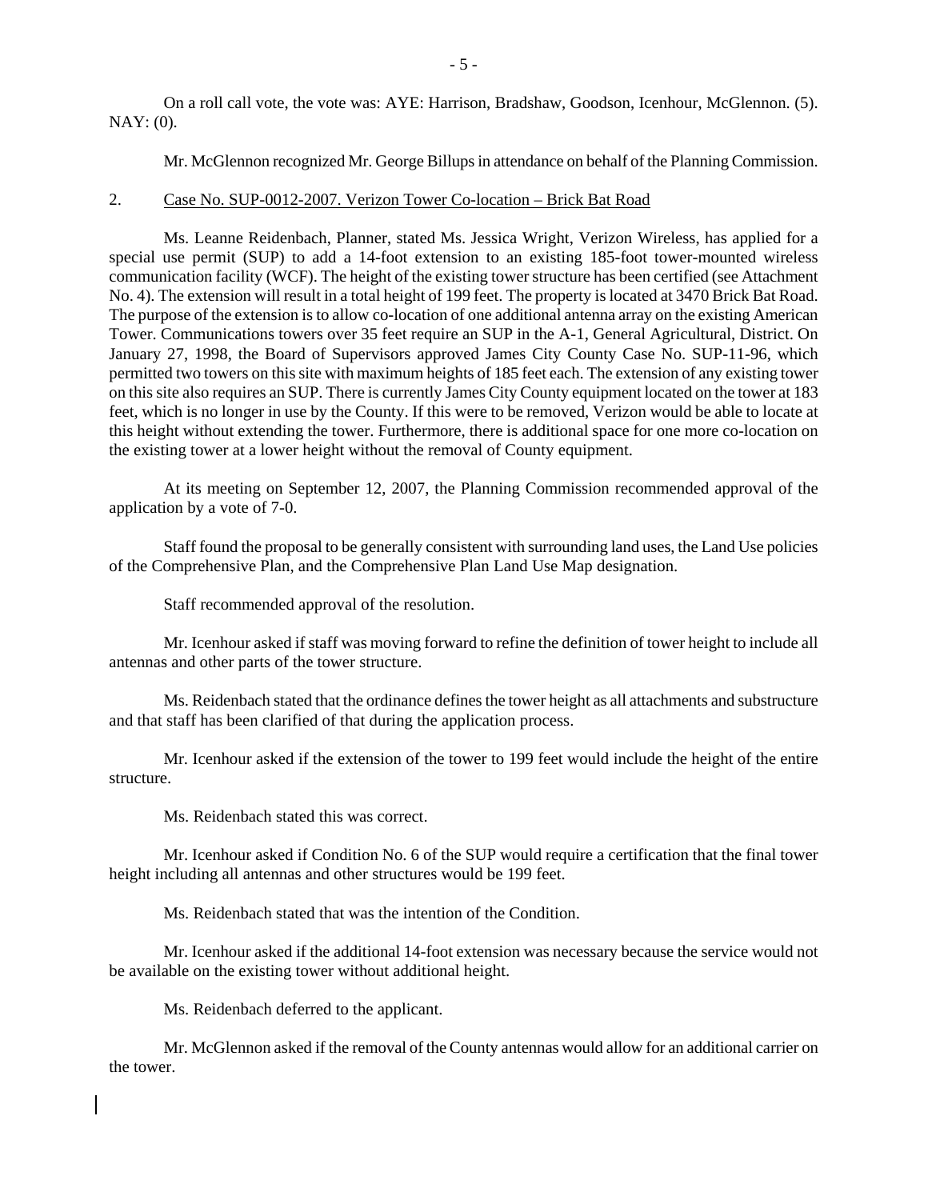On a roll call vote, the vote was: AYE: Harrison, Bradshaw, Goodson, Icenhour, McGlennon. (5). NAY: (0).

Mr. McGlennon recognized Mr. George Billups in attendance on behalf of the Planning Commission.

2. Case No. SUP-0012-2007. Verizon Tower Co-location – Brick Bat Road

Ms. Leanne Reidenbach, Planner, stated Ms. Jessica Wright, Verizon Wireless, has applied for a special use permit (SUP) to add a 14-foot extension to an existing 185-foot tower-mounted wireless communication facility (WCF). The height of the existing tower structure has been certified (see Attachment No. 4). The extension will result in a total height of 199 feet. The property is located at 3470 Brick Bat Road. The purpose of the extension is to allow co-location of one additional antenna array on the existing American Tower. Communications towers over 35 feet require an SUP in the A-1, General Agricultural, District. On January 27, 1998, the Board of Supervisors approved James City County Case No. SUP-11-96, which permitted two towers on this site with maximum heights of 185 feet each. The extension of any existing tower on this site also requires an SUP. There is currently James City County equipment located on the tower at 183 feet, which is no longer in use by the County. If this were to be removed, Verizon would be able to locate at this height without extending the tower. Furthermore, there is additional space for one more co-location on the existing tower at a lower height without the removal of County equipment.

At its meeting on September 12, 2007, the Planning Commission recommended approval of the application by a vote of 7-0.

Staff found the proposal to be generally consistent with surrounding land uses, the Land Use policies of the Comprehensive Plan, and the Comprehensive Plan Land Use Map designation.

Staff recommended approval of the resolution.

Mr. Icenhour asked if staff was moving forward to refine the definition of tower height to include all antennas and other parts of the tower structure.

Ms. Reidenbach stated that the ordinance defines the tower height as all attachments and substructure and that staff has been clarified of that during the application process.

Mr. Icenhour asked if the extension of the tower to 199 feet would include the height of the entire structure.

Ms. Reidenbach stated this was correct.

Mr. Icenhour asked if Condition No. 6 of the SUP would require a certification that the final tower height including all antennas and other structures would be 199 feet.

Ms. Reidenbach stated that was the intention of the Condition.

Mr. Icenhour asked if the additional 14-foot extension was necessary because the service would not be available on the existing tower without additional height.

Ms. Reidenbach deferred to the applicant.

Mr. McGlennon asked if the removal of the County antennas would allow for an additional carrier on the tower.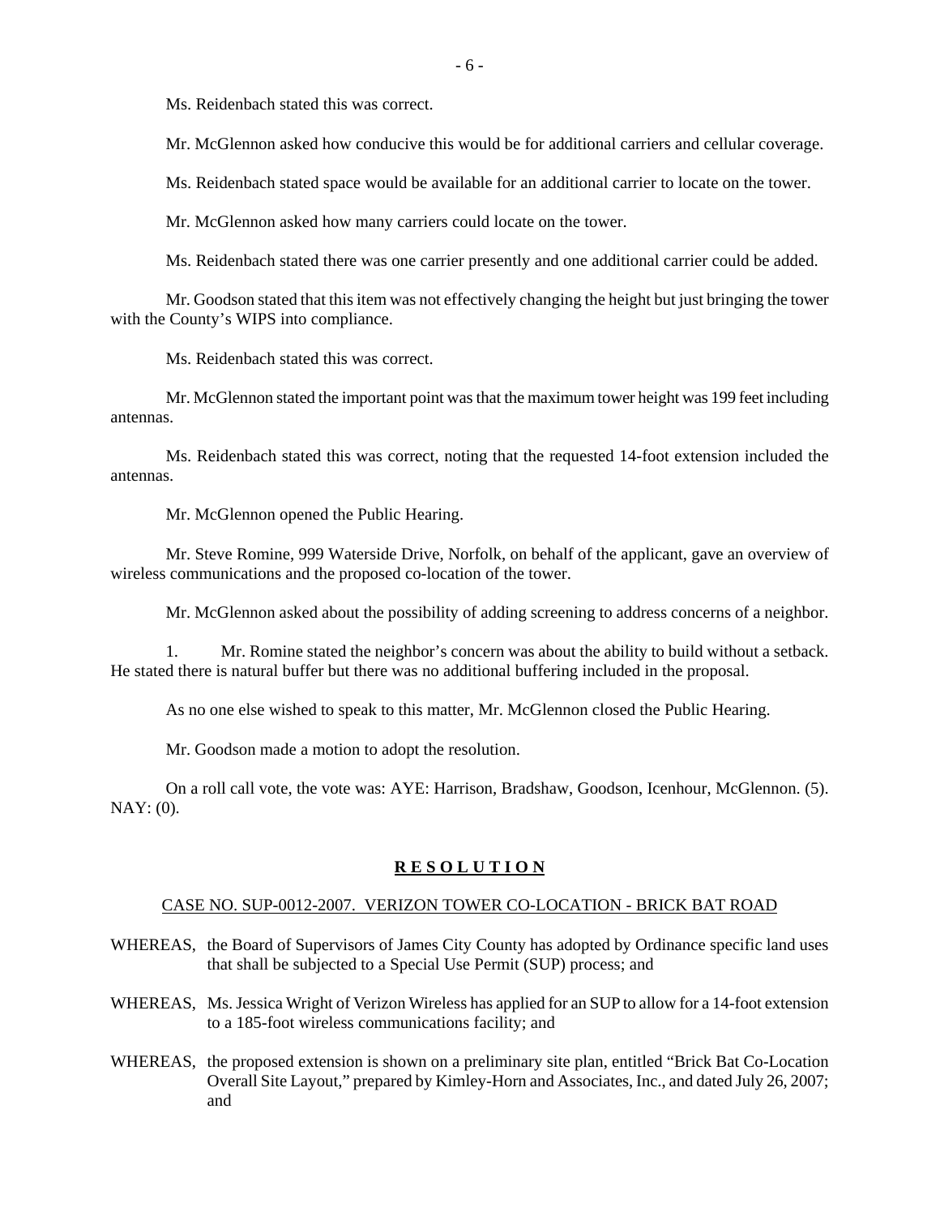Ms. Reidenbach stated this was correct.

Mr. McGlennon asked how conducive this would be for additional carriers and cellular coverage.

Ms. Reidenbach stated space would be available for an additional carrier to locate on the tower.

Mr. McGlennon asked how many carriers could locate on the tower.

Ms. Reidenbach stated there was one carrier presently and one additional carrier could be added.

Mr. Goodson stated that this item was not effectively changing the height but just bringing the tower with the County's WIPS into compliance.

Ms. Reidenbach stated this was correct.

Mr. McGlennon stated the important point was that the maximum tower height was 199 feet including antennas.

Ms. Reidenbach stated this was correct, noting that the requested 14-foot extension included the antennas.

Mr. McGlennon opened the Public Hearing.

Mr. Steve Romine, 999 Waterside Drive, Norfolk, on behalf of the applicant, gave an overview of wireless communications and the proposed co-location of the tower.

Mr. McGlennon asked about the possibility of adding screening to address concerns of a neighbor.

1. Mr. Romine stated the neighbor's concern was about the ability to build without a setback. He stated there is natural buffer but there was no additional buffering included in the proposal.

As no one else wished to speak to this matter, Mr. McGlennon closed the Public Hearing.

Mr. Goodson made a motion to adopt the resolution.

On a roll call vote, the vote was: AYE: Harrison, Bradshaw, Goodson, Icenhour, McGlennon. (5). NAY: (0).

**R E S O L U T I O N**

CASE NO. SUP-0012-2007. VERIZON TOWER CO-LOCATION - BRICK BAT ROAD

WHEREAS, the Board of Supervisors of James City County has adopted by Ordinance specific land uses that shall be subjected to a Special Use Permit (SUP) process; and

WHEREAS, Ms. Jessica Wright of Verizon Wireless has applied for an SUP to allow for a 14-foot extension to a 185-foot wireless communications facility; and

WHEREAS, the proposed extension is shown on a preliminary site plan, entitled "Brick Bat Co-Location Overall Site Layout," prepared by Kimley-Horn and Associates, Inc., and dated July 26, 2007; and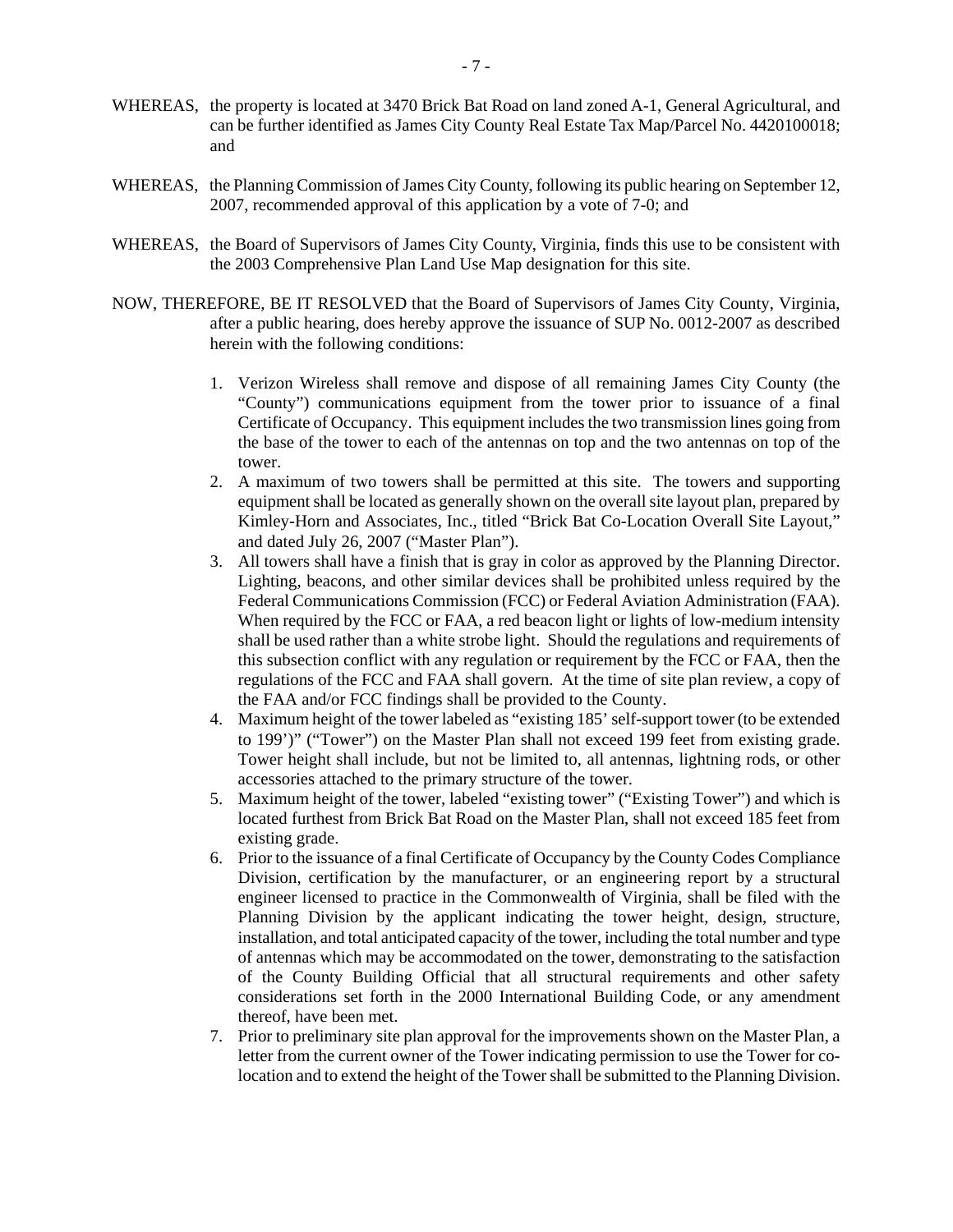WHEREAS, the property is located at 3470 Brick Bat Road on land zoned A-1, General Agricultural, and can be further identified as James City County Real Estate Tax Map/Parcel No. 4420100018; and

WHEREAS, the Planning Commission of James City County, following its public hearing on September 12, 2007, recommended approval of this application by a vote of 7-0; and

WHEREAS, the Board of Supervisors of James City County, Virginia, finds this use to be consistent with the 2003 Comprehensive Plan Land Use Map designation for this site.

NOW, THEREFORE, BE IT RESOLVED that the Board of Supervisors of James City County, Virginia, after a public hearing, does hereby approve the issuance of SUP No. 0012-2007 as described herein with the following conditions:

1. Verizon Wireless shall remove and dispose of all remaining James City County (the "County") communications equipment from the tower prior to issuance of a final Certificate of Occupancy. This equipment includes the two transmission lines going from the base of the tower to each of the antennas on top and the two antennas on top of the tower.
2. A maximum of two towers shall be permitted at this site. The towers and supporting equipment shall be located as generally shown on the overall site layout plan, prepared by Kimley-Horn and Associates, Inc., titled "Brick Bat Co-Location Overall Site Layout," and dated July 26, 2007 ("Master Plan").
3. All towers shall have a finish that is gray in color as approved by the Planning Director. Lighting, beacons, and other similar devices shall be prohibited unless required by the Federal Communications Commission (FCC) or Federal Aviation Administration (FAA). When required by the FCC or FAA, a red beacon light or lights of low-medium intensity shall be used rather than a white strobe light. Should the regulations and requirements of this subsection conflict with any regulation or requirement by the FCC or FAA, then the regulations of the FCC and FAA shall govern. At the time of site plan review, a copy of the FAA and/or FCC findings shall be provided to the County.
4. Maximum height of the tower labeled as "existing 185' self-support tower (to be extended to 199')" ("Tower") on the Master Plan shall not exceed 199 feet from existing grade. Tower height shall include, but not be limited to, all antennas, lightning rods, or other accessories attached to the primary structure of the tower.
5. Maximum height of the tower, labeled "existing tower" ("Existing Tower") and which is located furthest from Brick Bat Road on the Master Plan, shall not exceed 185 feet from existing grade.
6. Prior to the issuance of a final Certificate of Occupancy by the County Codes Compliance Division, certification by the manufacturer, or an engineering report by a structural engineer licensed to practice in the Commonwealth of Virginia, shall be filed with the Planning Division by the applicant indicating the tower height, design, structure, installation, and total anticipated capacity of the tower, including the total number and type of antennas which may be accommodated on the tower, demonstrating to the satisfaction of the County Building Official that all structural requirements and other safety considerations set forth in the 2000 International Building Code, or any amendment thereof, have been met.
7. Prior to preliminary site plan approval for the improvements shown on the Master Plan, a letter from the current owner of the Tower indicating permission to use the Tower for co-location and to extend the height of the Tower shall be submitted to the Planning Division.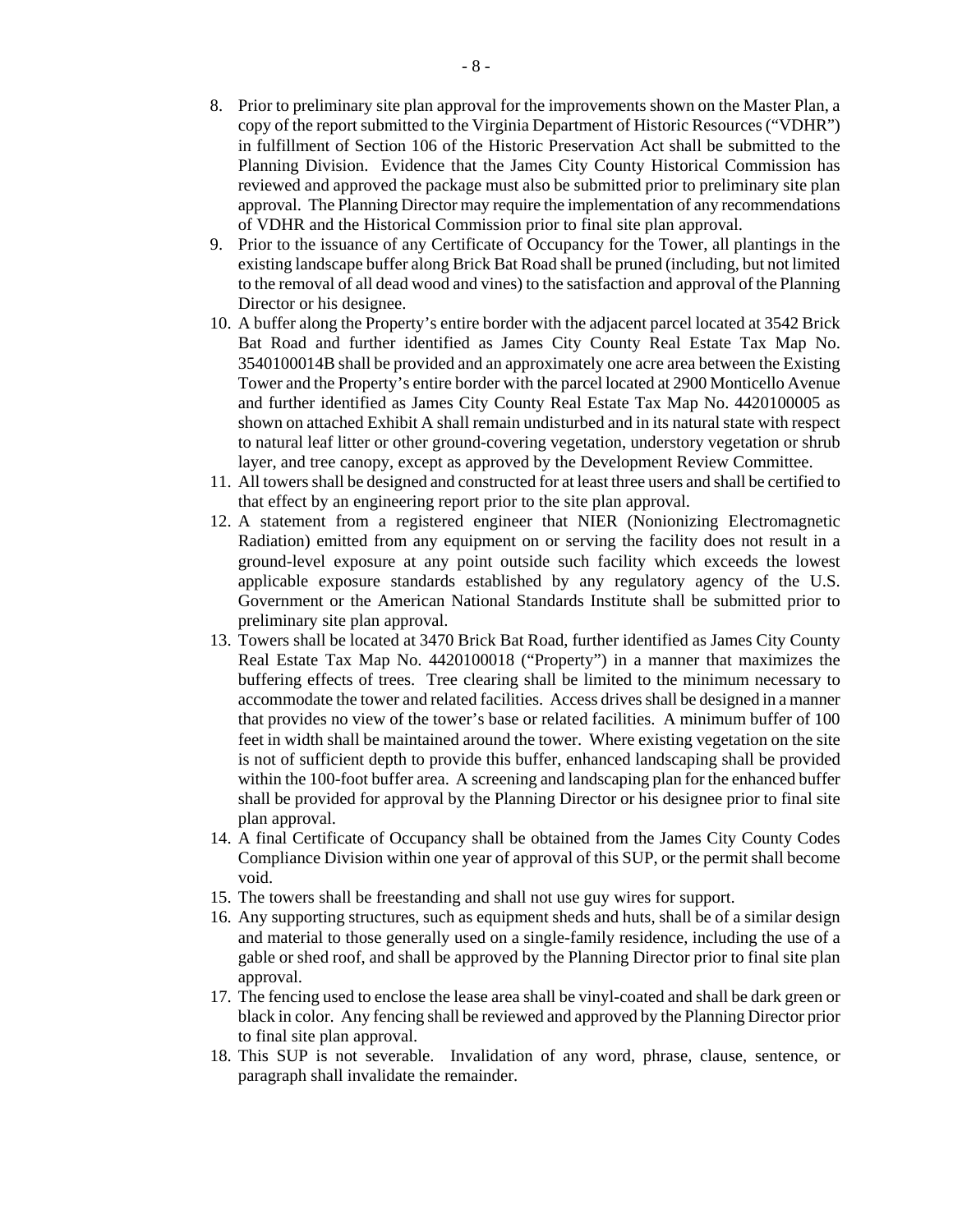8. Prior to preliminary site plan approval for the improvements shown on the Master Plan, a copy of the report submitted to the Virginia Department of Historic Resources ("VDHR") in fulfillment of Section 106 of the Historic Preservation Act shall be submitted to the Planning Division. Evidence that the James City County Historical Commission has reviewed and approved the package must also be submitted prior to preliminary site plan approval. The Planning Director may require the implementation of any recommendations of VDHR and the Historical Commission prior to final site plan approval.
9. Prior to the issuance of any Certificate of Occupancy for the Tower, all plantings in the existing landscape buffer along Brick Bat Road shall be pruned (including, but not limited to the removal of all dead wood and vines) to the satisfaction and approval of the Planning Director or his designee.
10. A buffer along the Property's entire border with the adjacent parcel located at 3542 Brick Bat Road and further identified as James City County Real Estate Tax Map No. 3540100014B shall be provided and an approximately one acre area between the Existing Tower and the Property's entire border with the parcel located at 2900 Monticello Avenue and further identified as James City County Real Estate Tax Map No. 4420100005 as shown on attached Exhibit A shall remain undisturbed and in its natural state with respect to natural leaf litter or other ground-covering vegetation, understory vegetation or shrub layer, and tree canopy, except as approved by the Development Review Committee.
11. All towers shall be designed and constructed for at least three users and shall be certified to that effect by an engineering report prior to the site plan approval.
12. A statement from a registered engineer that NIER (Nonionizing Electromagnetic Radiation) emitted from any equipment on or serving the facility does not result in a ground-level exposure at any point outside such facility which exceeds the lowest applicable exposure standards established by any regulatory agency of the U.S. Government or the American National Standards Institute shall be submitted prior to preliminary site plan approval.
13. Towers shall be located at 3470 Brick Bat Road, further identified as James City County Real Estate Tax Map No. 4420100018 ("Property") in a manner that maximizes the buffering effects of trees. Tree clearing shall be limited to the minimum necessary to accommodate the tower and related facilities. Access drives shall be designed in a manner that provides no view of the tower's base or related facilities. A minimum buffer of 100 feet in width shall be maintained around the tower. Where existing vegetation on the site is not of sufficient depth to provide this buffer, enhanced landscaping shall be provided within the 100-foot buffer area. A screening and landscaping plan for the enhanced buffer shall be provided for approval by the Planning Director or his designee prior to final site plan approval.
14. A final Certificate of Occupancy shall be obtained from the James City County Codes Compliance Division within one year of approval of this SUP, or the permit shall become void.
15. The towers shall be freestanding and shall not use guy wires for support.
16. Any supporting structures, such as equipment sheds and huts, shall be of a similar design and material to those generally used on a single-family residence, including the use of a gable or shed roof, and shall be approved by the Planning Director prior to final site plan approval.
17. The fencing used to enclose the lease area shall be vinyl-coated and shall be dark green or black in color. Any fencing shall be reviewed and approved by the Planning Director prior to final site plan approval.
18. This SUP is not severable. Invalidation of any word, phrase, clause, sentence, or paragraph shall invalidate the remainder.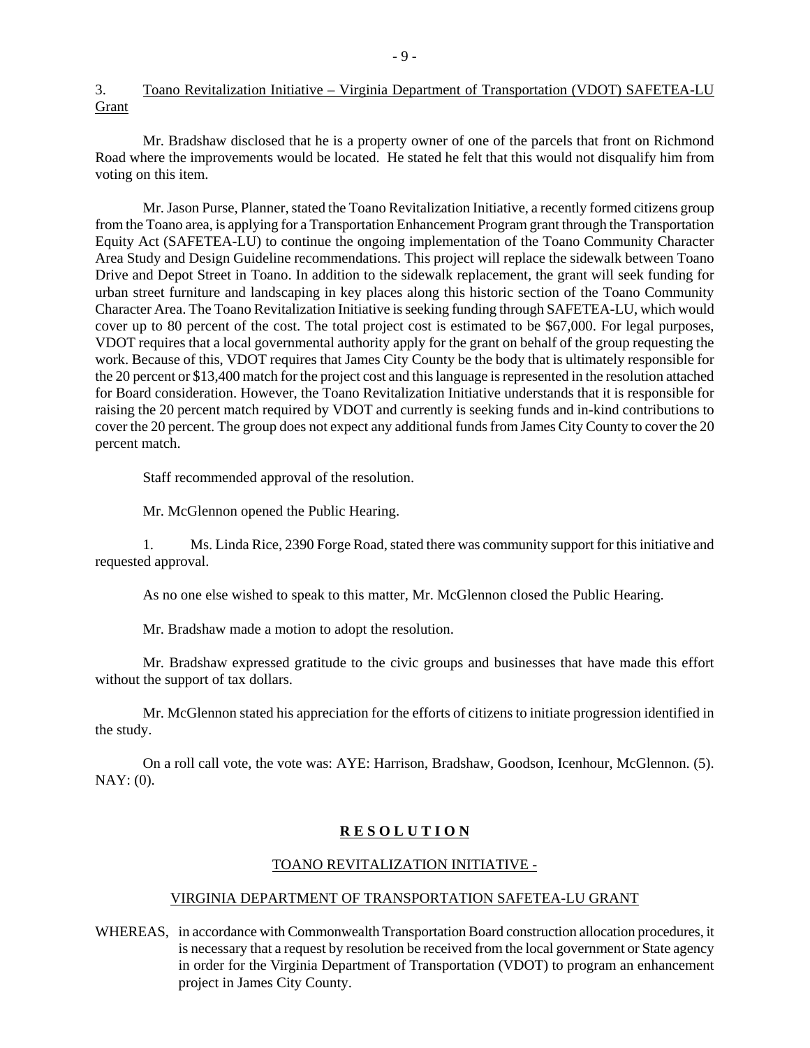3. Toano Revitalization Initiative – Virginia Department of Transportation (VDOT) SAFETEA-LU Grant

Mr. Bradshaw disclosed that he is a property owner of one of the parcels that front on Richmond Road where the improvements would be located. He stated he felt that this would not disqualify him from voting on this item.

Mr. Jason Purse, Planner, stated the Toano Revitalization Initiative, a recently formed citizens group from the Toano area, is applying for a Transportation Enhancement Program grant through the Transportation Equity Act (SAFETEA-LU) to continue the ongoing implementation of the Toano Community Character Area Study and Design Guideline recommendations. This project will replace the sidewalk between Toano Drive and Depot Street in Toano. In addition to the sidewalk replacement, the grant will seek funding for urban street furniture and landscaping in key places along this historic section of the Toano Community Character Area. The Toano Revitalization Initiative is seeking funding through SAFETEA-LU, which would cover up to 80 percent of the cost. The total project cost is estimated to be $67,000. For legal purposes, VDOT requires that a local governmental authority apply for the grant on behalf of the group requesting the work. Because of this, VDOT requires that James City County be the body that is ultimately responsible for the 20 percent or $13,400 match for the project cost and this language is represented in the resolution attached for Board consideration. However, the Toano Revitalization Initiative understands that it is responsible for raising the 20 percent match required by VDOT and currently is seeking funds and in-kind contributions to cover the 20 percent. The group does not expect any additional funds from James City County to cover the 20 percent match.

Staff recommended approval of the resolution.

Mr. McGlennon opened the Public Hearing.

1. Ms. Linda Rice, 2390 Forge Road, stated there was community support for this initiative and requested approval.

As no one else wished to speak to this matter, Mr. McGlennon closed the Public Hearing.

Mr. Bradshaw made a motion to adopt the resolution.

Mr. Bradshaw expressed gratitude to the civic groups and businesses that have made this effort without the support of tax dollars.

Mr. McGlennon stated his appreciation for the efforts of citizens to initiate progression identified in the study.

On a roll call vote, the vote was: AYE: Harrison, Bradshaw, Goodson, Icenhour, McGlennon. (5). NAY: (0).

**R E S O L U T I O N**

TOANO REVITALIZATION INITIATIVE -

VIRGINIA DEPARTMENT OF TRANSPORTATION SAFETEA-LU GRANT

WHEREAS, in accordance with Commonwealth Transportation Board construction allocation procedures, it is necessary that a request by resolution be received from the local government or State agency in order for the Virginia Department of Transportation (VDOT) to program an enhancement project in James City County.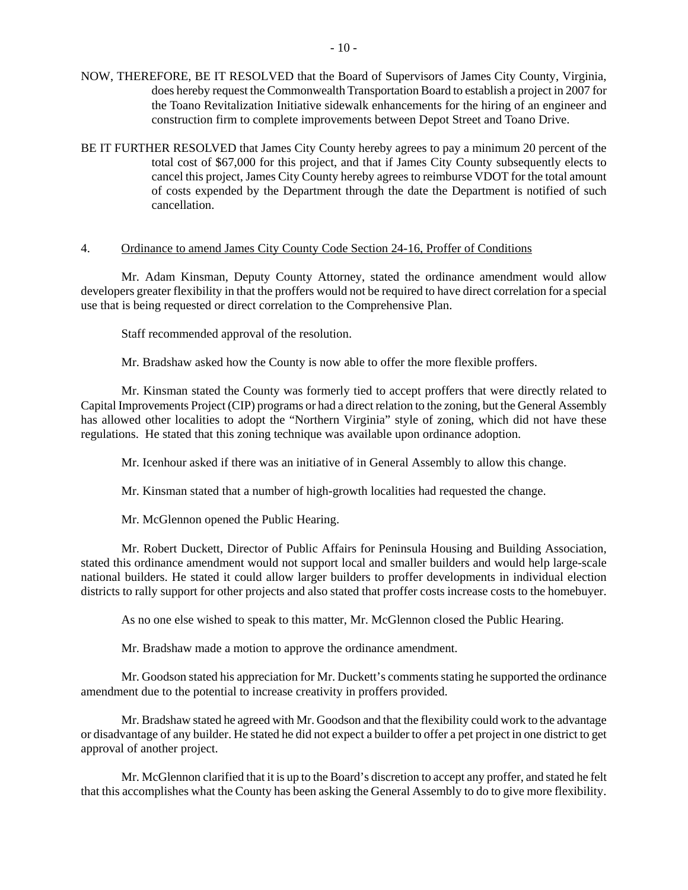NOW, THEREFORE, BE IT RESOLVED that the Board of Supervisors of James City County, Virginia, does hereby request the Commonwealth Transportation Board to establish a project in 2007 for the Toano Revitalization Initiative sidewalk enhancements for the hiring of an engineer and construction firm to complete improvements between Depot Street and Toano Drive.

BE IT FURTHER RESOLVED that James City County hereby agrees to pay a minimum 20 percent of the total cost of $67,000 for this project, and that if James City County subsequently elects to cancel this project, James City County hereby agrees to reimburse VDOT for the total amount of costs expended by the Department through the date the Department is notified of such cancellation.

4. Ordinance to amend James City County Code Section 24-16, Proffer of Conditions

Mr. Adam Kinsman, Deputy County Attorney, stated the ordinance amendment would allow developers greater flexibility in that the proffers would not be required to have direct correlation for a special use that is being requested or direct correlation to the Comprehensive Plan.

Staff recommended approval of the resolution.

Mr. Bradshaw asked how the County is now able to offer the more flexible proffers.

Mr. Kinsman stated the County was formerly tied to accept proffers that were directly related to Capital Improvements Project (CIP) programs or had a direct relation to the zoning, but the General Assembly has allowed other localities to adopt the "Northern Virginia" style of zoning, which did not have these regulations. He stated that this zoning technique was available upon ordinance adoption.

Mr. Icenhour asked if there was an initiative of in General Assembly to allow this change.

Mr. Kinsman stated that a number of high-growth localities had requested the change.

Mr. McGlennon opened the Public Hearing.

Mr. Robert Duckett, Director of Public Affairs for Peninsula Housing and Building Association, stated this ordinance amendment would not support local and smaller builders and would help large-scale national builders. He stated it could allow larger builders to proffer developments in individual election districts to rally support for other projects and also stated that proffer costs increase costs to the homebuyer.

As no one else wished to speak to this matter, Mr. McGlennon closed the Public Hearing.

Mr. Bradshaw made a motion to approve the ordinance amendment.

Mr. Goodson stated his appreciation for Mr. Duckett's comments stating he supported the ordinance amendment due to the potential to increase creativity in proffers provided.

Mr. Bradshaw stated he agreed with Mr. Goodson and that the flexibility could work to the advantage or disadvantage of any builder. He stated he did not expect a builder to offer a pet project in one district to get approval of another project.

Mr. McGlennon clarified that it is up to the Board's discretion to accept any proffer, and stated he felt that this accomplishes what the County has been asking the General Assembly to do to give more flexibility.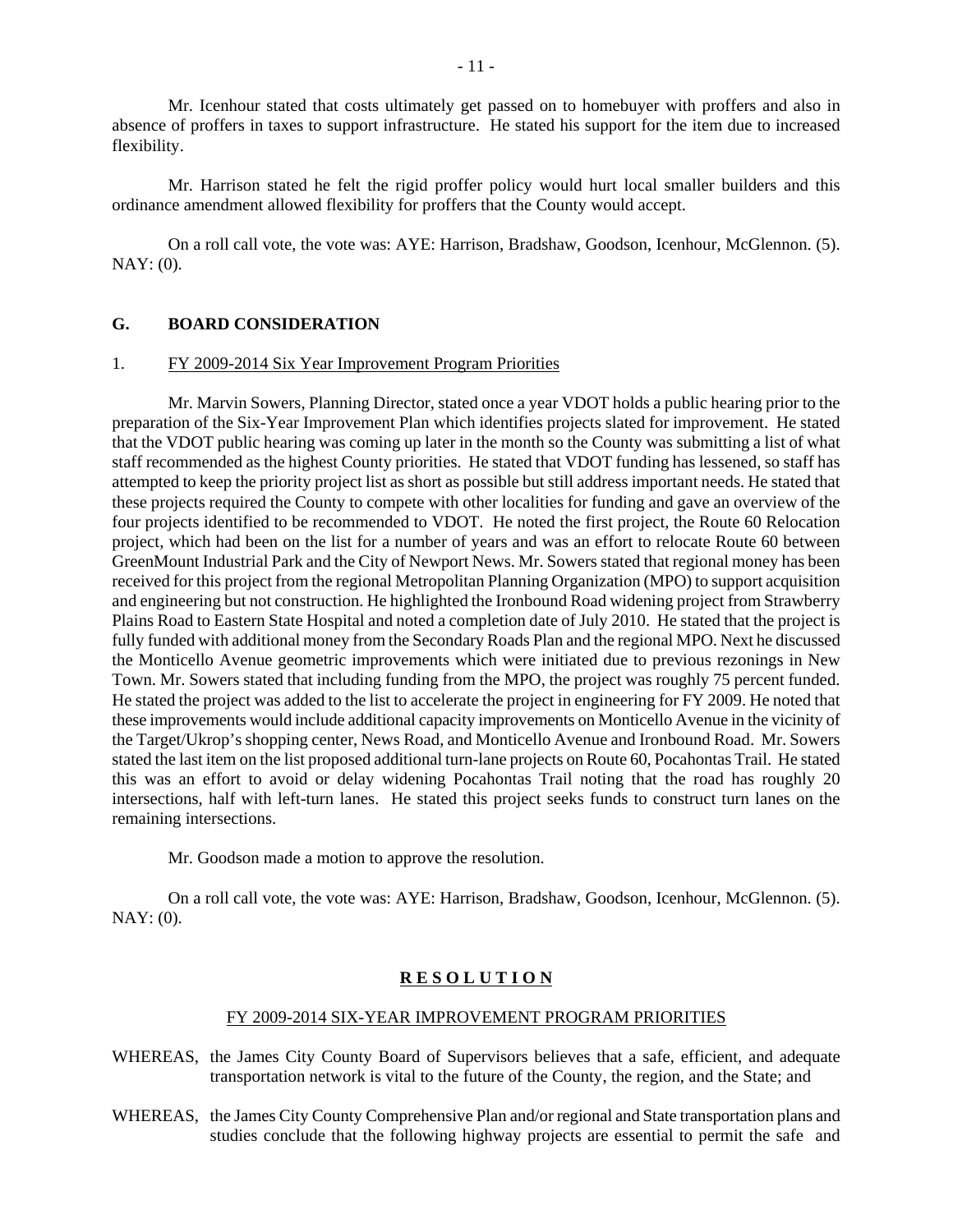Mr. Icenhour stated that costs ultimately get passed on to homebuyer with proffers and also in absence of proffers in taxes to support infrastructure. He stated his support for the item due to increased flexibility.

Mr. Harrison stated he felt the rigid proffer policy would hurt local smaller builders and this ordinance amendment allowed flexibility for proffers that the County would accept.

On a roll call vote, the vote was: AYE: Harrison, Bradshaw, Goodson, Icenhour, McGlennon. (5). NAY: (0).

## G. BOARD CONSIDERATION

1. FY 2009-2014 Six Year Improvement Program Priorities

Mr. Marvin Sowers, Planning Director, stated once a year VDOT holds a public hearing prior to the preparation of the Six-Year Improvement Plan which identifies projects slated for improvement. He stated that the VDOT public hearing was coming up later in the month so the County was submitting a list of what staff recommended as the highest County priorities. He stated that VDOT funding has lessened, so staff has attempted to keep the priority project list as short as possible but still address important needs. He stated that these projects required the County to compete with other localities for funding and gave an overview of the four projects identified to be recommended to VDOT. He noted the first project, the Route 60 Relocation project, which had been on the list for a number of years and was an effort to relocate Route 60 between GreenMount Industrial Park and the City of Newport News. Mr. Sowers stated that regional money has been received for this project from the regional Metropolitan Planning Organization (MPO) to support acquisition and engineering but not construction. He highlighted the Ironbound Road widening project from Strawberry Plains Road to Eastern State Hospital and noted a completion date of July 2010. He stated that the project is fully funded with additional money from the Secondary Roads Plan and the regional MPO. Next he discussed the Monticello Avenue geometric improvements which were initiated due to previous rezonings in New Town. Mr. Sowers stated that including funding from the MPO, the project was roughly 75 percent funded. He stated the project was added to the list to accelerate the project in engineering for FY 2009. He noted that these improvements would include additional capacity improvements on Monticello Avenue in the vicinity of the Target/Ukrop's shopping center, News Road, and Monticello Avenue and Ironbound Road. Mr. Sowers stated the last item on the list proposed additional turn-lane projects on Route 60, Pocahontas Trail. He stated this was an effort to avoid or delay widening Pocahontas Trail noting that the road has roughly 20 intersections, half with left-turn lanes. He stated this project seeks funds to construct turn lanes on the remaining intersections.

Mr. Goodson made a motion to approve the resolution.

On a roll call vote, the vote was: AYE: Harrison, Bradshaw, Goodson, Icenhour, McGlennon. (5). NAY: (0).

**R E S O L U T I O N**

FY 2009-2014 SIX-YEAR IMPROVEMENT PROGRAM PRIORITIES

WHEREAS, the James City County Board of Supervisors believes that a safe, efficient, and adequate transportation network is vital to the future of the County, the region, and the State; and

WHEREAS, the James City County Comprehensive Plan and/or regional and State transportation plans and studies conclude that the following highway projects are essential to permit the safe and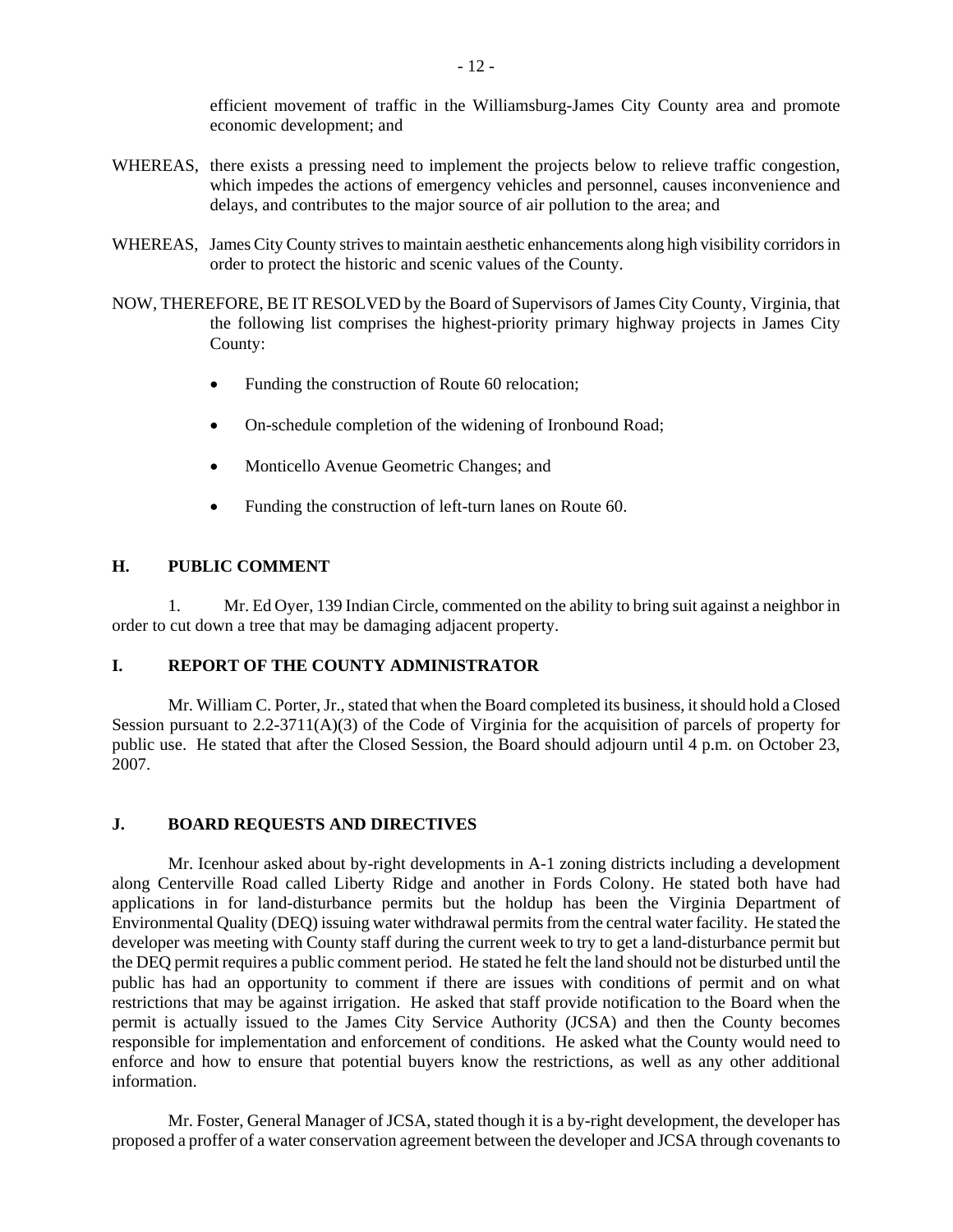efficient movement of traffic in the Williamsburg-James City County area and promote economic development; and

WHEREAS, there exists a pressing need to implement the projects below to relieve traffic congestion, which impedes the actions of emergency vehicles and personnel, causes inconvenience and delays, and contributes to the major source of air pollution to the area; and

WHEREAS, James City County strives to maintain aesthetic enhancements along high visibility corridors in order to protect the historic and scenic values of the County.

NOW, THEREFORE, BE IT RESOLVED by the Board of Supervisors of James City County, Virginia, that the following list comprises the highest-priority primary highway projects in James City County:

- Funding the construction of Route 60 relocation;
- On-schedule completion of the widening of Ironbound Road;
- Monticello Avenue Geometric Changes; and
- Funding the construction of left-turn lanes on Route 60.

## H. PUBLIC COMMENT

1. Mr. Ed Oyer, 139 Indian Circle, commented on the ability to bring suit against a neighbor in order to cut down a tree that may be damaging adjacent property.

## I. REPORT OF THE COUNTY ADMINISTRATOR

Mr. William C. Porter, Jr., stated that when the Board completed its business, it should hold a Closed Session pursuant to 2.2-3711(A)(3) of the Code of Virginia for the acquisition of parcels of property for public use. He stated that after the Closed Session, the Board should adjourn until 4 p.m. on October 23, 2007.

## J. BOARD REQUESTS AND DIRECTIVES

Mr. Icenhour asked about by-right developments in A-1 zoning districts including a development along Centerville Road called Liberty Ridge and another in Fords Colony. He stated both have had applications in for land-disturbance permits but the holdup has been the Virginia Department of Environmental Quality (DEQ) issuing water withdrawal permits from the central water facility. He stated the developer was meeting with County staff during the current week to try to get a land-disturbance permit but the DEQ permit requires a public comment period. He stated he felt the land should not be disturbed until the public has had an opportunity to comment if there are issues with conditions of permit and on what restrictions that may be against irrigation. He asked that staff provide notification to the Board when the permit is actually issued to the James City Service Authority (JCSA) and then the County becomes responsible for implementation and enforcement of conditions. He asked what the County would need to enforce and how to ensure that potential buyers know the restrictions, as well as any other additional information.

Mr. Foster, General Manager of JCSA, stated though it is a by-right development, the developer has proposed a proffer of a water conservation agreement between the developer and JCSA through covenants to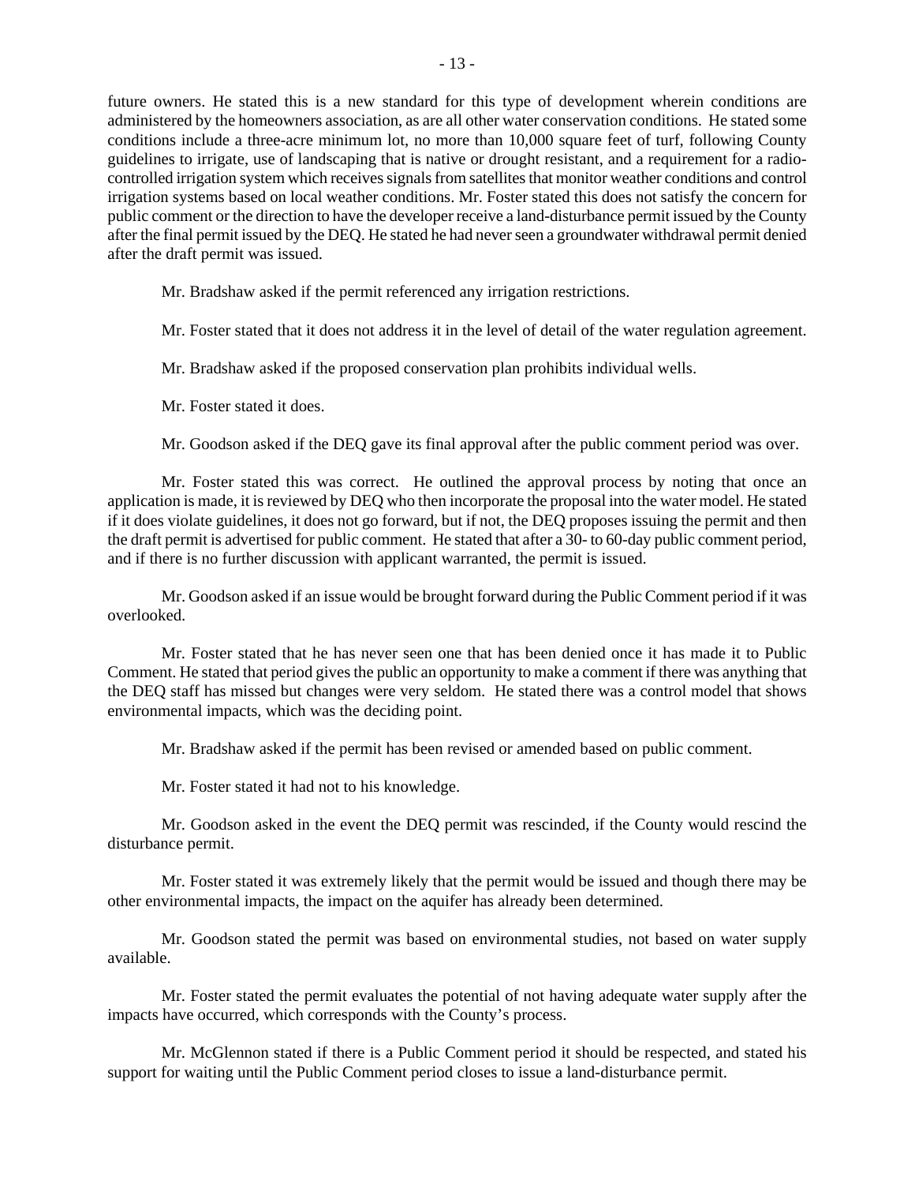future owners. He stated this is a new standard for this type of development wherein conditions are administered by the homeowners association, as are all other water conservation conditions. He stated some conditions include a three-acre minimum lot, no more than 10,000 square feet of turf, following County guidelines to irrigate, use of landscaping that is native or drought resistant, and a requirement for a radio-controlled irrigation system which receives signals from satellites that monitor weather conditions and control irrigation systems based on local weather conditions. Mr. Foster stated this does not satisfy the concern for public comment or the direction to have the developer receive a land-disturbance permit issued by the County after the final permit issued by the DEQ. He stated he had never seen a groundwater withdrawal permit denied after the draft permit was issued.

Mr. Bradshaw asked if the permit referenced any irrigation restrictions.

Mr. Foster stated that it does not address it in the level of detail of the water regulation agreement.

Mr. Bradshaw asked if the proposed conservation plan prohibits individual wells.

Mr. Foster stated it does.

Mr. Goodson asked if the DEQ gave its final approval after the public comment period was over.

Mr. Foster stated this was correct. He outlined the approval process by noting that once an application is made, it is reviewed by DEQ who then incorporate the proposal into the water model. He stated if it does violate guidelines, it does not go forward, but if not, the DEQ proposes issuing the permit and then the draft permit is advertised for public comment. He stated that after a 30- to 60-day public comment period, and if there is no further discussion with applicant warranted, the permit is issued.

Mr. Goodson asked if an issue would be brought forward during the Public Comment period if it was overlooked.

Mr. Foster stated that he has never seen one that has been denied once it has made it to Public Comment. He stated that period gives the public an opportunity to make a comment if there was anything that the DEQ staff has missed but changes were very seldom. He stated there was a control model that shows environmental impacts, which was the deciding point.

Mr. Bradshaw asked if the permit has been revised or amended based on public comment.

Mr. Foster stated it had not to his knowledge.

Mr. Goodson asked in the event the DEQ permit was rescinded, if the County would rescind the disturbance permit.

Mr. Foster stated it was extremely likely that the permit would be issued and though there may be other environmental impacts, the impact on the aquifer has already been determined.

Mr. Goodson stated the permit was based on environmental studies, not based on water supply available.

Mr. Foster stated the permit evaluates the potential of not having adequate water supply after the impacts have occurred, which corresponds with the County's process.

Mr. McGlennon stated if there is a Public Comment period it should be respected, and stated his support for waiting until the Public Comment period closes to issue a land-disturbance permit.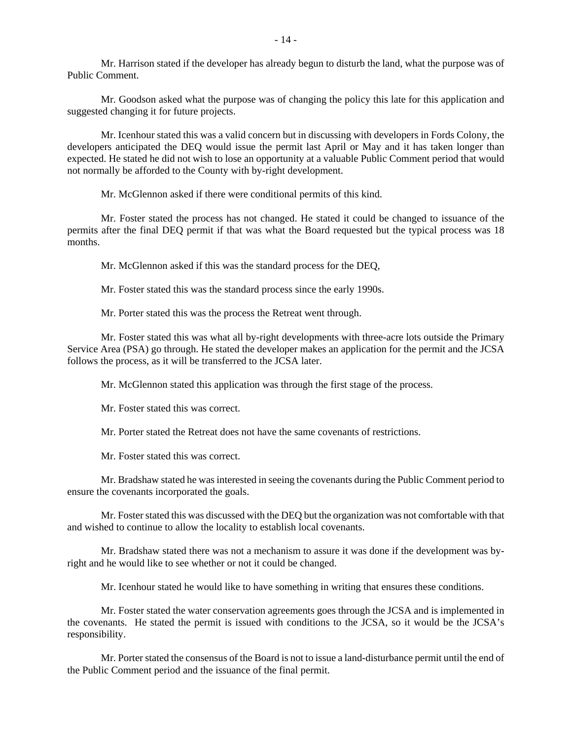Mr. Harrison stated if the developer has already begun to disturb the land, what the purpose was of Public Comment.

Mr. Goodson asked what the purpose was of changing the policy this late for this application and suggested changing it for future projects.

Mr. Icenhour stated this was a valid concern but in discussing with developers in Fords Colony, the developers anticipated the DEQ would issue the permit last April or May and it has taken longer than expected. He stated he did not wish to lose an opportunity at a valuable Public Comment period that would not normally be afforded to the County with by-right development.

Mr. McGlennon asked if there were conditional permits of this kind.

Mr. Foster stated the process has not changed. He stated it could be changed to issuance of the permits after the final DEQ permit if that was what the Board requested but the typical process was 18 months.

Mr. McGlennon asked if this was the standard process for the DEQ,

Mr. Foster stated this was the standard process since the early 1990s.

Mr. Porter stated this was the process the Retreat went through.

Mr. Foster stated this was what all by-right developments with three-acre lots outside the Primary Service Area (PSA) go through. He stated the developer makes an application for the permit and the JCSA follows the process, as it will be transferred to the JCSA later.

Mr. McGlennon stated this application was through the first stage of the process.

Mr. Foster stated this was correct.

Mr. Porter stated the Retreat does not have the same covenants of restrictions.

Mr. Foster stated this was correct.

Mr. Bradshaw stated he was interested in seeing the covenants during the Public Comment period to ensure the covenants incorporated the goals.

Mr. Foster stated this was discussed with the DEQ but the organization was not comfortable with that and wished to continue to allow the locality to establish local covenants.

Mr. Bradshaw stated there was not a mechanism to assure it was done if the development was by-right and he would like to see whether or not it could be changed.

Mr. Icenhour stated he would like to have something in writing that ensures these conditions.

Mr. Foster stated the water conservation agreements goes through the JCSA and is implemented in the covenants. He stated the permit is issued with conditions to the JCSA, so it would be the JCSA's responsibility.

Mr. Porter stated the consensus of the Board is not to issue a land-disturbance permit until the end of the Public Comment period and the issuance of the final permit.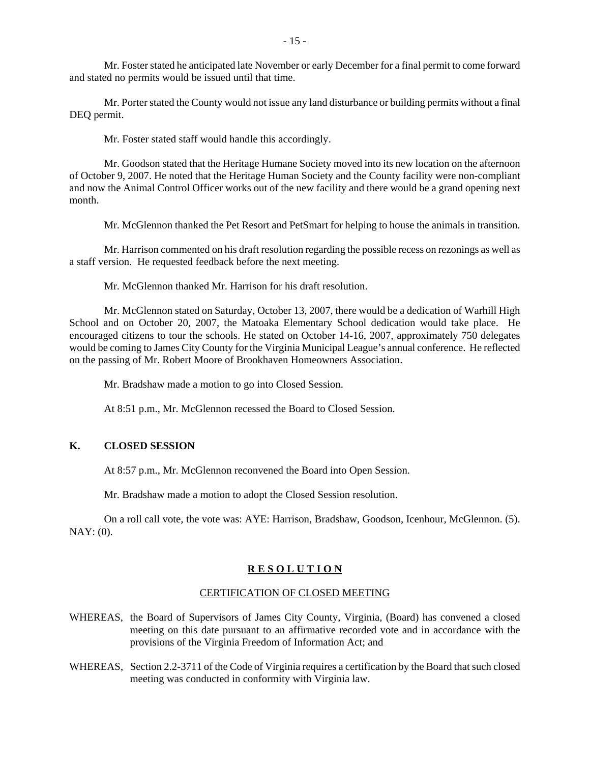Mr. Foster stated he anticipated late November or early December for a final permit to come forward and stated no permits would be issued until that time.

Mr. Porter stated the County would not issue any land disturbance or building permits without a final DEQ permit.

Mr. Foster stated staff would handle this accordingly.

Mr. Goodson stated that the Heritage Humane Society moved into its new location on the afternoon of October 9, 2007. He noted that the Heritage Human Society and the County facility were non-compliant and now the Animal Control Officer works out of the new facility and there would be a grand opening next month.

Mr. McGlennon thanked the Pet Resort and PetSmart for helping to house the animals in transition.

Mr. Harrison commented on his draft resolution regarding the possible recess on rezonings as well as a staff version. He requested feedback before the next meeting.

Mr. McGlennon thanked Mr. Harrison for his draft resolution.

Mr. McGlennon stated on Saturday, October 13, 2007, there would be a dedication of Warhill High School and on October 20, 2007, the Matoaka Elementary School dedication would take place. He encouraged citizens to tour the schools. He stated on October 14-16, 2007, approximately 750 delegates would be coming to James City County for the Virginia Municipal League's annual conference. He reflected on the passing of Mr. Robert Moore of Brookhaven Homeowners Association.

Mr. Bradshaw made a motion to go into Closed Session.

At 8:51 p.m., Mr. McGlennon recessed the Board to Closed Session.

## K. CLOSED SESSION

At 8:57 p.m., Mr. McGlennon reconvened the Board into Open Session.

Mr. Bradshaw made a motion to adopt the Closed Session resolution.

On a roll call vote, the vote was: AYE: Harrison, Bradshaw, Goodson, Icenhour, McGlennon. (5). NAY: (0).

## R E S O L U T I O N

### CERTIFICATION OF CLOSED MEETING

WHEREAS, the Board of Supervisors of James City County, Virginia, (Board) has convened a closed meeting on this date pursuant to an affirmative recorded vote and in accordance with the provisions of the Virginia Freedom of Information Act; and

WHEREAS, Section 2.2-3711 of the Code of Virginia requires a certification by the Board that such closed meeting was conducted in conformity with Virginia law.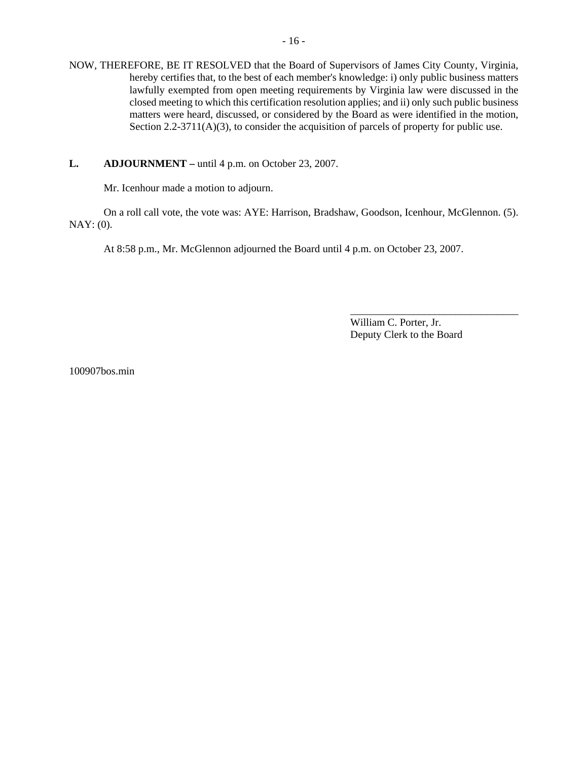NOW, THEREFORE, BE IT RESOLVED that the Board of Supervisors of James City County, Virginia, hereby certifies that, to the best of each member's knowledge: i) only public business matters lawfully exempted from open meeting requirements by Virginia law were discussed in the closed meeting to which this certification resolution applies; and ii) only such public business matters were heard, discussed, or considered by the Board as were identified in the motion, Section 2.2-3711(A)(3), to consider the acquisition of parcels of property for public use.

**L. ADJOURNMENT –** until 4 p.m. on October 23, 2007.

Mr. Icenhour made a motion to adjourn.

On a roll call vote, the vote was: AYE: Harrison, Bradshaw, Goodson, Icenhour, McGlennon. (5). NAY: (0).

At 8:58 p.m., Mr. McGlennon adjourned the Board until 4 p.m. on October 23, 2007.

\_\_\_\_\_\_\_\_\_\_\_\_\_\_\_\_\_\_\_\_\_\_\_\_\_\_\_\_\_\_\_\_
William C. Porter, Jr.
Deputy Clerk to the Board

100907bos.min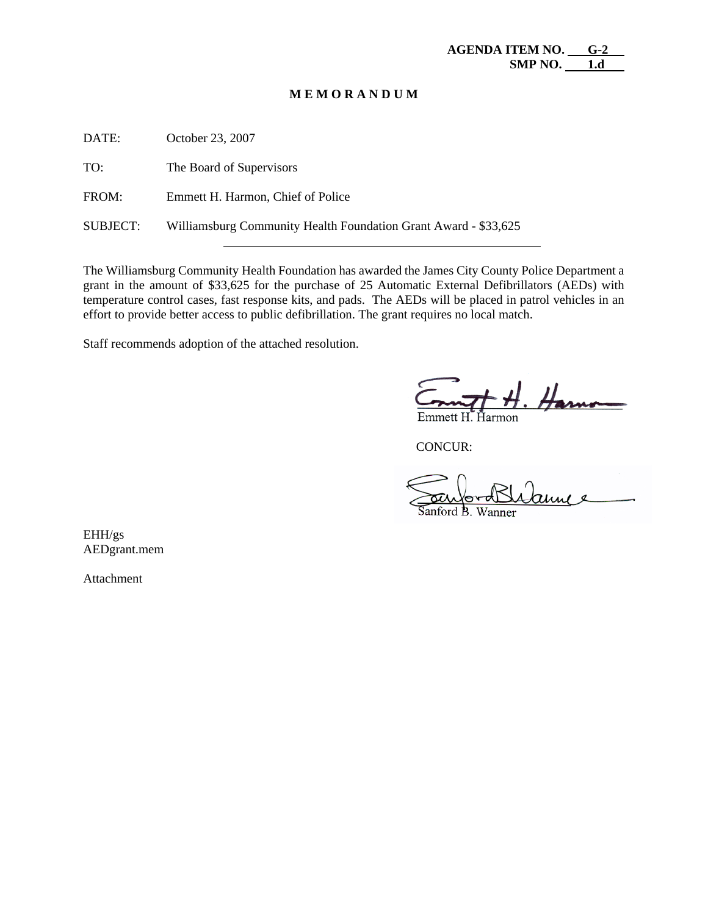**AGENDA ITEM NO. G-2**
**SMP NO. 1.d**

**M E M O R A N D U M**

DATE: October 23, 2007

TO: The Board of Supervisors

FROM: Emmett H. Harmon, Chief of Police

SUBJECT: Williamsburg Community Health Foundation Grant Award - $33,625

---

The Williamsburg Community Health Foundation has awarded the James City County Police Department a grant in the amount of $33,625 for the purchase of 25 Automatic External Defibrillators (AEDs) with temperature control cases, fast response kits, and pads. The AEDs will be placed in patrol vehicles in an effort to provide better access to public defibrillation. The grant requires no local match.

Staff recommends adoption of the attached resolution.

Emmett H. Harmon

CONCUR:

Sanford B. Wanner

EHH/gs
AEDgrant.mem

Attachment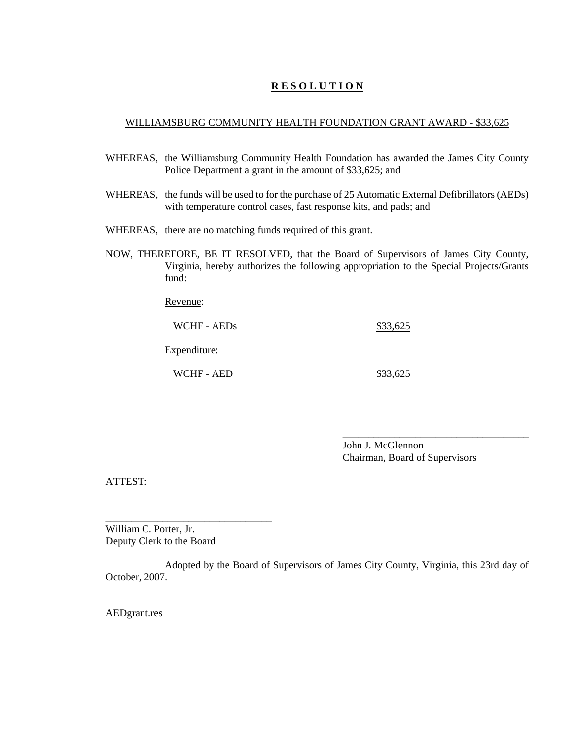# R E S O L U T I O N

WILLIAMSBURG COMMUNITY HEALTH FOUNDATION GRANT AWARD - $33,625

WHEREAS, the Williamsburg Community Health Foundation has awarded the James City County Police Department a grant in the amount of $33,625; and

WHEREAS, the funds will be used to for the purchase of 25 Automatic External Defibrillators (AEDs) with temperature control cases, fast response kits, and pads; and

WHEREAS, there are no matching funds required of this grant.

NOW, THEREFORE, BE IT RESOLVED, that the Board of Supervisors of James City County, Virginia, hereby authorizes the following appropriation to the Special Projects/Grants fund:

Revenue:

| | |
|---|---|
| WCHF - AEDs | $33,625 |

Expenditure:

| | |
|---|---|
| WCHF - AED | $33,625 |

\_\_\_\_\_\_\_\_\_\_\_\_\_\_\_\_\_\_\_\_\_\_\_\_\_\_\_\_\_\_\_\_\_\_\_\_
John J. McGlennon
Chairman, Board of Supervisors

ATTEST:

\_\_\_\_\_\_\_\_\_\_\_\_\_\_\_\_\_\_\_\_\_\_\_\_\_\_\_\_\_\_\_\_\_
William C. Porter, Jr.
Deputy Clerk to the Board

Adopted by the Board of Supervisors of James City County, Virginia, this 23rd day of October, 2007.

AEDgrant.res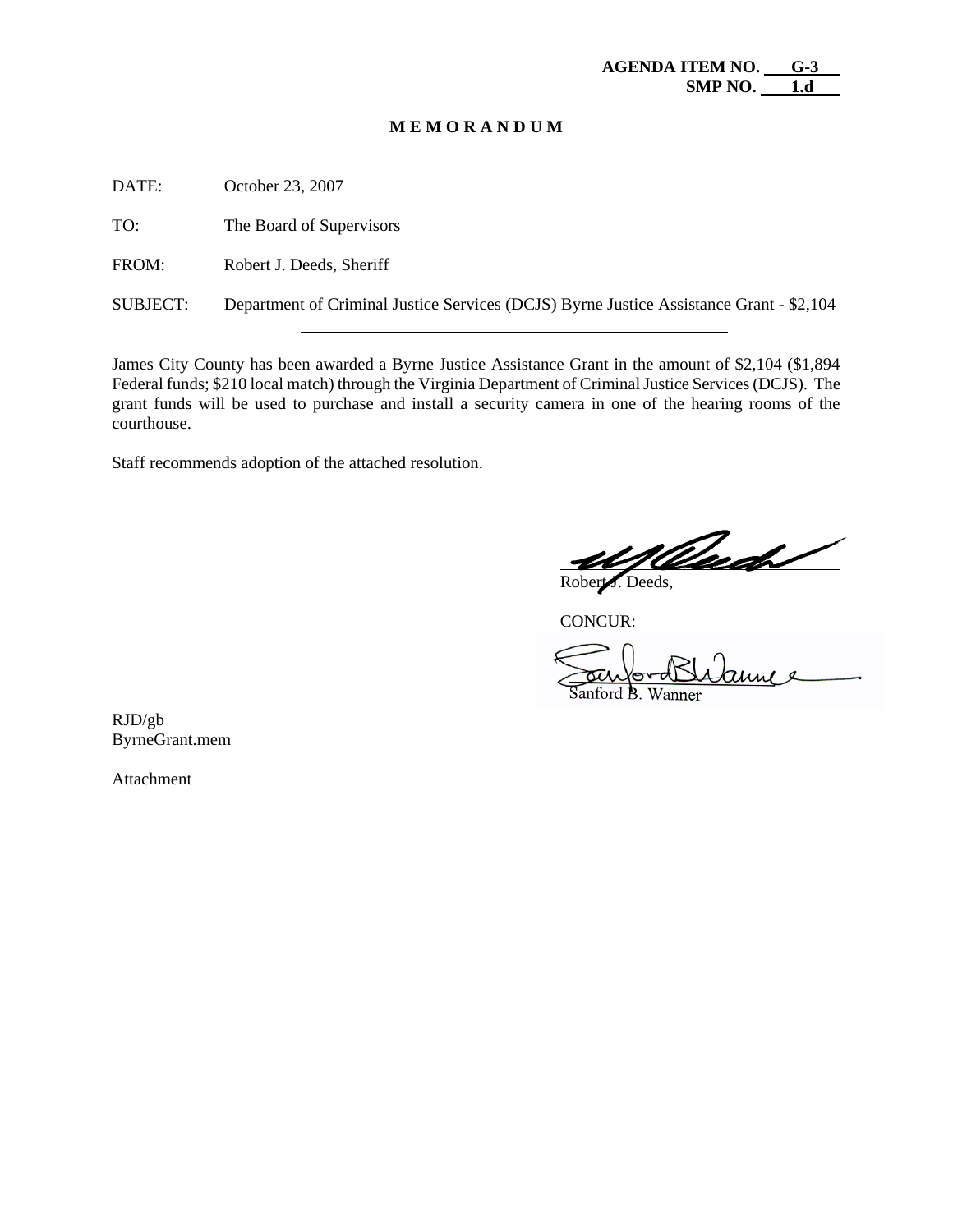**AGENDA ITEM NO. G-3**
**SMP NO. 1.d**

# M E M O R A N D U M

DATE: October 23, 2007

TO: The Board of Supervisors

FROM: Robert J. Deeds, Sheriff

SUBJECT: Department of Criminal Justice Services (DCJS) Byrne Justice Assistance Grant - $2,104

---

James City County has been awarded a Byrne Justice Assistance Grant in the amount of $2,104 ($1,894 Federal funds; $210 local match) through the Virginia Department of Criminal Justice Services (DCJS). The grant funds will be used to purchase and install a security camera in one of the hearing rooms of the courthouse.

Staff recommends adoption of the attached resolution.

Robert J. Deeds,

CONCUR:

Sanford B. Wanner

RJD/gb
ByrneGrant.mem

Attachment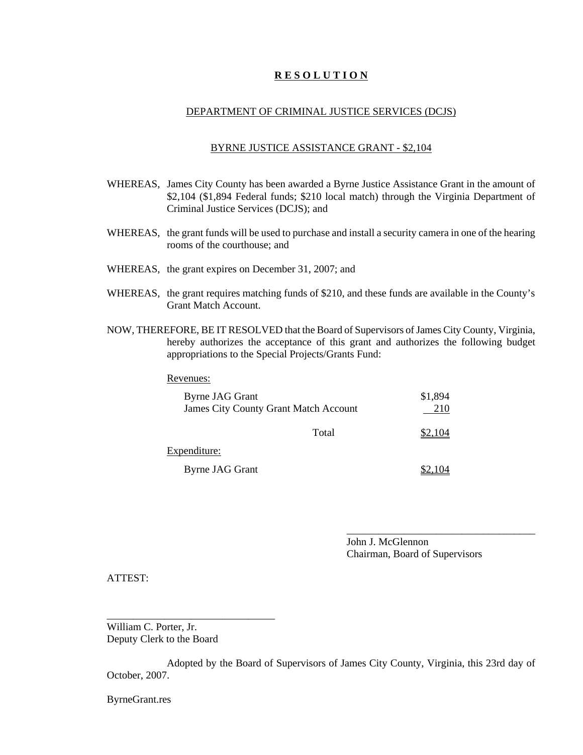# R E S O L U T I O N

## DEPARTMENT OF CRIMINAL JUSTICE SERVICES (DCJS)

## BYRNE JUSTICE ASSISTANCE GRANT - $2,104

WHEREAS, James City County has been awarded a Byrne Justice Assistance Grant in the amount of $2,104 ($1,894 Federal funds; $210 local match) through the Virginia Department of Criminal Justice Services (DCJS); and

WHEREAS, the grant funds will be used to purchase and install a security camera in one of the hearing rooms of the courthouse; and

WHEREAS, the grant expires on December 31, 2007; and

WHEREAS, the grant requires matching funds of $210, and these funds are available in the County's Grant Match Account.

NOW, THEREFORE, BE IT RESOLVED that the Board of Supervisors of James City County, Virginia, hereby authorizes the acceptance of this grant and authorizes the following budget appropriations to the Special Projects/Grants Fund:

Revenues:

| | |
|---|---|
| Byrne JAG Grant | $1,894 |
| James City County Grant Match Account | 210 |
| Total | $2,104 |

Expenditure:

| | |
|---|---|
| Byrne JAG Grant | $2,104 |

\_\_\_\_\_\_\_\_\_\_\_\_\_\_\_\_\_\_\_\_\_\_\_\_\_\_\_\_\_\_\_\_\_\_\_\_
John J. McGlennon
Chairman, Board of Supervisors

ATTEST:

\_\_\_\_\_\_\_\_\_\_\_\_\_\_\_\_\_\_\_\_\_\_\_\_\_\_\_\_\_\_\_\_
William C. Porter, Jr.
Deputy Clerk to the Board

Adopted by the Board of Supervisors of James City County, Virginia, this 23rd day of October, 2007.

ByrneGrant.res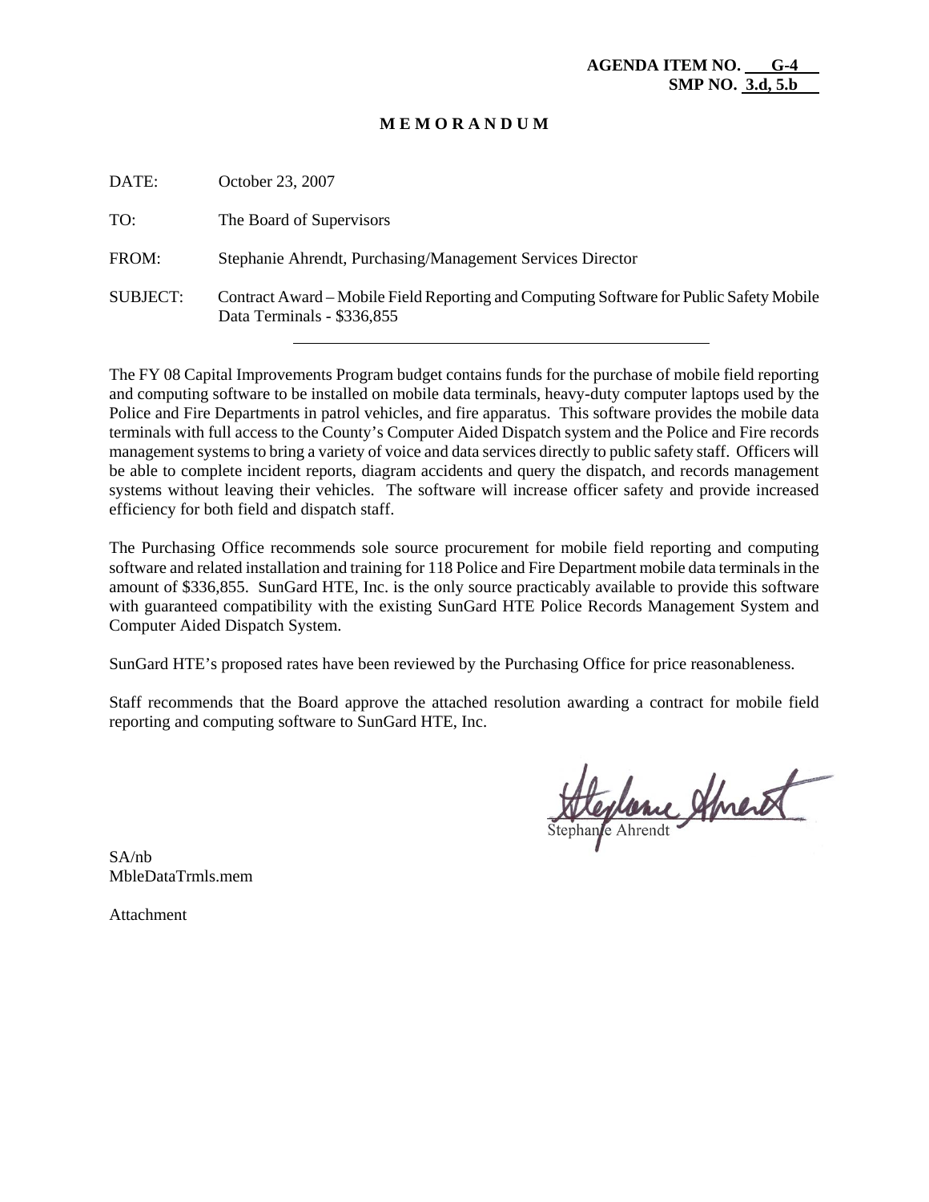**AGENDA ITEM NO. G-4**
**SMP NO. 3.d, 5.b**

# M E M O R A N D U M

DATE: October 23, 2007

TO: The Board of Supervisors

FROM: Stephanie Ahrendt, Purchasing/Management Services Director

SUBJECT: Contract Award – Mobile Field Reporting and Computing Software for Public Safety Mobile Data Terminals - $336,855

---

The FY 08 Capital Improvements Program budget contains funds for the purchase of mobile field reporting and computing software to be installed on mobile data terminals, heavy-duty computer laptops used by the Police and Fire Departments in patrol vehicles, and fire apparatus. This software provides the mobile data terminals with full access to the County's Computer Aided Dispatch system and the Police and Fire records management systems to bring a variety of voice and data services directly to public safety staff. Officers will be able to complete incident reports, diagram accidents and query the dispatch, and records management systems without leaving their vehicles. The software will increase officer safety and provide increased efficiency for both field and dispatch staff.

The Purchasing Office recommends sole source procurement for mobile field reporting and computing software and related installation and training for 118 Police and Fire Department mobile data terminals in the amount of $336,855. SunGard HTE, Inc. is the only source practicably available to provide this software with guaranteed compatibility with the existing SunGard HTE Police Records Management System and Computer Aided Dispatch System.

SunGard HTE's proposed rates have been reviewed by the Purchasing Office for price reasonableness.

Staff recommends that the Board approve the attached resolution awarding a contract for mobile field reporting and computing software to SunGard HTE, Inc.

Stephanie Ahrendt

SA/nb
MbleDataTrmls.mem

Attachment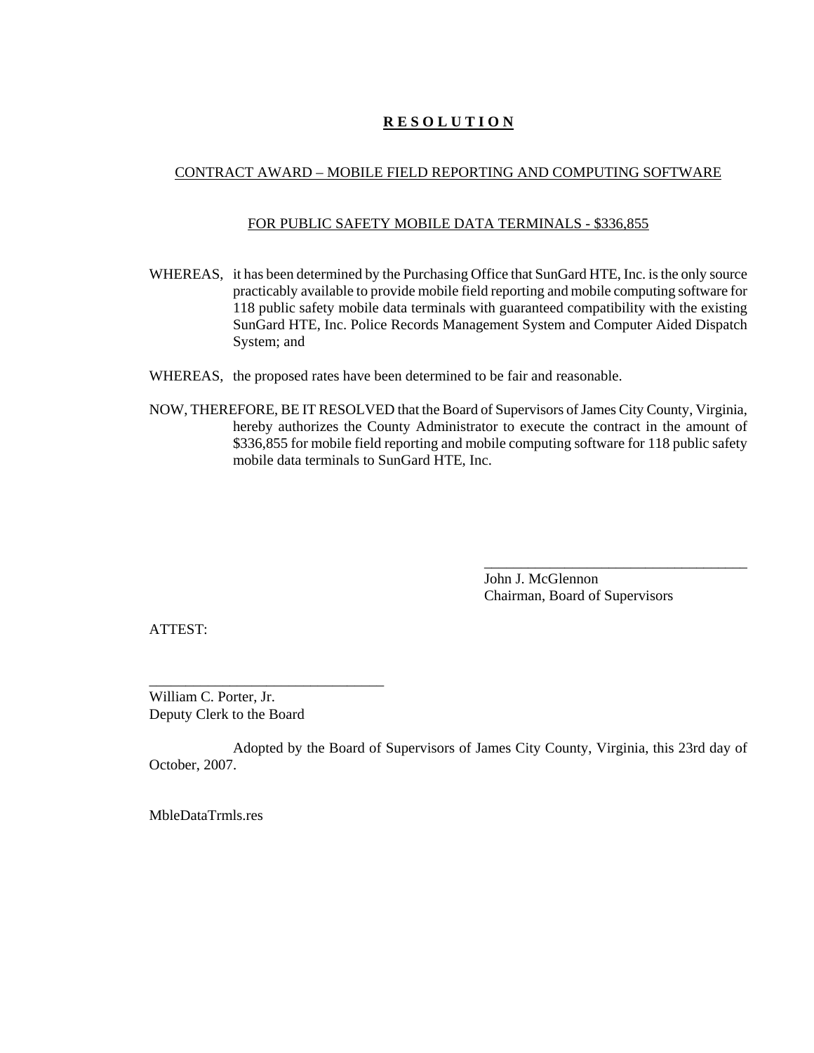# **R E S O L U T I O N**

CONTRACT AWARD – MOBILE FIELD REPORTING AND COMPUTING SOFTWARE

FOR PUBLIC SAFETY MOBILE DATA TERMINALS - $336,855

WHEREAS, it has been determined by the Purchasing Office that SunGard HTE, Inc. is the only source practicably available to provide mobile field reporting and mobile computing software for 118 public safety mobile data terminals with guaranteed compatibility with the existing SunGard HTE, Inc. Police Records Management System and Computer Aided Dispatch System; and

WHEREAS, the proposed rates have been determined to be fair and reasonable.

NOW, THEREFORE, BE IT RESOLVED that the Board of Supervisors of James City County, Virginia, hereby authorizes the County Administrator to execute the contract in the amount of $336,855 for mobile field reporting and mobile computing software for 118 public safety mobile data terminals to SunGard HTE, Inc.

____________________________________
John J. McGlennon
Chairman, Board of Supervisors

ATTEST:

________________________________
William C. Porter, Jr.
Deputy Clerk to the Board

Adopted by the Board of Supervisors of James City County, Virginia, this 23rd day of October, 2007.

MbleDataTrmls.res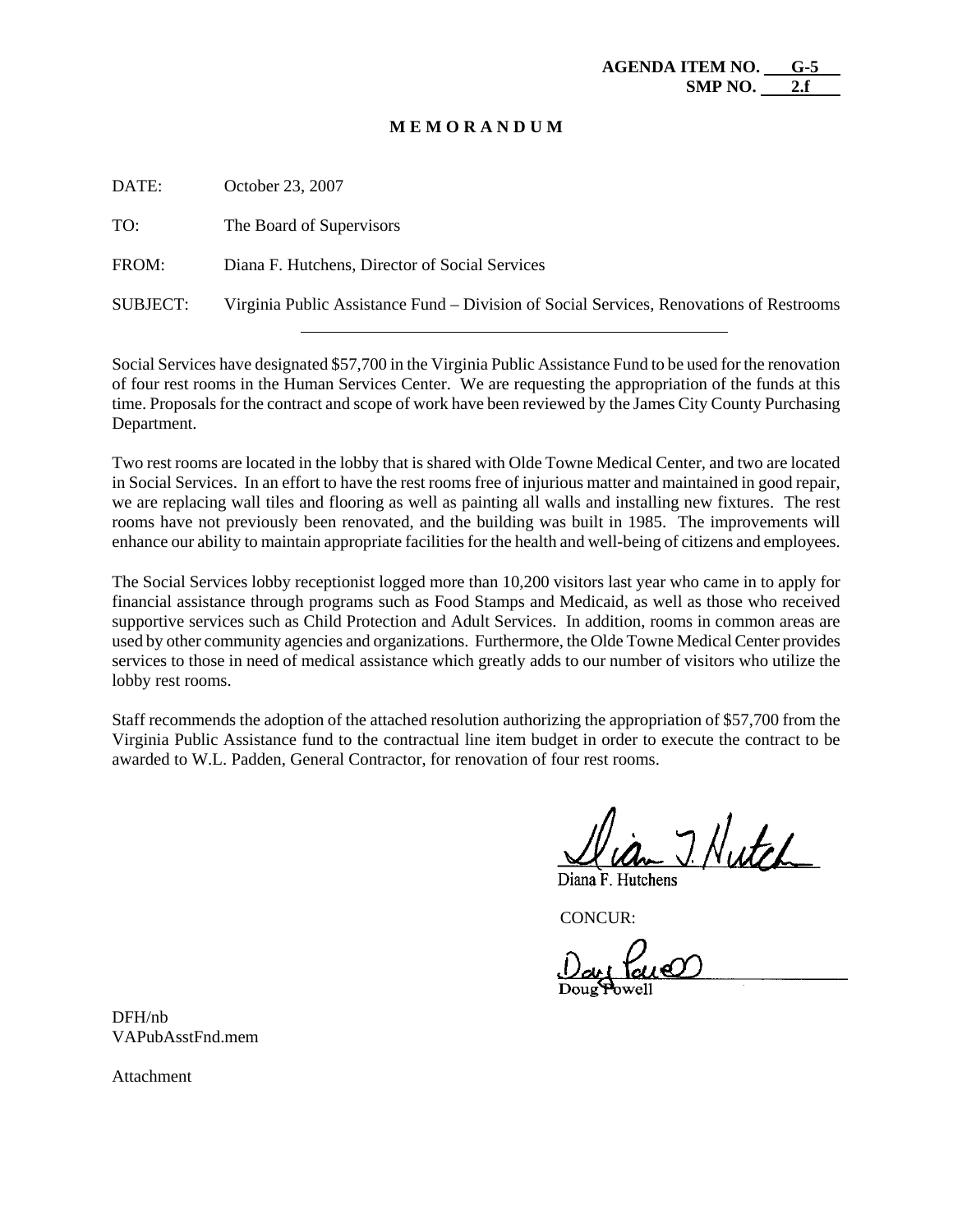**AGENDA ITEM NO. G-5**
**SMP NO. 2.f**

**M E M O R A N D U M**

DATE: October 23, 2007

TO: The Board of Supervisors

FROM: Diana F. Hutchens, Director of Social Services

SUBJECT: Virginia Public Assistance Fund – Division of Social Services, Renovations of Restrooms

---

Social Services have designated $57,700 in the Virginia Public Assistance Fund to be used for the renovation of four rest rooms in the Human Services Center. We are requesting the appropriation of the funds at this time. Proposals for the contract and scope of work have been reviewed by the James City County Purchasing Department.

Two rest rooms are located in the lobby that is shared with Olde Towne Medical Center, and two are located in Social Services. In an effort to have the rest rooms free of injurious matter and maintained in good repair, we are replacing wall tiles and flooring as well as painting all walls and installing new fixtures. The rest rooms have not previously been renovated, and the building was built in 1985. The improvements will enhance our ability to maintain appropriate facilities for the health and well-being of citizens and employees.

The Social Services lobby receptionist logged more than 10,200 visitors last year who came in to apply for financial assistance through programs such as Food Stamps and Medicaid, as well as those who received supportive services such as Child Protection and Adult Services. In addition, rooms in common areas are used by other community agencies and organizations. Furthermore, the Olde Towne Medical Center provides services to those in need of medical assistance which greatly adds to our number of visitors who utilize the lobby rest rooms.

Staff recommends the adoption of the attached resolution authorizing the appropriation of $57,700 from the Virginia Public Assistance fund to the contractual line item budget in order to execute the contract to be awarded to W.L. Padden, General Contractor, for renovation of four rest rooms.

Diana F. Hutchens

CONCUR:

Doug Powell

DFH/nb
VAPubAsstFnd.mem

Attachment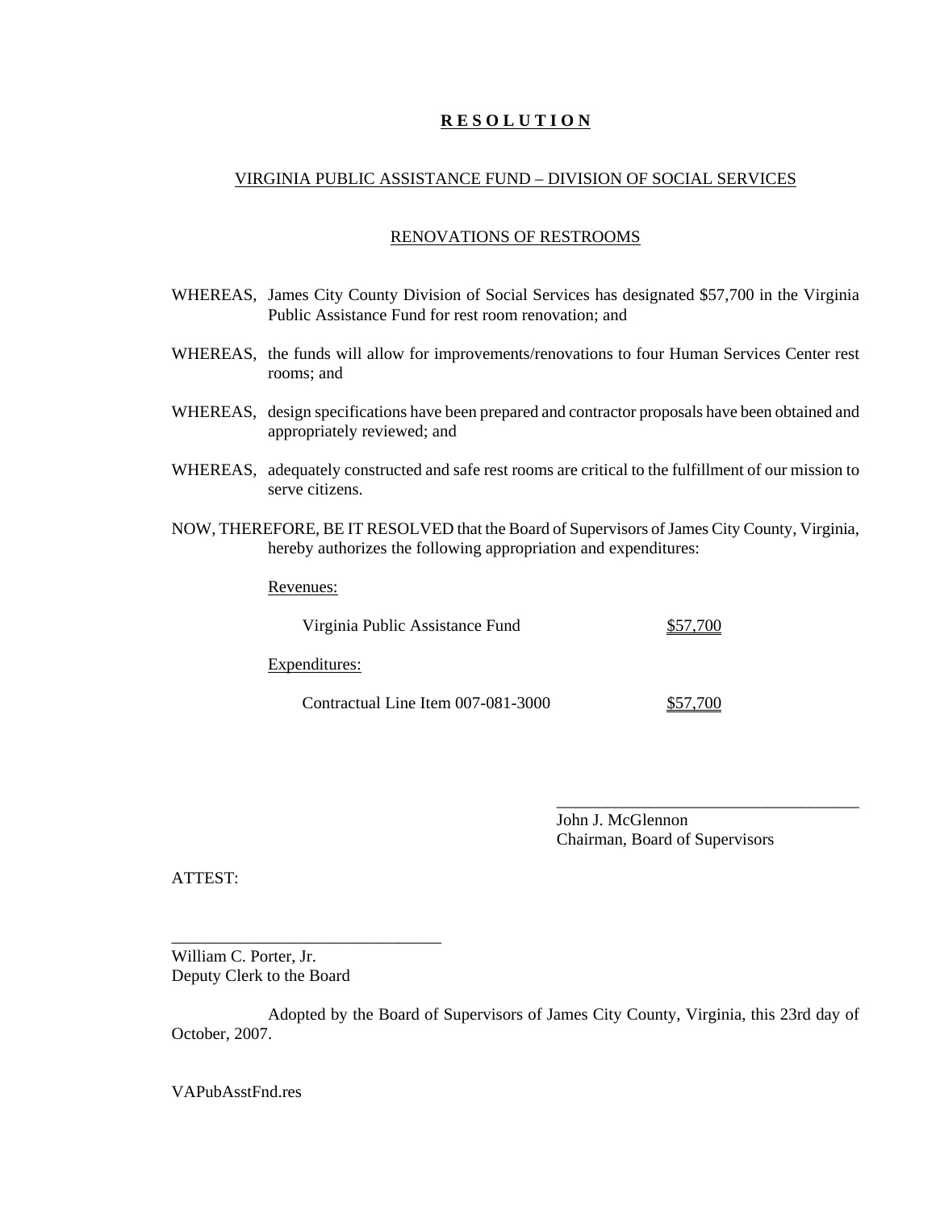# R E S O L U T I O N

## VIRGINIA PUBLIC ASSISTANCE FUND – DIVISION OF SOCIAL SERVICES

## RENOVATIONS OF RESTROOMS

WHEREAS, James City County Division of Social Services has designated $57,700 in the Virginia Public Assistance Fund for rest room renovation; and

WHEREAS, the funds will allow for improvements/renovations to four Human Services Center rest rooms; and

WHEREAS, design specifications have been prepared and contractor proposals have been obtained and appropriately reviewed; and

WHEREAS, adequately constructed and safe rest rooms are critical to the fulfillment of our mission to serve citizens.

NOW, THEREFORE, BE IT RESOLVED that the Board of Supervisors of James City County, Virginia, hereby authorizes the following appropriation and expenditures:

Revenues:

| | |
|---|---|
| Virginia Public Assistance Fund | $57,700 |

Expenditures:

| | |
|---|---|
| Contractual Line Item 007-081-3000 | $57,700 |

\_\_\_\_\_\_\_\_\_\_\_\_\_\_\_\_\_\_\_\_\_\_\_\_\_\_\_\_\_\_\_\_\_\_\_\_
John J. McGlennon
Chairman, Board of Supervisors

ATTEST:

\_\_\_\_\_\_\_\_\_\_\_\_\_\_\_\_\_\_\_\_\_\_\_\_\_\_\_\_\_\_\_\_\_
William C. Porter, Jr.
Deputy Clerk to the Board

Adopted by the Board of Supervisors of James City County, Virginia, this 23rd day of October, 2007.

VAPubAsstFnd.res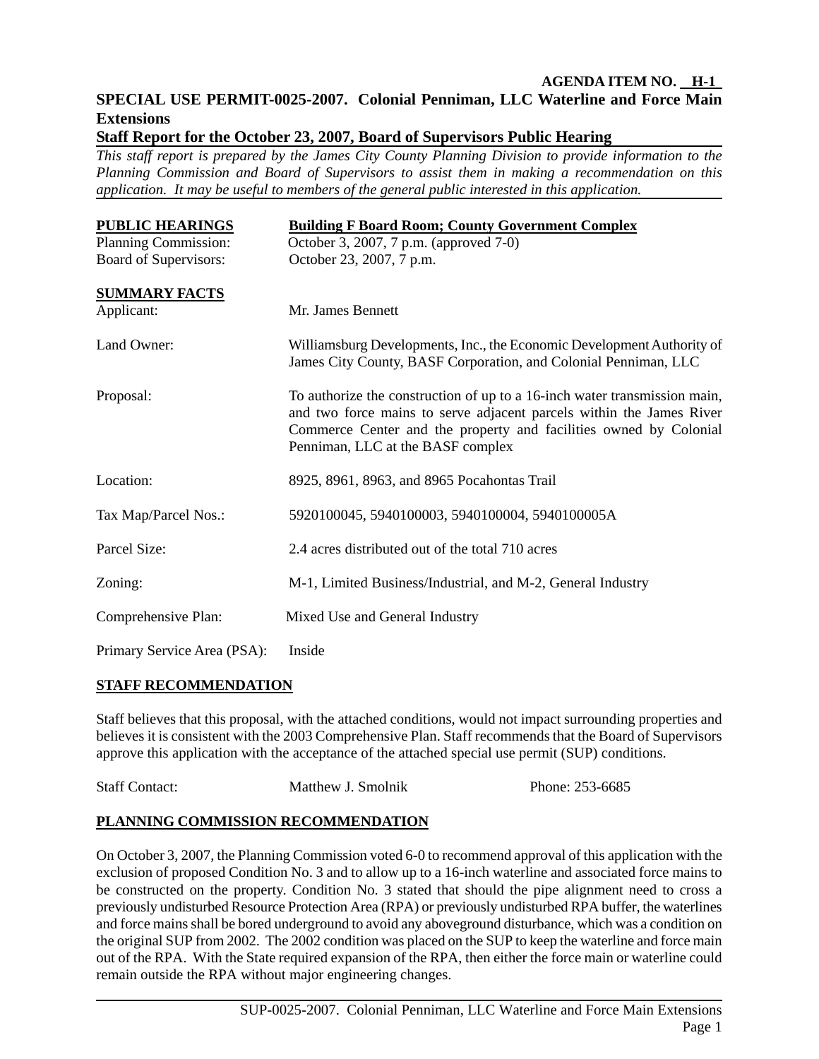**AGENDA ITEM NO. H-1**

# SPECIAL USE PERMIT-0025-2007. Colonial Penniman, LLC Waterline and Force Main Extensions

## Staff Report for the October 23, 2007, Board of Supervisors Public Hearing

*This staff report is prepared by the James City County Planning Division to provide information to the Planning Commission and Board of Supervisors to assist them in making a recommendation on this application. It may be useful to members of the general public interested in this application.*

| **PUBLIC HEARINGS** | **Building F Board Room; County Government Complex** |
|---|---|
| Planning Commission: | October 3, 2007, 7 p.m. (approved 7-0) |
| Board of Supervisors: | October 23, 2007, 7 p.m. |

**SUMMARY FACTS**

| | |
|---|---|
| Applicant: | Mr. James Bennett |
| Land Owner: | Williamsburg Developments, Inc., the Economic Development Authority of James City County, BASF Corporation, and Colonial Penniman, LLC |
| Proposal: | To authorize the construction of up to a 16-inch water transmission main, and two force mains to serve adjacent parcels within the James River Commerce Center and the property and facilities owned by Colonial Penniman, LLC at the BASF complex |
| Location: | 8925, 8961, 8963, and 8965 Pocahontas Trail |
| Tax Map/Parcel Nos.: | 5920100045, 5940100003, 5940100004, 5940100005A |
| Parcel Size: | 2.4 acres distributed out of the total 710 acres |
| Zoning: | M-1, Limited Business/Industrial, and M-2, General Industry |
| Comprehensive Plan: | Mixed Use and General Industry |
| Primary Service Area (PSA): | Inside |

**STAFF RECOMMENDATION**

Staff believes that this proposal, with the attached conditions, would not impact surrounding properties and believes it is consistent with the 2003 Comprehensive Plan. Staff recommends that the Board of Supervisors approve this application with the acceptance of the attached special use permit (SUP) conditions.

Staff Contact: Matthew J. Smolnik Phone: 253-6685

**PLANNING COMMISSION RECOMMENDATION**

On October 3, 2007, the Planning Commission voted 6-0 to recommend approval of this application with the exclusion of proposed Condition No. 3 and to allow up to a 16-inch waterline and associated force mains to be constructed on the property. Condition No. 3 stated that should the pipe alignment need to cross a previously undisturbed Resource Protection Area (RPA) or previously undisturbed RPA buffer, the waterlines and force mains shall be bored underground to avoid any aboveground disturbance, which was a condition on the original SUP from 2002. The 2002 condition was placed on the SUP to keep the waterline and force main out of the RPA. With the State required expansion of the RPA, then either the force main or waterline could remain outside the RPA without major engineering changes.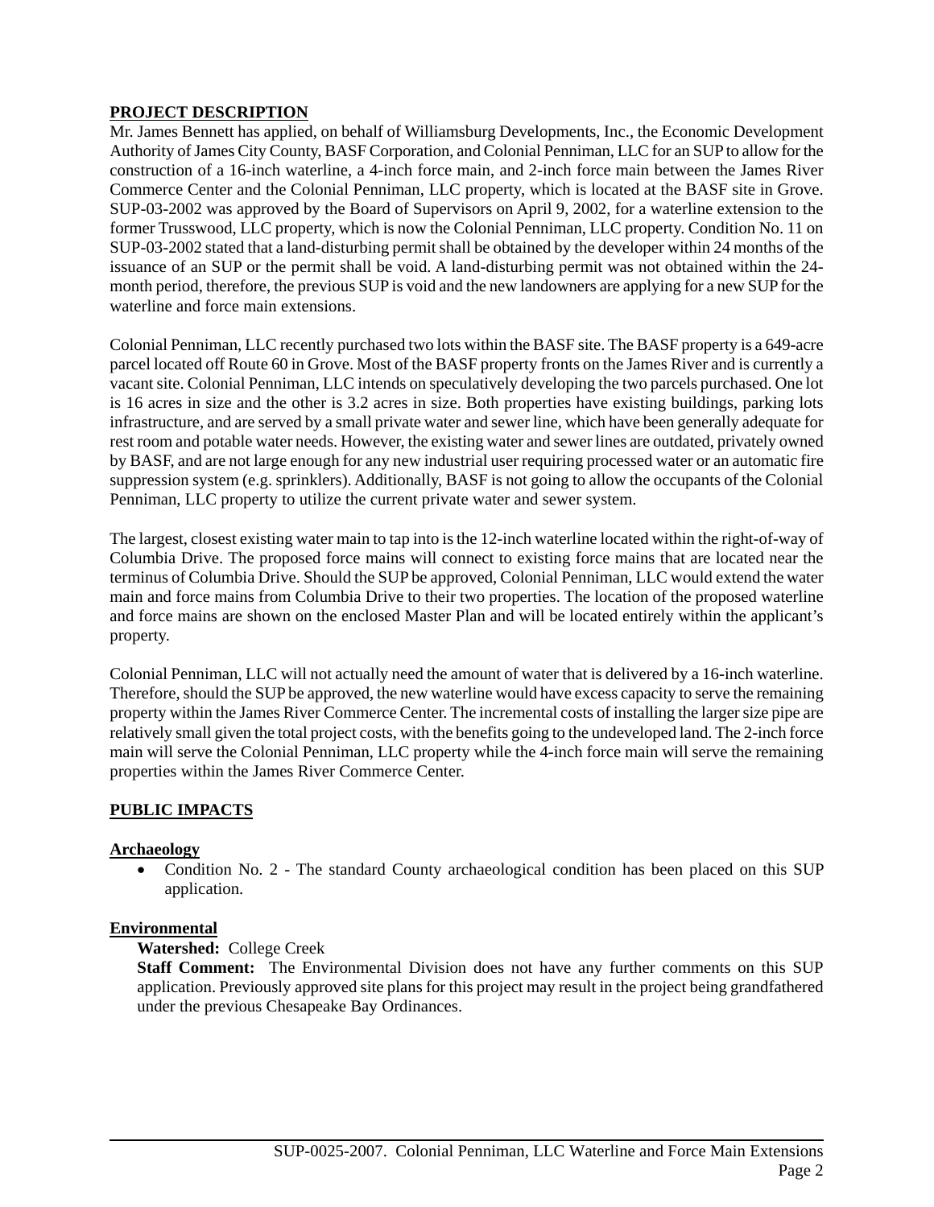**PROJECT DESCRIPTION**

Mr. James Bennett has applied, on behalf of Williamsburg Developments, Inc., the Economic Development Authority of James City County, BASF Corporation, and Colonial Penniman, LLC for an SUP to allow for the construction of a 16-inch waterline, a 4-inch force main, and 2-inch force main between the James River Commerce Center and the Colonial Penniman, LLC property, which is located at the BASF site in Grove. SUP-03-2002 was approved by the Board of Supervisors on April 9, 2002, for a waterline extension to the former Trusswood, LLC property, which is now the Colonial Penniman, LLC property. Condition No. 11 on SUP-03-2002 stated that a land-disturbing permit shall be obtained by the developer within 24 months of the issuance of an SUP or the permit shall be void. A land-disturbing permit was not obtained within the 24-month period, therefore, the previous SUP is void and the new landowners are applying for a new SUP for the waterline and force main extensions.

Colonial Penniman, LLC recently purchased two lots within the BASF site. The BASF property is a 649-acre parcel located off Route 60 in Grove. Most of the BASF property fronts on the James River and is currently a vacant site. Colonial Penniman, LLC intends on speculatively developing the two parcels purchased. One lot is 16 acres in size and the other is 3.2 acres in size. Both properties have existing buildings, parking lots infrastructure, and are served by a small private water and sewer line, which have been generally adequate for rest room and potable water needs. However, the existing water and sewer lines are outdated, privately owned by BASF, and are not large enough for any new industrial user requiring processed water or an automatic fire suppression system (e.g. sprinklers). Additionally, BASF is not going to allow the occupants of the Colonial Penniman, LLC property to utilize the current private water and sewer system.

The largest, closest existing water main to tap into is the 12-inch waterline located within the right-of-way of Columbia Drive. The proposed force mains will connect to existing force mains that are located near the terminus of Columbia Drive. Should the SUP be approved, Colonial Penniman, LLC would extend the water main and force mains from Columbia Drive to their two properties. The location of the proposed waterline and force mains are shown on the enclosed Master Plan and will be located entirely within the applicant's property.

Colonial Penniman, LLC will not actually need the amount of water that is delivered by a 16-inch waterline. Therefore, should the SUP be approved, the new waterline would have excess capacity to serve the remaining property within the James River Commerce Center. The incremental costs of installing the larger size pipe are relatively small given the total project costs, with the benefits going to the undeveloped land. The 2-inch force main will serve the Colonial Penniman, LLC property while the 4-inch force main will serve the remaining properties within the James River Commerce Center.

**PUBLIC IMPACTS**

**Archaeology**

- Condition No. 2 - The standard County archaeological condition has been placed on this SUP application.

**Environmental**

**Watershed:** College Creek

**Staff Comment:** The Environmental Division does not have any further comments on this SUP application. Previously approved site plans for this project may result in the project being grandfathered under the previous Chesapeake Bay Ordinances.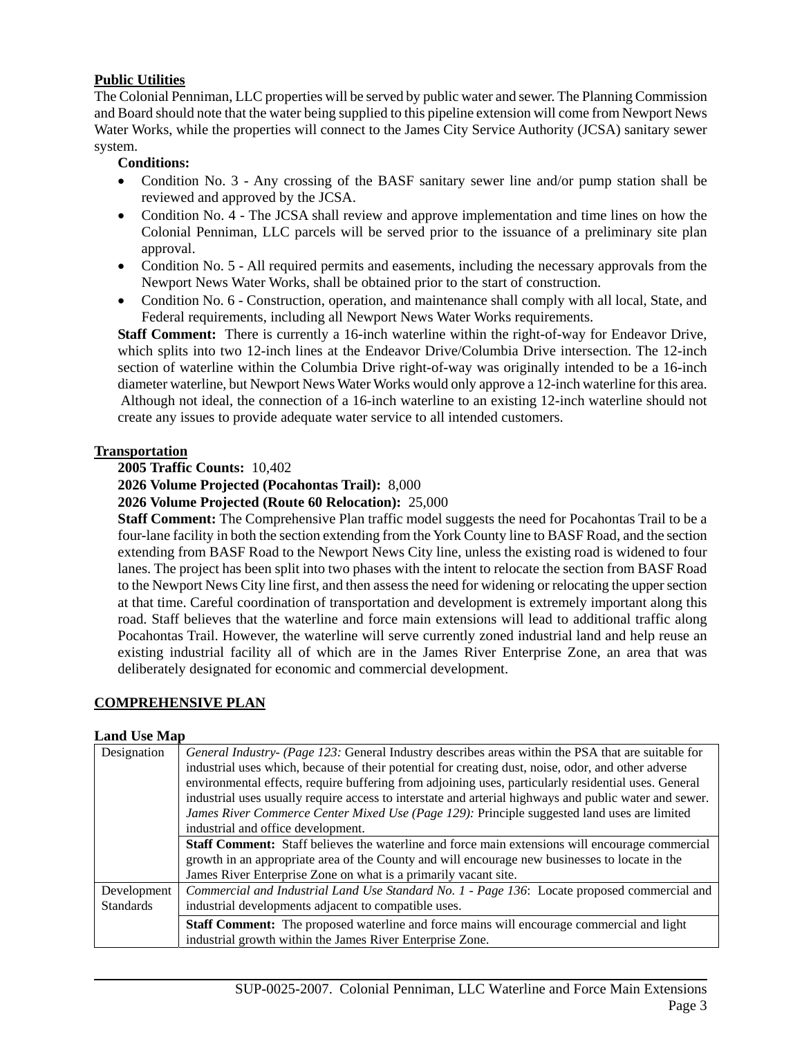**Public Utilities**

The Colonial Penniman, LLC properties will be served by public water and sewer. The Planning Commission and Board should note that the water being supplied to this pipeline extension will come from Newport News Water Works, while the properties will connect to the James City Service Authority (JCSA) sanitary sewer system.

**Conditions:**

- Condition No. 3 - Any crossing of the BASF sanitary sewer line and/or pump station shall be reviewed and approved by the JCSA.
- Condition No. 4 - The JCSA shall review and approve implementation and time lines on how the Colonial Penniman, LLC parcels will be served prior to the issuance of a preliminary site plan approval.
- Condition No. 5 - All required permits and easements, including the necessary approvals from the Newport News Water Works, shall be obtained prior to the start of construction.
- Condition No. 6 - Construction, operation, and maintenance shall comply with all local, State, and Federal requirements, including all Newport News Water Works requirements.

**Staff Comment:** There is currently a 16-inch waterline within the right-of-way for Endeavor Drive, which splits into two 12-inch lines at the Endeavor Drive/Columbia Drive intersection. The 12-inch section of waterline within the Columbia Drive right-of-way was originally intended to be a 16-inch diameter waterline, but Newport News Water Works would only approve a 12-inch waterline for this area. Although not ideal, the connection of a 16-inch waterline to an existing 12-inch waterline should not create any issues to provide adequate water service to all intended customers.

**Transportation**

**2005 Traffic Counts:** 10,402

**2026 Volume Projected (Pocahontas Trail):** 8,000

**2026 Volume Projected (Route 60 Relocation):** 25,000

**Staff Comment:** The Comprehensive Plan traffic model suggests the need for Pocahontas Trail to be a four-lane facility in both the section extending from the York County line to BASF Road, and the section extending from BASF Road to the Newport News City line, unless the existing road is widened to four lanes. The project has been split into two phases with the intent to relocate the section from BASF Road to the Newport News City line first, and then assess the need for widening or relocating the upper section at that time. Careful coordination of transportation and development is extremely important along this road. Staff believes that the waterline and force main extensions will lead to additional traffic along Pocahontas Trail. However, the waterline will serve currently zoned industrial land and help reuse an existing industrial facility all of which are in the James River Enterprise Zone, an area that was deliberately designated for economic and commercial development.

**COMPREHENSIVE PLAN**

**Land Use Map**

| | |
|---|---|
| Designation | *General Industry- (Page 123:* General Industry describes areas within the PSA that are suitable for industrial uses which, because of their potential for creating dust, noise, odor, and other adverse environmental effects, require buffering from adjoining uses, particularly residential uses. General industrial uses usually require access to interstate and arterial highways and public water and sewer. *James River Commerce Center Mixed Use (Page 129):* Principle suggested land uses are limited industrial and office development. |
| | **Staff Comment:** Staff believes the waterline and force main extensions will encourage commercial growth in an appropriate area of the County and will encourage new businesses to locate in the James River Enterprise Zone on what is a primarily vacant site. |
| Development Standards | *Commercial and Industrial Land Use Standard No. 1 - Page 136*: Locate proposed commercial and industrial developments adjacent to compatible uses. |
| | **Staff Comment:** The proposed waterline and force mains will encourage commercial and light industrial growth within the James River Enterprise Zone. |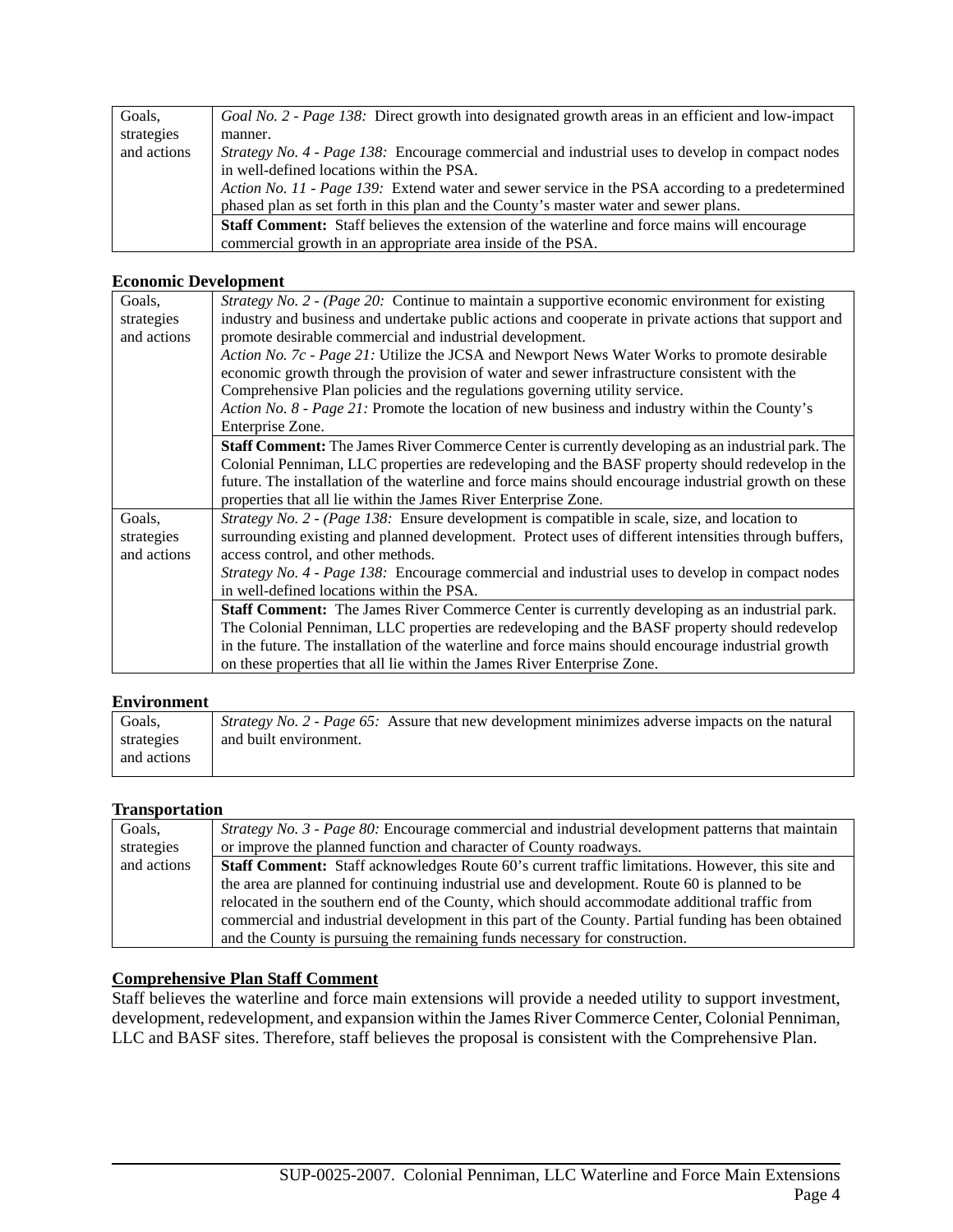| Goals, strategies and actions | *Goal No. 2 - Page 138:* Direct growth into designated growth areas in an efficient and low-impact manner.<br>*Strategy No. 4 - Page 138:* Encourage commercial and industrial uses to develop in compact nodes in well-defined locations within the PSA.<br>*Action No. 11 - Page 139:* Extend water and sewer service in the PSA according to a predetermined phased plan as set forth in this plan and the County's master water and sewer plans. |
|---|---|
| | **Staff Comment:** Staff believes the extension of the waterline and force mains will encourage commercial growth in an appropriate area inside of the PSA. |

**Economic Development**

| Goals, strategies and actions | *Strategy No. 2 - (Page 20:* Continue to maintain a supportive economic environment for existing industry and business and undertake public actions and cooperate in private actions that support and promote desirable commercial and industrial development.<br>*Action No. 7c - Page 21:* Utilize the JCSA and Newport News Water Works to promote desirable economic growth through the provision of water and sewer infrastructure consistent with the Comprehensive Plan policies and the regulations governing utility service.<br>*Action No. 8 - Page 21:* Promote the location of new business and industry within the County's Enterprise Zone. |
|---|---|
| | **Staff Comment:** The James River Commerce Center is currently developing as an industrial park. The Colonial Penniman, LLC properties are redeveloping and the BASF property should redevelop in the future. The installation of the waterline and force mains should encourage industrial growth on these properties that all lie within the James River Enterprise Zone. |
| Goals, strategies and actions | *Strategy No. 2 - (Page 138:* Ensure development is compatible in scale, size, and location to surrounding existing and planned development. Protect uses of different intensities through buffers, access control, and other methods.<br>*Strategy No. 4 - Page 138:* Encourage commercial and industrial uses to develop in compact nodes in well-defined locations within the PSA. |
| | **Staff Comment:** The James River Commerce Center is currently developing as an industrial park. The Colonial Penniman, LLC properties are redeveloping and the BASF property should redevelop in the future. The installation of the waterline and force mains should encourage industrial growth on these properties that all lie within the James River Enterprise Zone. |

**Environment**

| Goals, strategies and actions | *Strategy No. 2 - Page 65:* Assure that new development minimizes adverse impacts on the natural and built environment. |
|---|---|

**Transportation**

| Goals, strategies and actions | *Strategy No. 3 - Page 80:* Encourage commercial and industrial development patterns that maintain or improve the planned function and character of County roadways. |
|---|---|
| | **Staff Comment:** Staff acknowledges Route 60's current traffic limitations. However, this site and the area are planned for continuing industrial use and development. Route 60 is planned to be relocated in the southern end of the County, which should accommodate additional traffic from commercial and industrial development in this part of the County. Partial funding has been obtained and the County is pursuing the remaining funds necessary for construction. |

**Comprehensive Plan Staff Comment**

Staff believes the waterline and force main extensions will provide a needed utility to support investment, development, redevelopment, and expansion within the James River Commerce Center, Colonial Penniman, LLC and BASF sites. Therefore, staff believes the proposal is consistent with the Comprehensive Plan.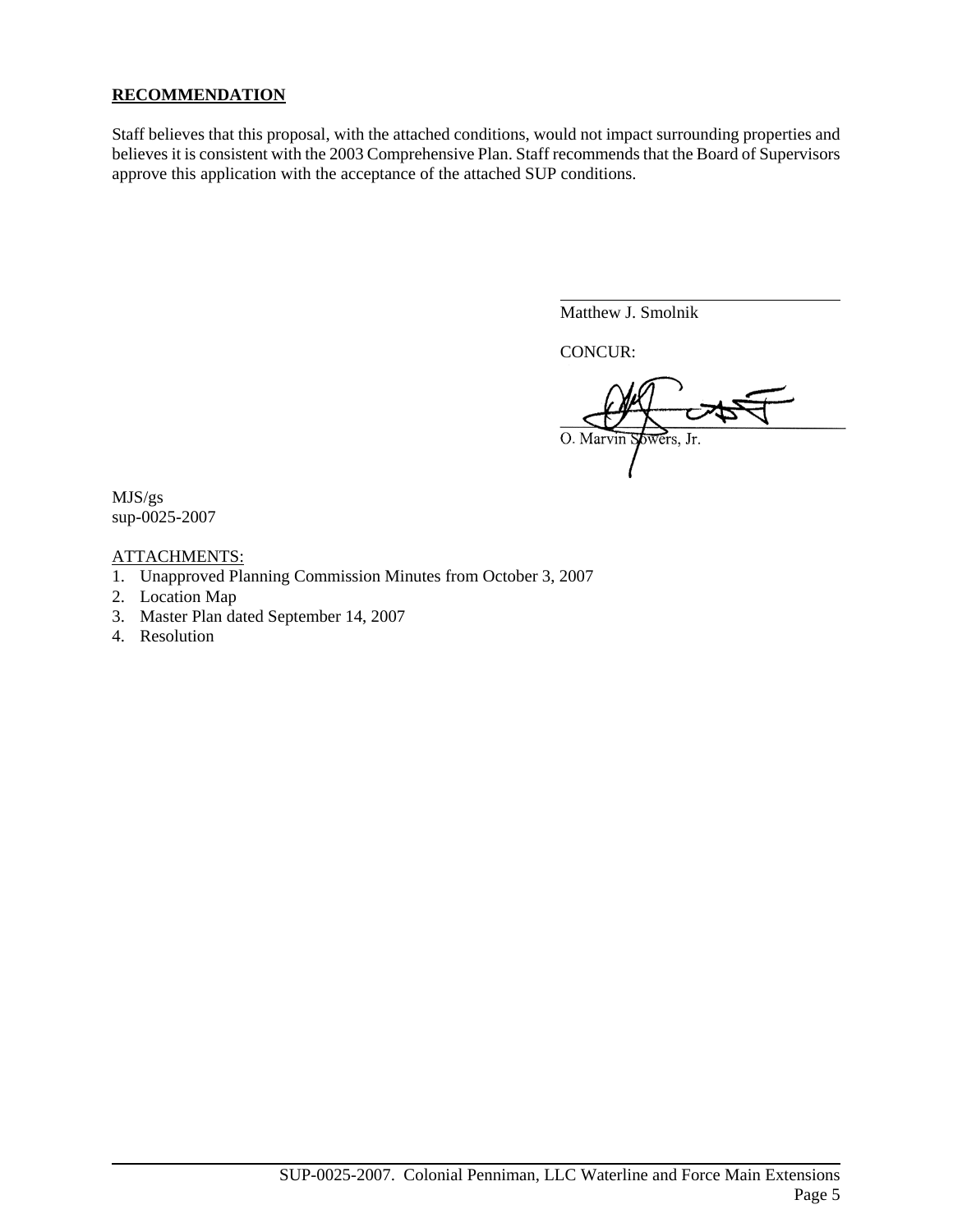**RECOMMENDATION**

Staff believes that this proposal, with the attached conditions, would not impact surrounding properties and believes it is consistent with the 2003 Comprehensive Plan. Staff recommends that the Board of Supervisors approve this application with the acceptance of the attached SUP conditions.

Matthew J. Smolnik

CONCUR:

O. Marvin Sowers, Jr.

MJS/gs
sup-0025-2007

ATTACHMENTS:

1. Unapproved Planning Commission Minutes from October 3, 2007
2. Location Map
3. Master Plan dated September 14, 2007
4. Resolution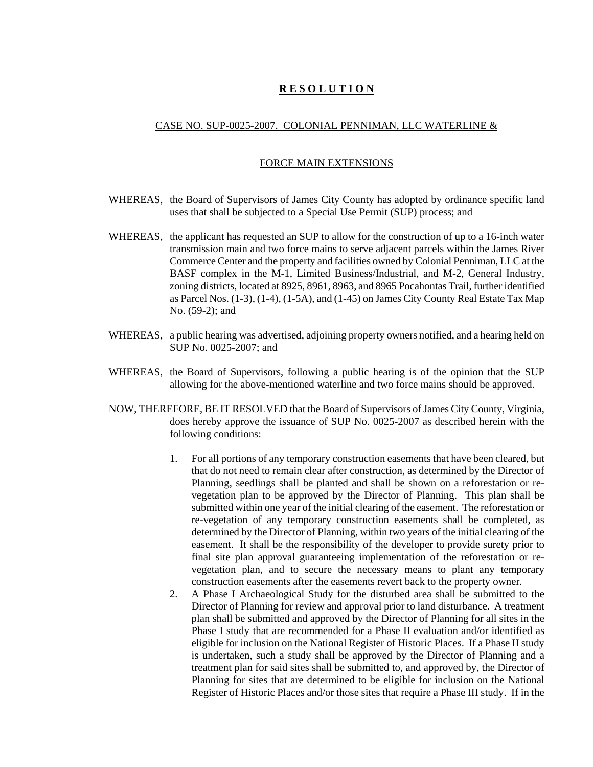**R E S O L U T I O N**

CASE NO. SUP-0025-2007. COLONIAL PENNIMAN, LLC WATERLINE &

FORCE MAIN EXTENSIONS

WHEREAS, the Board of Supervisors of James City County has adopted by ordinance specific land uses that shall be subjected to a Special Use Permit (SUP) process; and

WHEREAS, the applicant has requested an SUP to allow for the construction of up to a 16-inch water transmission main and two force mains to serve adjacent parcels within the James River Commerce Center and the property and facilities owned by Colonial Penniman, LLC at the BASF complex in the M-1, Limited Business/Industrial, and M-2, General Industry, zoning districts, located at 8925, 8961, 8963, and 8965 Pocahontas Trail, further identified as Parcel Nos. (1-3), (1-4), (1-5A), and (1-45) on James City County Real Estate Tax Map No. (59-2); and

WHEREAS, a public hearing was advertised, adjoining property owners notified, and a hearing held on SUP No. 0025-2007; and

WHEREAS, the Board of Supervisors, following a public hearing is of the opinion that the SUP allowing for the above-mentioned waterline and two force mains should be approved.

NOW, THEREFORE, BE IT RESOLVED that the Board of Supervisors of James City County, Virginia, does hereby approve the issuance of SUP No. 0025-2007 as described herein with the following conditions:

1. For all portions of any temporary construction easements that have been cleared, but that do not need to remain clear after construction, as determined by the Director of Planning, seedlings shall be planted and shall be shown on a reforestation or re-vegetation plan to be approved by the Director of Planning. This plan shall be submitted within one year of the initial clearing of the easement. The reforestation or re-vegetation of any temporary construction easements shall be completed, as determined by the Director of Planning, within two years of the initial clearing of the easement. It shall be the responsibility of the developer to provide surety prior to final site plan approval guaranteeing implementation of the reforestation or re-vegetation plan, and to secure the necessary means to plant any temporary construction easements after the easements revert back to the property owner.
2. A Phase I Archaeological Study for the disturbed area shall be submitted to the Director of Planning for review and approval prior to land disturbance. A treatment plan shall be submitted and approved by the Director of Planning for all sites in the Phase I study that are recommended for a Phase II evaluation and/or identified as eligible for inclusion on the National Register of Historic Places. If a Phase II study is undertaken, such a study shall be approved by the Director of Planning and a treatment plan for said sites shall be submitted to, and approved by, the Director of Planning for sites that are determined to be eligible for inclusion on the National Register of Historic Places and/or those sites that require a Phase III study. If in the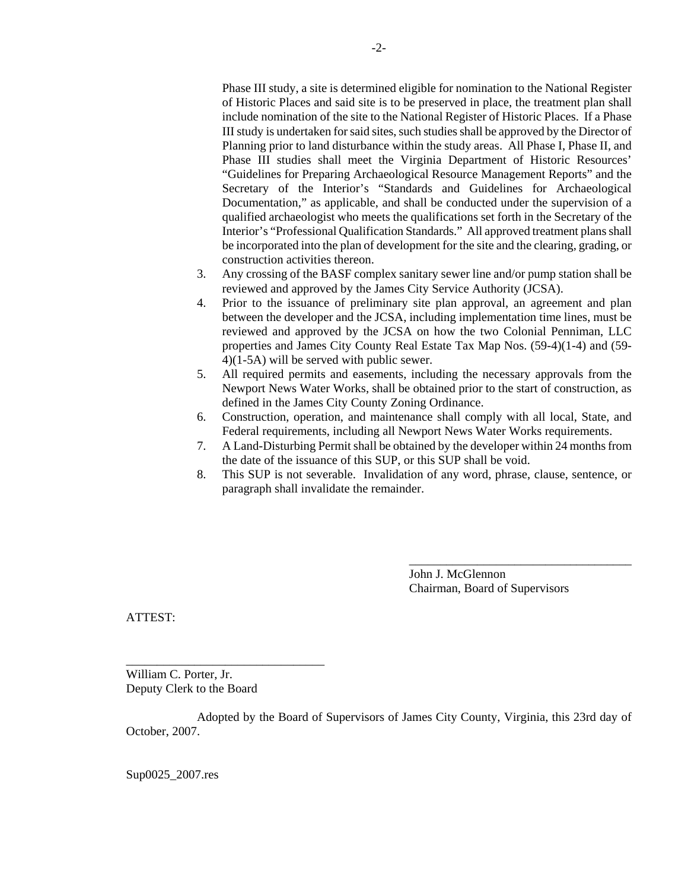Phase III study, a site is determined eligible for nomination to the National Register of Historic Places and said site is to be preserved in place, the treatment plan shall include nomination of the site to the National Register of Historic Places. If a Phase III study is undertaken for said sites, such studies shall be approved by the Director of Planning prior to land disturbance within the study areas. All Phase I, Phase II, and Phase III studies shall meet the Virginia Department of Historic Resources' "Guidelines for Preparing Archaeological Resource Management Reports" and the Secretary of the Interior's "Standards and Guidelines for Archaeological Documentation," as applicable, and shall be conducted under the supervision of a qualified archaeologist who meets the qualifications set forth in the Secretary of the Interior's "Professional Qualification Standards." All approved treatment plans shall be incorporated into the plan of development for the site and the clearing, grading, or construction activities thereon.

3. Any crossing of the BASF complex sanitary sewer line and/or pump station shall be reviewed and approved by the James City Service Authority (JCSA).
4. Prior to the issuance of preliminary site plan approval, an agreement and plan between the developer and the JCSA, including implementation time lines, must be reviewed and approved by the JCSA on how the two Colonial Penniman, LLC properties and James City County Real Estate Tax Map Nos. (59-4)(1-4) and (59-4)(1-5A) will be served with public sewer.
5. All required permits and easements, including the necessary approvals from the Newport News Water Works, shall be obtained prior to the start of construction, as defined in the James City County Zoning Ordinance.
6. Construction, operation, and maintenance shall comply with all local, State, and Federal requirements, including all Newport News Water Works requirements.
7. A Land-Disturbing Permit shall be obtained by the developer within 24 months from the date of the issuance of this SUP, or this SUP shall be void.
8. This SUP is not severable. Invalidation of any word, phrase, clause, sentence, or paragraph shall invalidate the remainder.

____________________________________
John J. McGlennon
Chairman, Board of Supervisors

ATTEST:

________________________________
William C. Porter, Jr.
Deputy Clerk to the Board

Adopted by the Board of Supervisors of James City County, Virginia, this 23rd day of October, 2007.

Sup0025_2007.res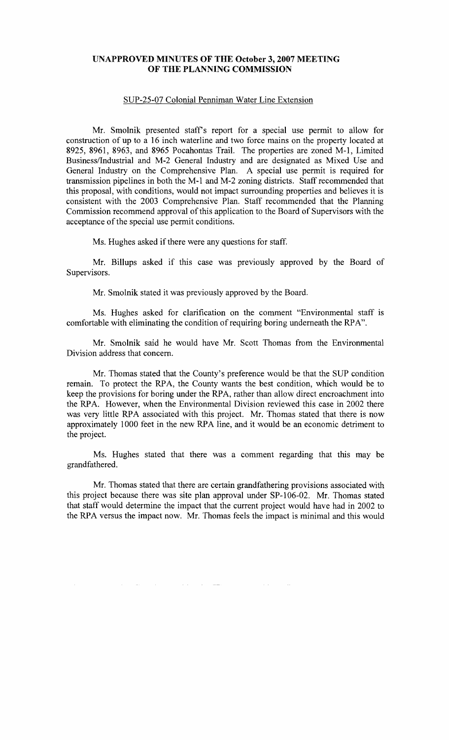## UNAPPROVED MINUTES OF THE October 3, 2007 MEETING OF THE PLANNING COMMISSION

SUP-25-07 Colonial Penniman Water Line Extension

Mr. Smolnik presented staff's report for a special use permit to allow for construction of up to a 16 inch waterline and two force mains on the property located at 8925, 8961, 8963, and 8965 Pocahontas Trail. The properties are zoned M-1, Limited Business/Industrial and M-2 General Industry and are designated as Mixed Use and General Industry on the Comprehensive Plan. A special use permit is required for transmission pipelines in both the M-1 and M-2 zoning districts. Staff recommended that this proposal, with conditions, would not impact surrounding properties and believes it is consistent with the 2003 Comprehensive Plan. Staff recommended that the Planning Commission recommend approval of this application to the Board of Supervisors with the acceptance of the special use permit conditions.

Ms. Hughes asked if there were any questions for staff.

Mr. Billups asked if this case was previously approved by the Board of Supervisors.

Mr. Smolnik stated it was previously approved by the Board.

Ms. Hughes asked for clarification on the comment "Environmental staff is comfortable with eliminating the condition of requiring boring underneath the RPA".

Mr. Smolnik said he would have Mr. Scott Thomas from the Environmental Division address that concern.

Mr. Thomas stated that the County's preference would be that the SUP condition remain. To protect the RPA, the County wants the best condition, which would be to keep the provisions for boring under the RPA, rather than allow direct encroachment into the RPA. However, when the Environmental Division reviewed this case in 2002 there was very little RPA associated with this project. Mr. Thomas stated that there is now approximately 1000 feet in the new RPA line, and it would be an economic detriment to the project.

Ms. Hughes stated that there was a comment regarding that this may be grandfathered.

Mr. Thomas stated that there are certain grandfathering provisions associated with this project because there was site plan approval under SP-106-02. Mr. Thomas stated that staff would determine the impact that the current project would have had in 2002 to the RPA versus the impact now. Mr. Thomas feels the impact is minimal and this would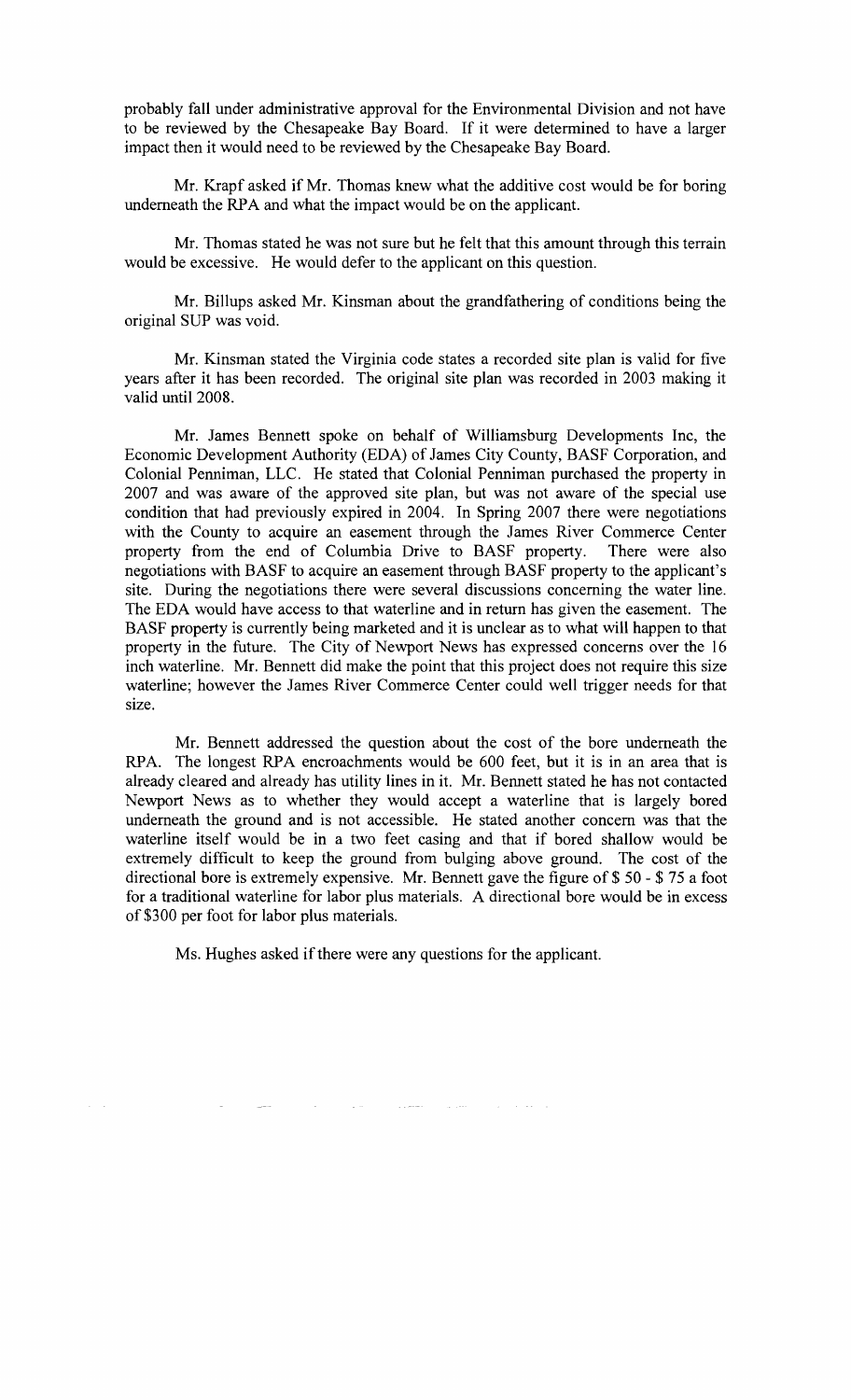probably fall under administrative approval for the Environmental Division and not have to be reviewed by the Chesapeake Bay Board. If it were determined to have a larger impact then it would need to be reviewed by the Chesapeake Bay Board.

Mr. Krapf asked if Mr. Thomas knew what the additive cost would be for boring underneath the RPA and what the impact would be on the applicant.

Mr. Thomas stated he was not sure but he felt that this amount through this terrain would be excessive. He would defer to the applicant on this question.

Mr. Billups asked Mr. Kinsman about the grandfathering of conditions being the original SUP was void.

Mr. Kinsman stated the Virginia code states a recorded site plan is valid for five years after it has been recorded. The original site plan was recorded in 2003 making it valid until 2008.

Mr. James Bennett spoke on behalf of Williamsburg Developments Inc, the Economic Development Authority (EDA) of James City County, BASF Corporation, and Colonial Penniman, LLC. He stated that Colonial Penniman purchased the property in 2007 and was aware of the approved site plan, but was not aware of the special use condition that had previously expired in 2004. In Spring 2007 there were negotiations with the County to acquire an easement through the James River Commerce Center property from the end of Columbia Drive to BASF property. There were also negotiations with BASF to acquire an easement through BASF property to the applicant's site. During the negotiations there were several discussions concerning the water line. The EDA would have access to that waterline and in return has given the easement. The BASF property is currently being marketed and it is unclear as to what will happen to that property in the future. The City of Newport News has expressed concerns over the 16 inch waterline. Mr. Bennett did make the point that this project does not require this size waterline; however the James River Commerce Center could well trigger needs for that size.

Mr. Bennett addressed the question about the cost of the bore underneath the RPA. The longest RPA encroachments would be 600 feet, but it is in an area that is already cleared and already has utility lines in it. Mr. Bennett stated he has not contacted Newport News as to whether they would accept a waterline that is largely bored underneath the ground and is not accessible. He stated another concern was that the waterline itself would be in a two feet casing and that if bored shallow would be extremely difficult to keep the ground from bulging above ground. The cost of the directional bore is extremely expensive. Mr. Bennett gave the figure of $ 50 - $ 75 a foot for a traditional waterline for labor plus materials. A directional bore would be in excess of $300 per foot for labor plus materials.

Ms. Hughes asked if there were any questions for the applicant.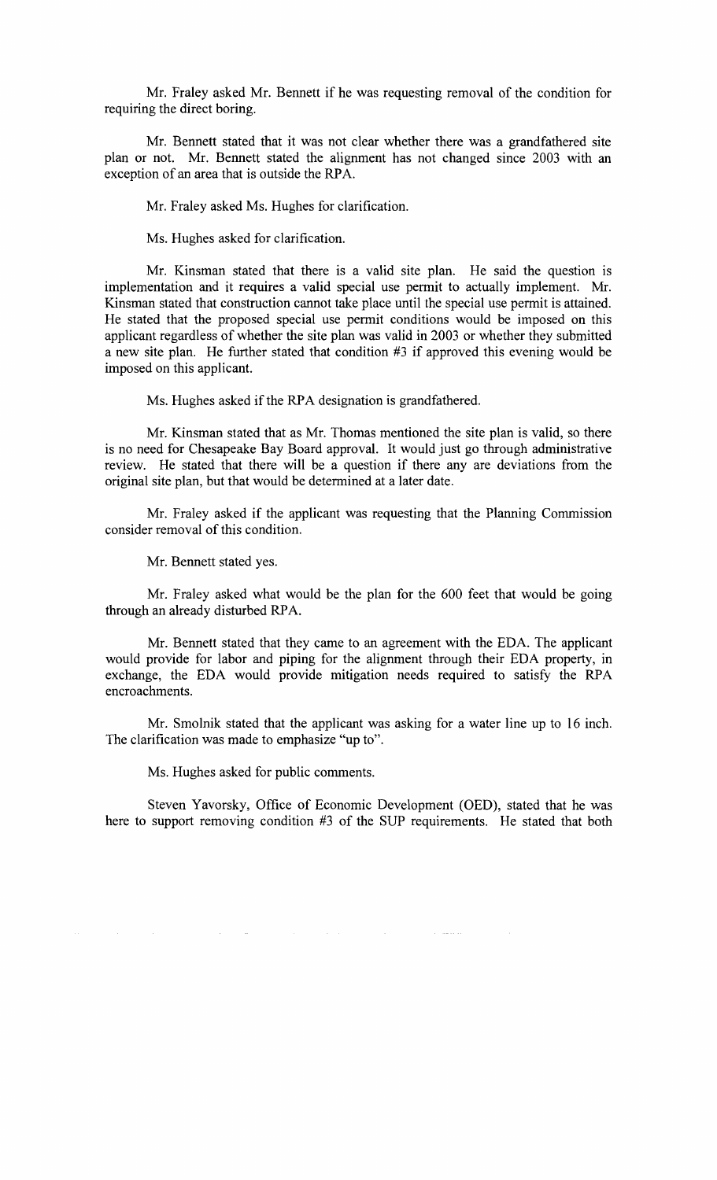Mr. Fraley asked Mr. Bennett if he was requesting removal of the condition for requiring the direct boring.

Mr. Bennett stated that it was not clear whether there was a grandfathered site plan or not. Mr. Bennett stated the alignment has not changed since 2003 with an exception of an area that is outside the RPA.

Mr. Fraley asked Ms. Hughes for clarification.

Ms. Hughes asked for clarification.

Mr. Kinsman stated that there is a valid site plan. He said the question is implementation and it requires a valid special use permit to actually implement. Mr. Kinsman stated that construction cannot take place until the special use permit is attained. He stated that the proposed special use permit conditions would be imposed on this applicant regardless of whether the site plan was valid in 2003 or whether they submitted a new site plan. He further stated that condition #3 if approved this evening would be imposed on this applicant.

Ms. Hughes asked if the RPA designation is grandfathered.

Mr. Kinsman stated that as Mr. Thomas mentioned the site plan is valid, so there is no need for Chesapeake Bay Board approval. It would just go through administrative review. He stated that there will be a question if there any are deviations from the original site plan, but that would be determined at a later date.

Mr. Fraley asked if the applicant was requesting that the Planning Commission consider removal of this condition.

Mr. Bennett stated yes.

Mr. Fraley asked what would be the plan for the 600 feet that would be going through an already disturbed RPA.

Mr. Bennett stated that they came to an agreement with the EDA. The applicant would provide for labor and piping for the alignment through their EDA property, in exchange, the EDA would provide mitigation needs required to satisfy the RPA encroachments.

Mr. Smolnik stated that the applicant was asking for a water line up to 16 inch. The clarification was made to emphasize "up to".

Ms. Hughes asked for public comments.

Steven Yavorsky, Office of Economic Development (OED), stated that he was here to support removing condition #3 of the SUP requirements. He stated that both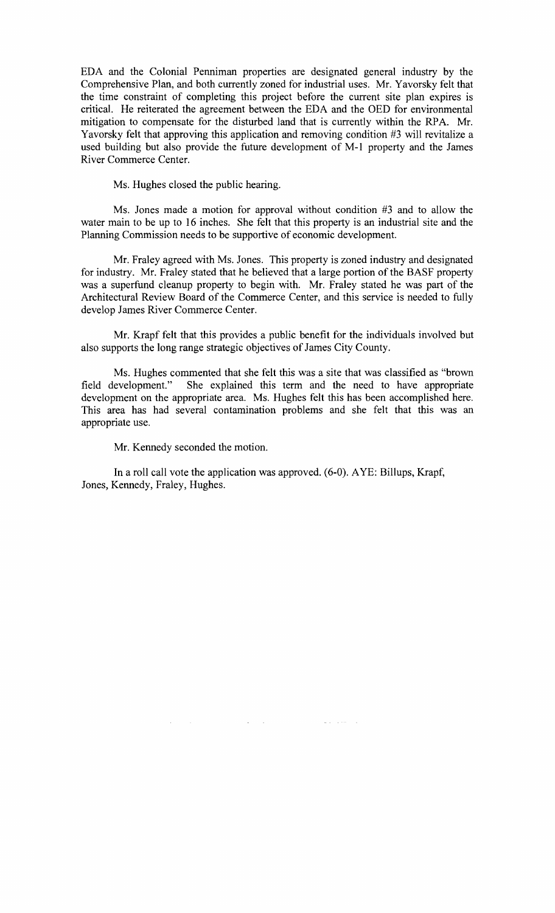EDA and the Colonial Penniman properties are designated general industry by the Comprehensive Plan, and both currently zoned for industrial uses. Mr. Yavorsky felt that the time constraint of completing this project before the current site plan expires is critical. He reiterated the agreement between the EDA and the OED for environmental mitigation to compensate for the disturbed land that is currently within the RPA. Mr. Yavorsky felt that approving this application and removing condition #3 will revitalize a used building but also provide the future development of M-1 property and the James River Commerce Center.

Ms. Hughes closed the public hearing.

Ms. Jones made a motion for approval without condition #3 and to allow the water main to be up to 16 inches. She felt that this property is an industrial site and the Planning Commission needs to be supportive of economic development.

Mr. Fraley agreed with Ms. Jones. This property is zoned industry and designated for industry. Mr. Fraley stated that he believed that a large portion of the BASF property was a superfund cleanup property to begin with. Mr. Fraley stated he was part of the Architectural Review Board of the Commerce Center, and this service is needed to fully develop James River Commerce Center.

Mr. Krapf felt that this provides a public benefit for the individuals involved but also supports the long range strategic objectives of James City County.

Ms. Hughes commented that she felt this was a site that was classified as "brown field development." She explained this term and the need to have appropriate development on the appropriate area. Ms. Hughes felt this has been accomplished here. This area has had several contamination problems and she felt that this was an appropriate use.

Mr. Kennedy seconded the motion.

In a roll call vote the application was approved. (6-0). AYE: Billups, Krapf, Jones, Kennedy, Fraley, Hughes.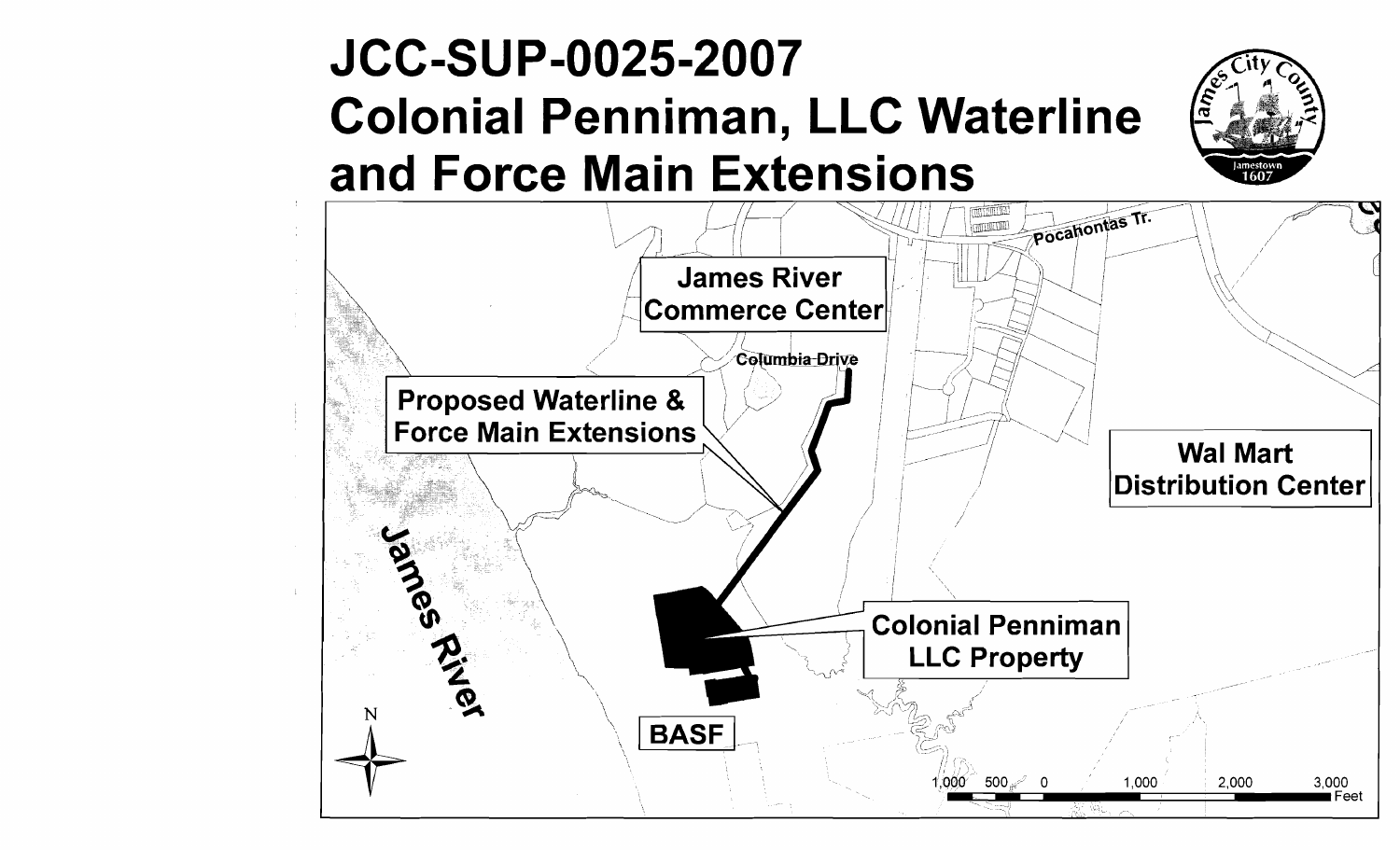# JCC-SUP-0025-2007 Colonial Penniman, LLC Waterline and Force Main Extensions

Pocahontas Tr.

James River Commerce Center

Columbia Drive

Proposed Waterline & Force Main Extensions

Wal Mart Distribution Center

James River

Colonial Penniman LLC Property

BASF

N

1,000 500 0 1,000 2,000 3,000 Feet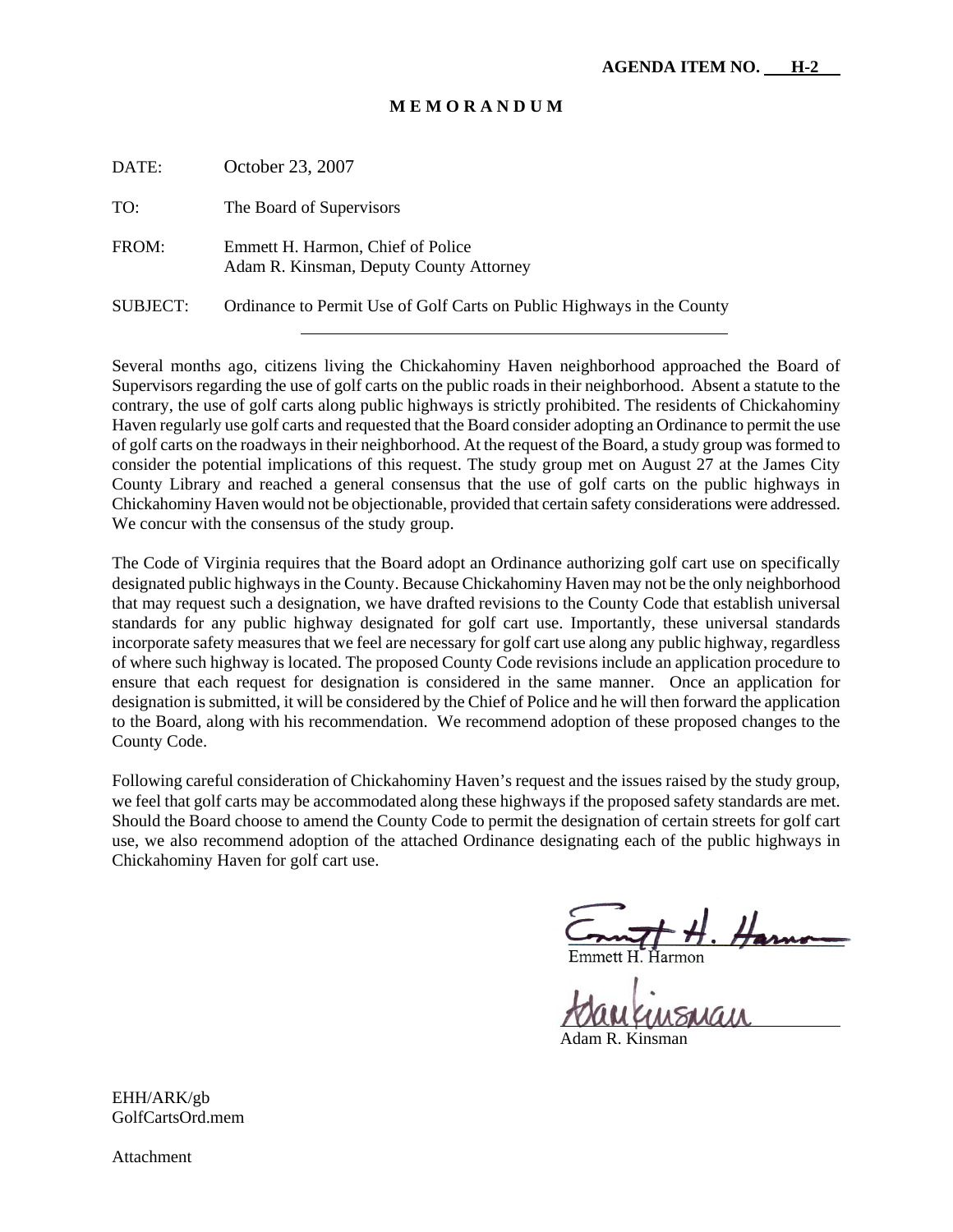**AGENDA ITEM NO. H-2**

**M E M O R A N D U M**

DATE: October 23, 2007

TO: The Board of Supervisors

FROM: Emmett H. Harmon, Chief of Police
Adam R. Kinsman, Deputy County Attorney

SUBJECT: Ordinance to Permit Use of Golf Carts on Public Highways in the County

---

Several months ago, citizens living the Chickahominy Haven neighborhood approached the Board of Supervisors regarding the use of golf carts on the public roads in their neighborhood. Absent a statute to the contrary, the use of golf carts along public highways is strictly prohibited. The residents of Chickahominy Haven regularly use golf carts and requested that the Board consider adopting an Ordinance to permit the use of golf carts on the roadways in their neighborhood. At the request of the Board, a study group was formed to consider the potential implications of this request. The study group met on August 27 at the James City County Library and reached a general consensus that the use of golf carts on the public highways in Chickahominy Haven would not be objectionable, provided that certain safety considerations were addressed. We concur with the consensus of the study group.

The Code of Virginia requires that the Board adopt an Ordinance authorizing golf cart use on specifically designated public highways in the County. Because Chickahominy Haven may not be the only neighborhood that may request such a designation, we have drafted revisions to the County Code that establish universal standards for any public highway designated for golf cart use. Importantly, these universal standards incorporate safety measures that we feel are necessary for golf cart use along any public highway, regardless of where such highway is located. The proposed County Code revisions include an application procedure to ensure that each request for designation is considered in the same manner. Once an application for designation is submitted, it will be considered by the Chief of Police and he will then forward the application to the Board, along with his recommendation. We recommend adoption of these proposed changes to the County Code.

Following careful consideration of Chickahominy Haven's request and the issues raised by the study group, we feel that golf carts may be accommodated along these highways if the proposed safety standards are met. Should the Board choose to amend the County Code to permit the designation of certain streets for golf cart use, we also recommend adoption of the attached Ordinance designating each of the public highways in Chickahominy Haven for golf cart use.

Emmett H. Harmon

Adam R. Kinsman

EHH/ARK/gb
GolfCartsOrd.mem

Attachment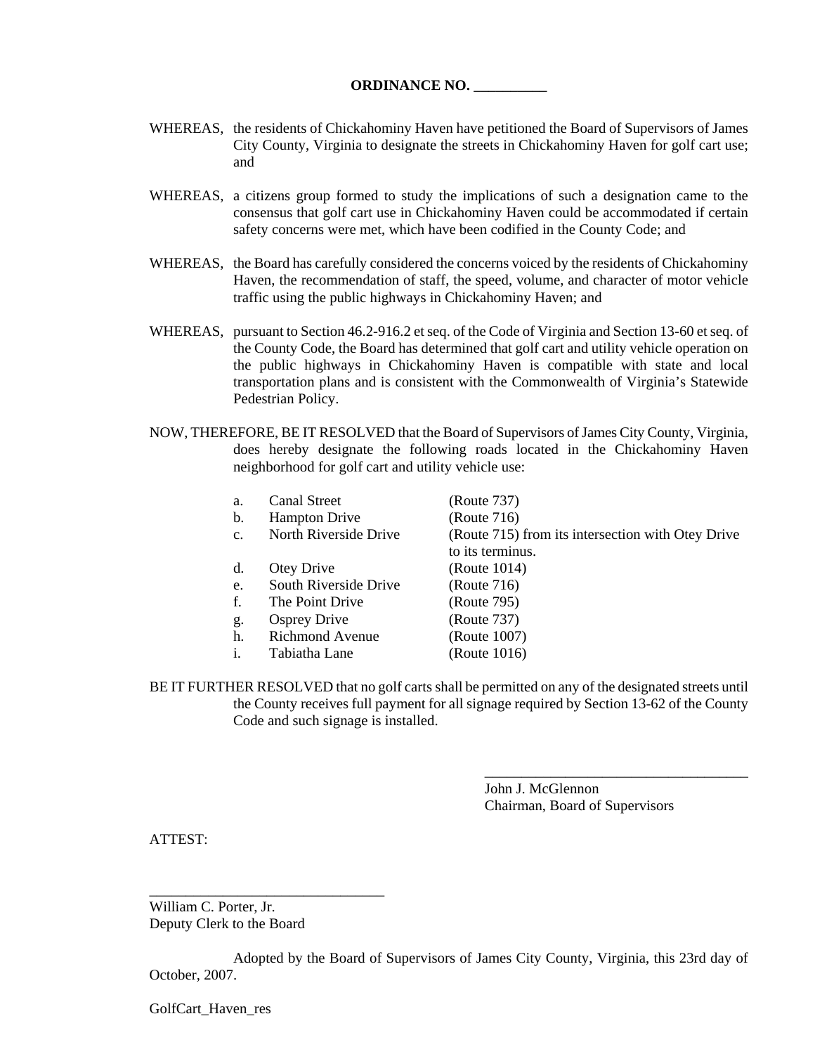**ORDINANCE NO. __________**

WHEREAS, the residents of Chickahominy Haven have petitioned the Board of Supervisors of James City County, Virginia to designate the streets in Chickahominy Haven for golf cart use; and

WHEREAS, a citizens group formed to study the implications of such a designation came to the consensus that golf cart use in Chickahominy Haven could be accommodated if certain safety concerns were met, which have been codified in the County Code; and

WHEREAS, the Board has carefully considered the concerns voiced by the residents of Chickahominy Haven, the recommendation of staff, the speed, volume, and character of motor vehicle traffic using the public highways in Chickahominy Haven; and

WHEREAS, pursuant to Section 46.2-916.2 et seq. of the Code of Virginia and Section 13-60 et seq. of the County Code, the Board has determined that golf cart and utility vehicle operation on the public highways in Chickahominy Haven is compatible with state and local transportation plans and is consistent with the Commonwealth of Virginia's Statewide Pedestrian Policy.

NOW, THEREFORE, BE IT RESOLVED that the Board of Supervisors of James City County, Virginia, does hereby designate the following roads located in the Chickahominy Haven neighborhood for golf cart and utility vehicle use:

| | | |
|---|---|---|
| a. | Canal Street | (Route 737) |
| b. | Hampton Drive | (Route 716) |
| c. | North Riverside Drive | (Route 715) from its intersection with Otey Drive to its terminus. |
| d. | Otey Drive | (Route 1014) |
| e. | South Riverside Drive | (Route 716) |
| f. | The Point Drive | (Route 795) |
| g. | Osprey Drive | (Route 737) |
| h. | Richmond Avenue | (Route 1007) |
| i. | Tabiatha Lane | (Route 1016) |

BE IT FURTHER RESOLVED that no golf carts shall be permitted on any of the designated streets until the County receives full payment for all signage required by Section 13-62 of the County Code and such signage is installed.

____________________________________
John J. McGlennon
Chairman, Board of Supervisors

ATTEST:

________________________________
William C. Porter, Jr.
Deputy Clerk to the Board

Adopted by the Board of Supervisors of James City County, Virginia, this 23rd day of October, 2007.

GolfCart_Haven_res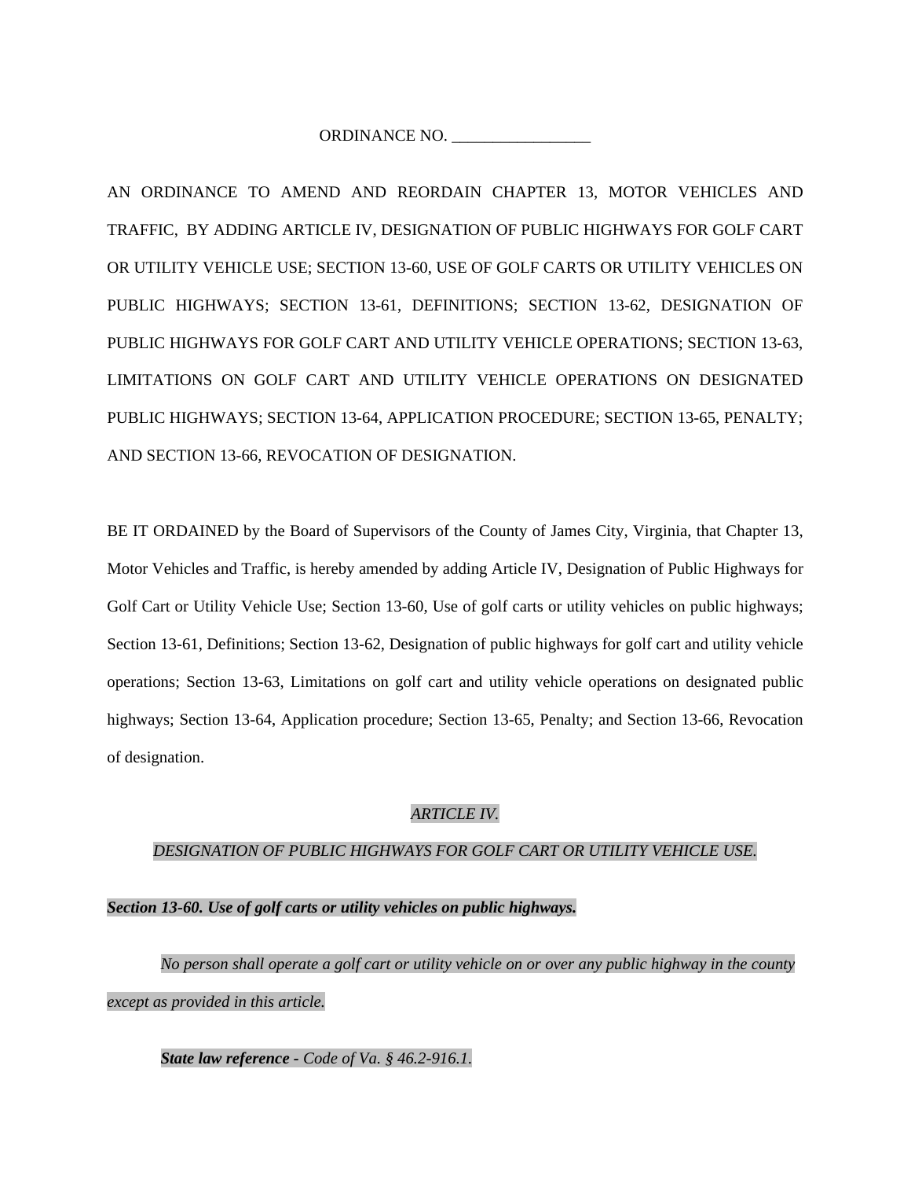ORDINANCE NO. \_\_\_\_\_\_\_\_\_\_\_\_\_\_\_\_\_\_

AN ORDINANCE TO AMEND AND REORDAIN CHAPTER 13, MOTOR VEHICLES AND TRAFFIC, BY ADDING ARTICLE IV, DESIGNATION OF PUBLIC HIGHWAYS FOR GOLF CART OR UTILITY VEHICLE USE; SECTION 13-60, USE OF GOLF CARTS OR UTILITY VEHICLES ON PUBLIC HIGHWAYS; SECTION 13-61, DEFINITIONS; SECTION 13-62, DESIGNATION OF PUBLIC HIGHWAYS FOR GOLF CART AND UTILITY VEHICLE OPERATIONS; SECTION 13-63, LIMITATIONS ON GOLF CART AND UTILITY VEHICLE OPERATIONS ON DESIGNATED PUBLIC HIGHWAYS; SECTION 13-64, APPLICATION PROCEDURE; SECTION 13-65, PENALTY; AND SECTION 13-66, REVOCATION OF DESIGNATION.

BE IT ORDAINED by the Board of Supervisors of the County of James City, Virginia, that Chapter 13, Motor Vehicles and Traffic, is hereby amended by adding Article IV, Designation of Public Highways for Golf Cart or Utility Vehicle Use; Section 13-60, Use of golf carts or utility vehicles on public highways; Section 13-61, Definitions; Section 13-62, Designation of public highways for golf cart and utility vehicle operations; Section 13-63, Limitations on golf cart and utility vehicle operations on designated public highways; Section 13-64, Application procedure; Section 13-65, Penalty; and Section 13-66, Revocation of designation.

*ARTICLE IV.*

*DESIGNATION OF PUBLIC HIGHWAYS FOR GOLF CART OR UTILITY VEHICLE USE.*

***Section 13-60. Use of golf carts or utility vehicles on public highways.***

*No person shall operate a golf cart or utility vehicle on or over any public highway in the county except as provided in this article.*

***State law reference -*** *Code of Va. § 46.2-916.1.*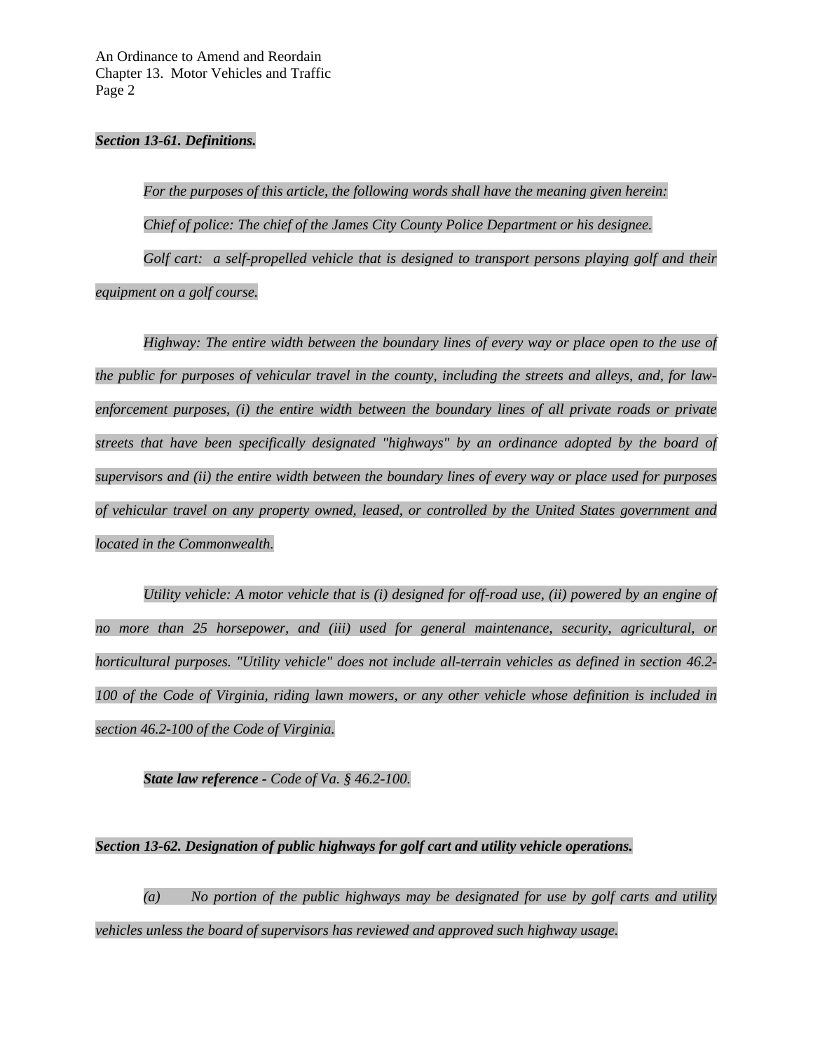***Section 13-61. Definitions.***

*For the purposes of this article, the following words shall have the meaning given herein:*

*Chief of police: The chief of the James City County Police Department or his designee.*

*Golf cart: a self-propelled vehicle that is designed to transport persons playing golf and their equipment on a golf course.*

*Highway: The entire width between the boundary lines of every way or place open to the use of the public for purposes of vehicular travel in the county, including the streets and alleys, and, for law-enforcement purposes, (i) the entire width between the boundary lines of all private roads or private streets that have been specifically designated "highways" by an ordinance adopted by the board of supervisors and (ii) the entire width between the boundary lines of every way or place used for purposes of vehicular travel on any property owned, leased, or controlled by the United States government and located in the Commonwealth.*

*Utility vehicle: A motor vehicle that is (i) designed for off-road use, (ii) powered by an engine of no more than 25 horsepower, and (iii) used for general maintenance, security, agricultural, or horticultural purposes. "Utility vehicle" does not include all-terrain vehicles as defined in section 46.2-100 of the Code of Virginia, riding lawn mowers, or any other vehicle whose definition is included in section 46.2-100 of the Code of Virginia.*

***State law reference*** *- Code of Va. § 46.2-100.*

***Section 13-62. Designation of public highways for golf cart and utility vehicle operations.***

*(a) No portion of the public highways may be designated for use by golf carts and utility vehicles unless the board of supervisors has reviewed and approved such highway usage.*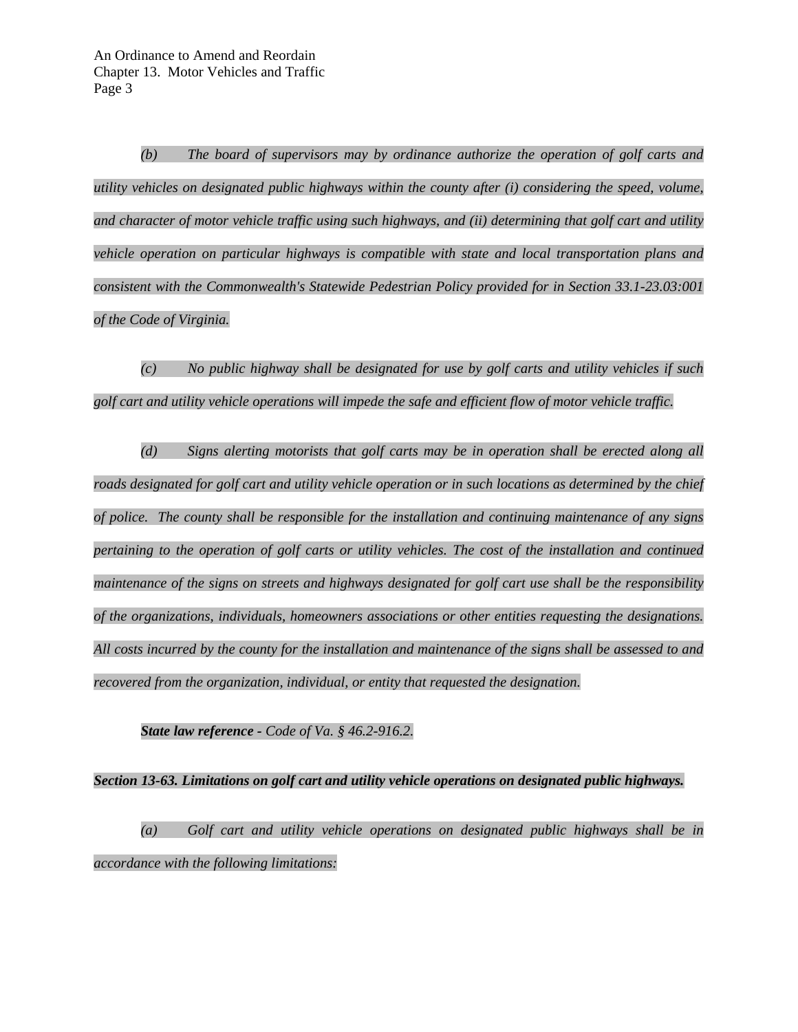*(b) The board of supervisors may by ordinance authorize the operation of golf carts and utility vehicles on designated public highways within the county after (i) considering the speed, volume, and character of motor vehicle traffic using such highways, and (ii) determining that golf cart and utility vehicle operation on particular highways is compatible with state and local transportation plans and consistent with the Commonwealth's Statewide Pedestrian Policy provided for in Section 33.1-23.03:001 of the Code of Virginia.*

*(c) No public highway shall be designated for use by golf carts and utility vehicles if such golf cart and utility vehicle operations will impede the safe and efficient flow of motor vehicle traffic.*

*(d) Signs alerting motorists that golf carts may be in operation shall be erected along all roads designated for golf cart and utility vehicle operation or in such locations as determined by the chief of police. The county shall be responsible for the installation and continuing maintenance of any signs pertaining to the operation of golf carts or utility vehicles. The cost of the installation and continued maintenance of the signs on streets and highways designated for golf cart use shall be the responsibility of the organizations, individuals, homeowners associations or other entities requesting the designations. All costs incurred by the county for the installation and maintenance of the signs shall be assessed to and recovered from the organization, individual, or entity that requested the designation.*

***State law reference** - Code of Va. § 46.2-916.2.*

***Section 13-63. Limitations on golf cart and utility vehicle operations on designated public highways.***

*(a) Golf cart and utility vehicle operations on designated public highways shall be in accordance with the following limitations:*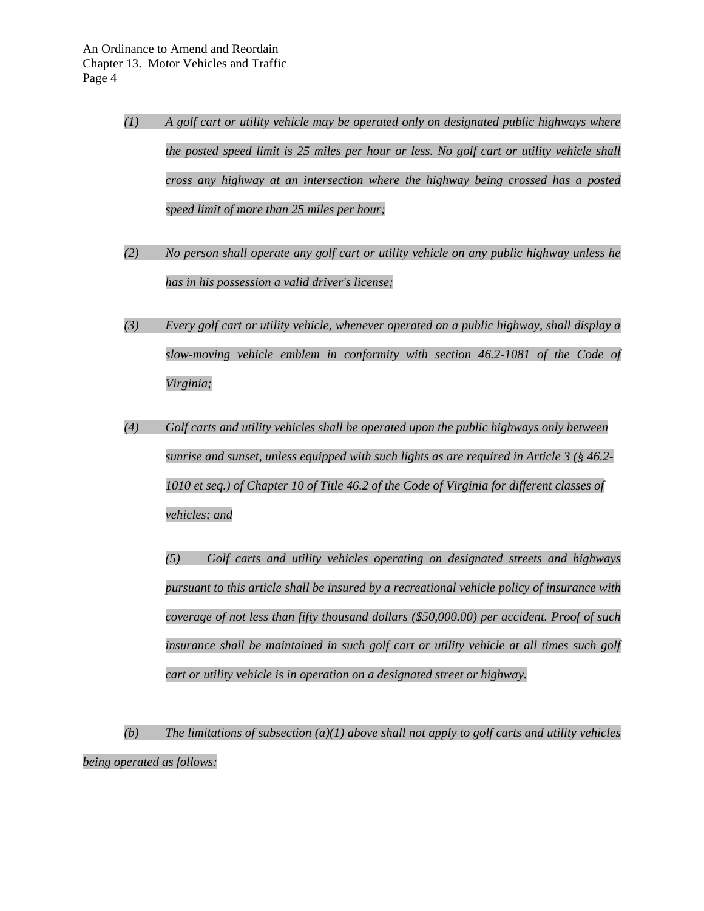*(1) A golf cart or utility vehicle may be operated only on designated public highways where the posted speed limit is 25 miles per hour or less. No golf cart or utility vehicle shall cross any highway at an intersection where the highway being crossed has a posted speed limit of more than 25 miles per hour;*

*(2) No person shall operate any golf cart or utility vehicle on any public highway unless he has in his possession a valid driver's license;*

*(3) Every golf cart or utility vehicle, whenever operated on a public highway, shall display a slow-moving vehicle emblem in conformity with section 46.2-1081 of the Code of Virginia;*

*(4) Golf carts and utility vehicles shall be operated upon the public highways only between sunrise and sunset, unless equipped with such lights as are required in Article 3 (§ 46.2-1010 et seq.) of Chapter 10 of Title 46.2 of the Code of Virginia for different classes of vehicles; and*

*(5) Golf carts and utility vehicles operating on designated streets and highways pursuant to this article shall be insured by a recreational vehicle policy of insurance with coverage of not less than fifty thousand dollars ($50,000.00) per accident. Proof of such insurance shall be maintained in such golf cart or utility vehicle at all times such golf cart or utility vehicle is in operation on a designated street or highway.*

*(b) The limitations of subsection (a)(1) above shall not apply to golf carts and utility vehicles being operated as follows:*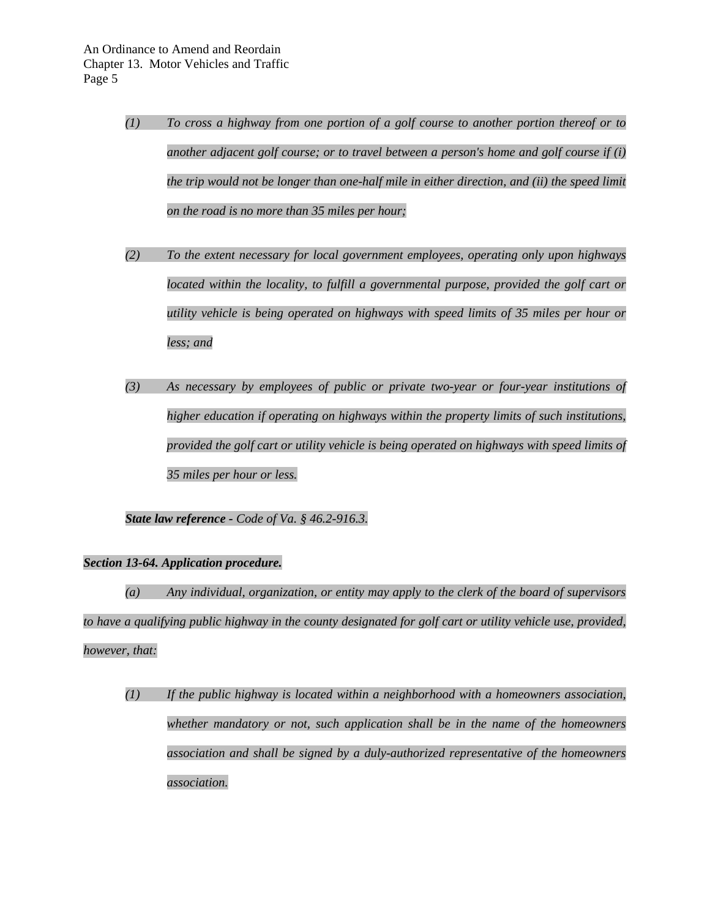*(1) To cross a highway from one portion of a golf course to another portion thereof or to another adjacent golf course; or to travel between a person's home and golf course if (i) the trip would not be longer than one-half mile in either direction, and (ii) the speed limit on the road is no more than 35 miles per hour;*

*(2) To the extent necessary for local government employees, operating only upon highways located within the locality, to fulfill a governmental purpose, provided the golf cart or utility vehicle is being operated on highways with speed limits of 35 miles per hour or less; and*

*(3) As necessary by employees of public or private two-year or four-year institutions of higher education if operating on highways within the property limits of such institutions, provided the golf cart or utility vehicle is being operated on highways with speed limits of 35 miles per hour or less.*

***State law reference** - Code of Va. § 46.2-916.3.*

***Section 13-64. Application procedure.***

*(a) Any individual, organization, or entity may apply to the clerk of the board of supervisors to have a qualifying public highway in the county designated for golf cart or utility vehicle use, provided, however, that:*

*(1) If the public highway is located within a neighborhood with a homeowners association, whether mandatory or not, such application shall be in the name of the homeowners association and shall be signed by a duly-authorized representative of the homeowners association.*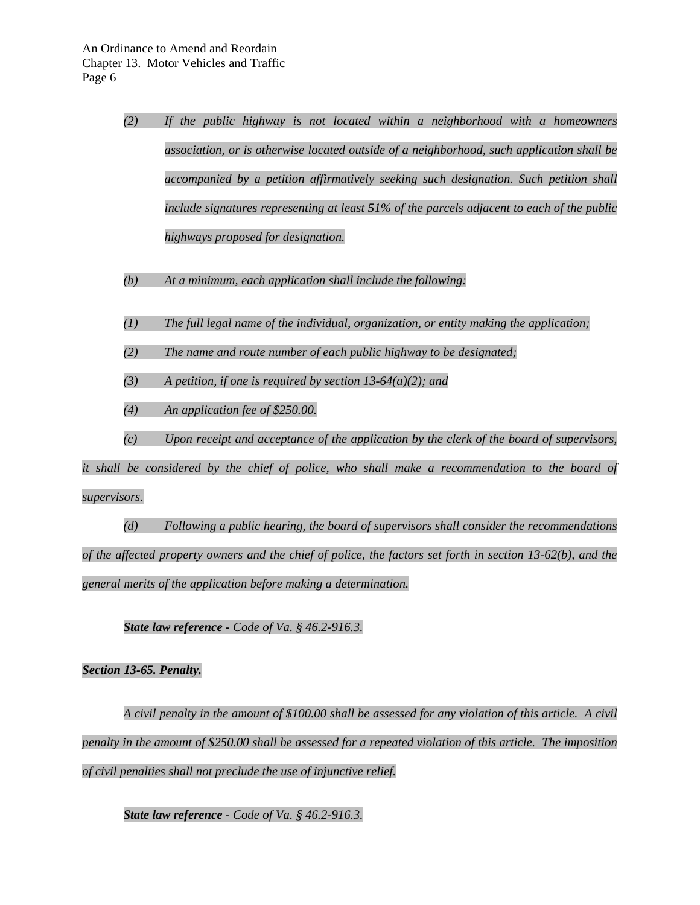*(2) If the public highway is not located within a neighborhood with a homeowners association, or is otherwise located outside of a neighborhood, such application shall be accompanied by a petition affirmatively seeking such designation. Such petition shall include signatures representing at least 51% of the parcels adjacent to each of the public highways proposed for designation.*

*(b) At a minimum, each application shall include the following:*

*(1) The full legal name of the individual, organization, or entity making the application;*

*(2) The name and route number of each public highway to be designated;*

*(3) A petition, if one is required by section 13-64(a)(2); and*

*(4) An application fee of $250.00.*

*(c) Upon receipt and acceptance of the application by the clerk of the board of supervisors, it shall be considered by the chief of police, who shall make a recommendation to the board of supervisors.*

*(d) Following a public hearing, the board of supervisors shall consider the recommendations of the affected property owners and the chief of police, the factors set forth in section 13-62(b), and the general merits of the application before making a determination.*

***State law reference*** *- Code of Va. § 46.2-916.3.*

***Section 13-65. Penalty.***

*A civil penalty in the amount of $100.00 shall be assessed for any violation of this article. A civil penalty in the amount of $250.00 shall be assessed for a repeated violation of this article. The imposition of civil penalties shall not preclude the use of injunctive relief.*

***State law reference*** *- Code of Va. § 46.2-916.3.*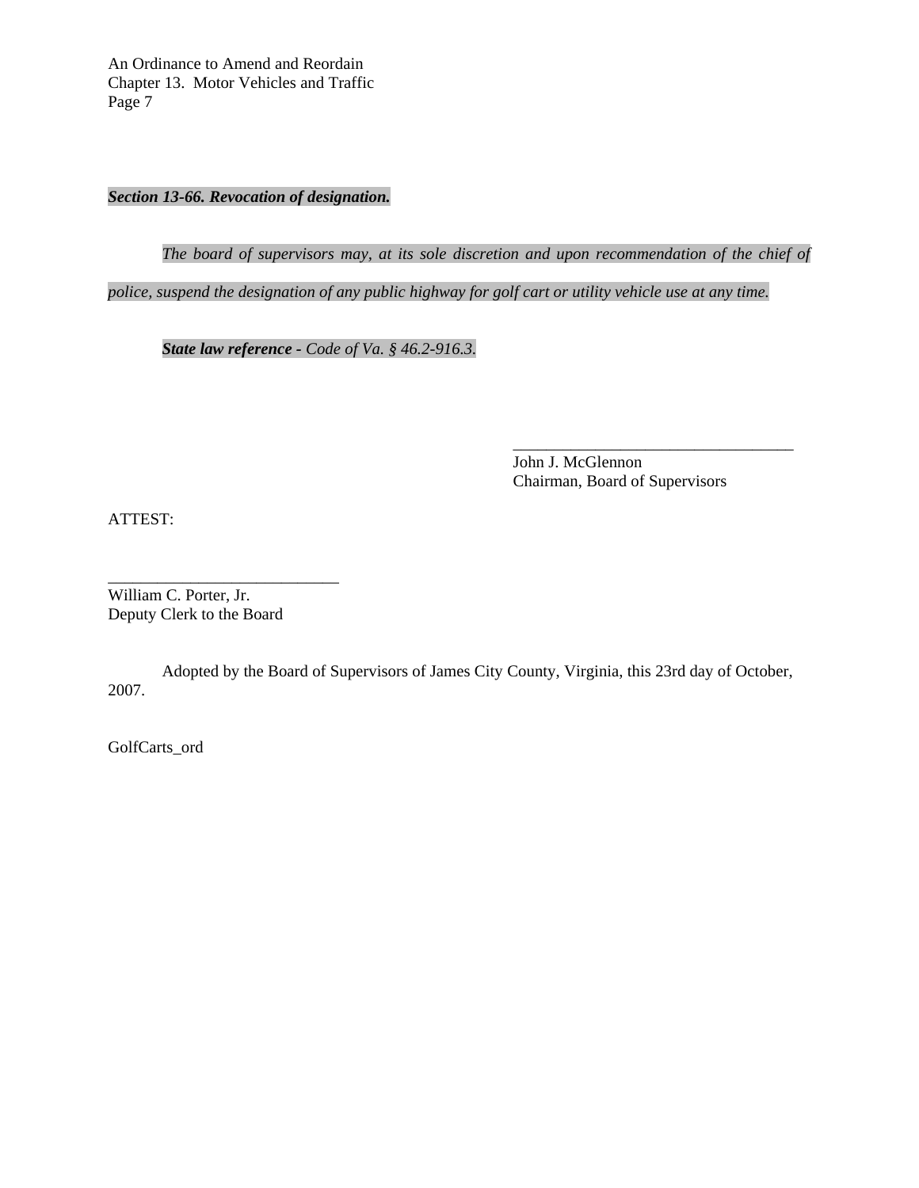***Section 13-66. Revocation of designation.***

*The board of supervisors may, at its sole discretion and upon recommendation of the chief of police, suspend the designation of any public highway for golf cart or utility vehicle use at any time.*

***State law reference** - Code of Va. § 46.2-916.3.*

\_\_\_\_\_\_\_\_\_\_\_\_\_\_\_\_\_\_\_\_\_\_\_\_\_\_\_\_\_\_\_\_\_\_\_
John J. McGlennon
Chairman, Board of Supervisors

ATTEST:

\_\_\_\_\_\_\_\_\_\_\_\_\_\_\_\_\_\_\_\_\_\_\_\_\_\_\_\_
William C. Porter, Jr.
Deputy Clerk to the Board

Adopted by the Board of Supervisors of James City County, Virginia, this 23rd day of October, 2007.

GolfCarts_ord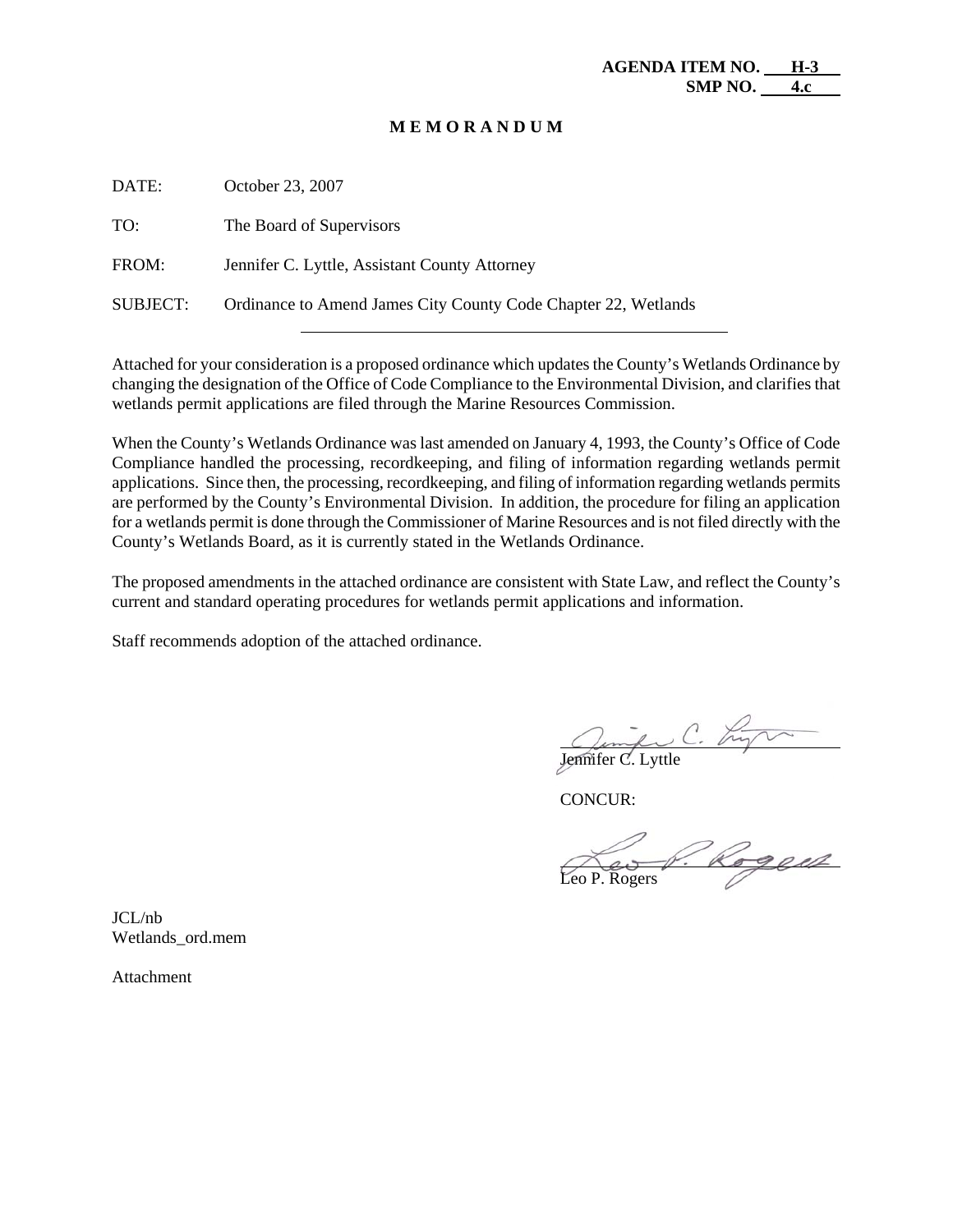**AGENDA ITEM NO. H-3**
**SMP NO. 4.c**

**M E M O R A N D U M**

DATE: October 23, 2007

TO: The Board of Supervisors

FROM: Jennifer C. Lyttle, Assistant County Attorney

SUBJECT: Ordinance to Amend James City County Code Chapter 22, Wetlands

---

Attached for your consideration is a proposed ordinance which updates the County's Wetlands Ordinance by changing the designation of the Office of Code Compliance to the Environmental Division, and clarifies that wetlands permit applications are filed through the Marine Resources Commission.

When the County's Wetlands Ordinance was last amended on January 4, 1993, the County's Office of Code Compliance handled the processing, recordkeeping, and filing of information regarding wetlands permit applications. Since then, the processing, recordkeeping, and filing of information regarding wetlands permits are performed by the County's Environmental Division. In addition, the procedure for filing an application for a wetlands permit is done through the Commissioner of Marine Resources and is not filed directly with the County's Wetlands Board, as it is currently stated in the Wetlands Ordinance.

The proposed amendments in the attached ordinance are consistent with State Law, and reflect the County's current and standard operating procedures for wetlands permit applications and information.

Staff recommends adoption of the attached ordinance.

Jennifer C. Lyttle

CONCUR:

Leo P. Rogers

JCL/nb
Wetlands_ord.mem

Attachment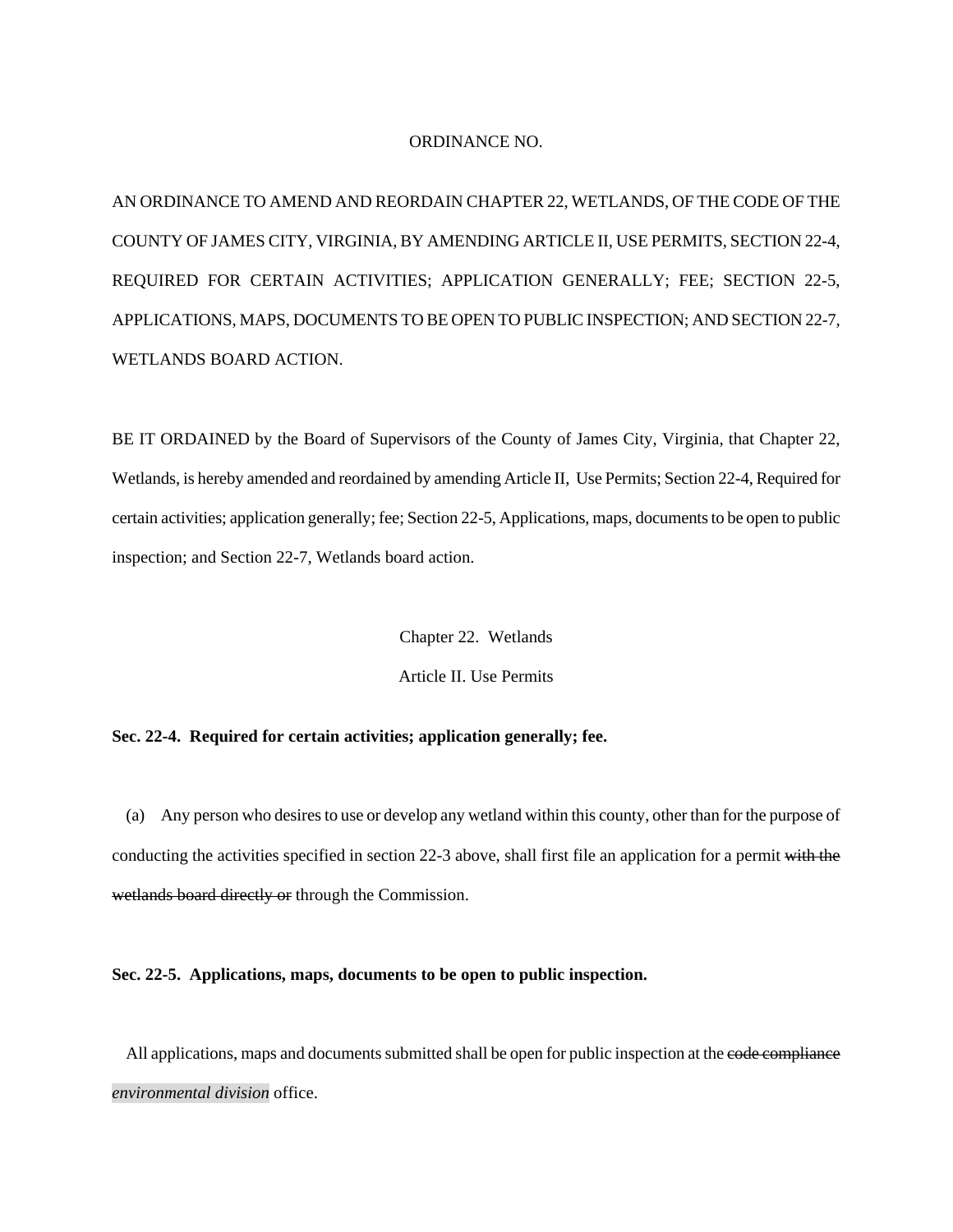ORDINANCE NO.

AN ORDINANCE TO AMEND AND REORDAIN CHAPTER 22, WETLANDS, OF THE CODE OF THE COUNTY OF JAMES CITY, VIRGINIA, BY AMENDING ARTICLE II, USE PERMITS, SECTION 22-4, REQUIRED FOR CERTAIN ACTIVITIES; APPLICATION GENERALLY; FEE; SECTION 22-5, APPLICATIONS, MAPS, DOCUMENTS TO BE OPEN TO PUBLIC INSPECTION; AND SECTION 22-7, WETLANDS BOARD ACTION.

BE IT ORDAINED by the Board of Supervisors of the County of James City, Virginia, that Chapter 22, Wetlands, is hereby amended and reordained by amending Article II, Use Permits; Section 22-4, Required for certain activities; application generally; fee; Section 22-5, Applications, maps, documents to be open to public inspection; and Section 22-7, Wetlands board action.

Chapter 22. Wetlands

Article II. Use Permits

**Sec. 22-4. Required for certain activities; application generally; fee.**

(a) Any person who desires to use or develop any wetland within this county, other than for the purpose of conducting the activities specified in section 22-3 above, shall first file an application for a permit ~~with the wetlands board directly or~~ through the Commission.

**Sec. 22-5. Applications, maps, documents to be open to public inspection.**

All applications, maps and documents submitted shall be open for public inspection at the ~~code compliance~~ *environmental division* office.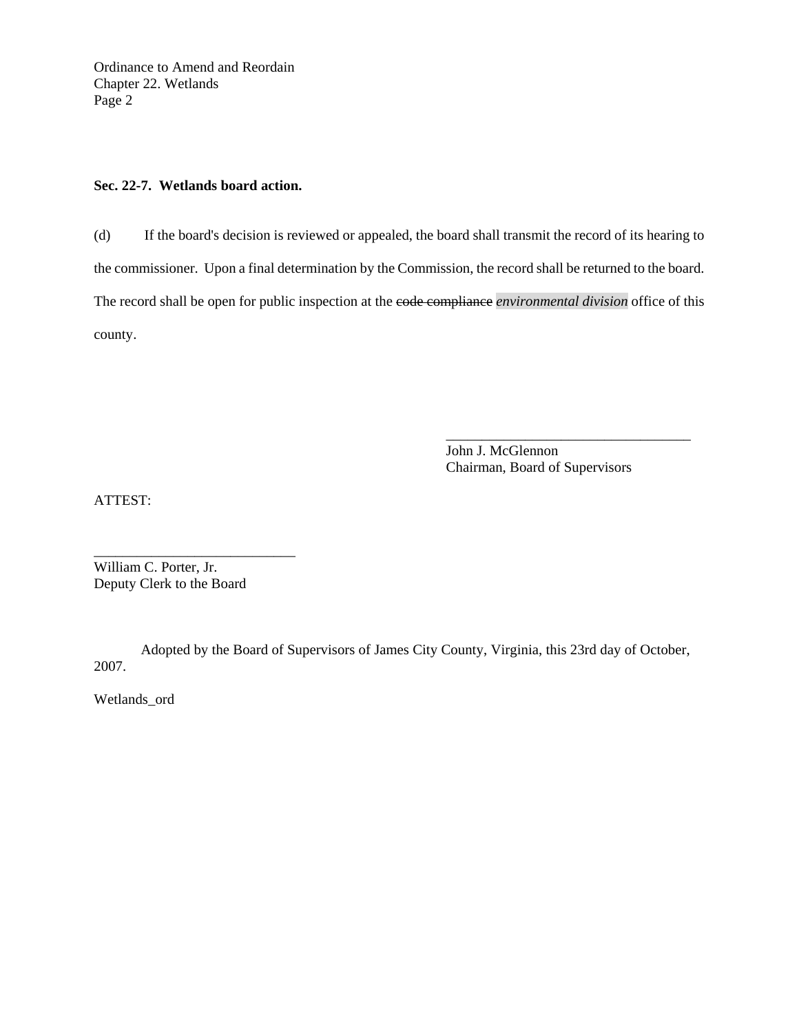**Sec. 22-7. Wetlands board action.**

(d) If the board's decision is reviewed or appealed, the board shall transmit the record of its hearing to the commissioner. Upon a final determination by the Commission, the record shall be returned to the board. The record shall be open for public inspection at the ~~code compliance~~ ***environmental division*** office of this county.

\_\_\_\_\_\_\_\_\_\_\_\_\_\_\_\_\_\_\_\_\_\_\_\_\_\_\_\_\_\_\_\_\_\_\_\_
John J. McGlennon
Chairman, Board of Supervisors

ATTEST:

\_\_\_\_\_\_\_\_\_\_\_\_\_\_\_\_\_\_\_\_\_\_\_\_\_\_\_\_\_\_
William C. Porter, Jr.
Deputy Clerk to the Board

Adopted by the Board of Supervisors of James City County, Virginia, this 23rd day of October, 2007.

Wetlands_ord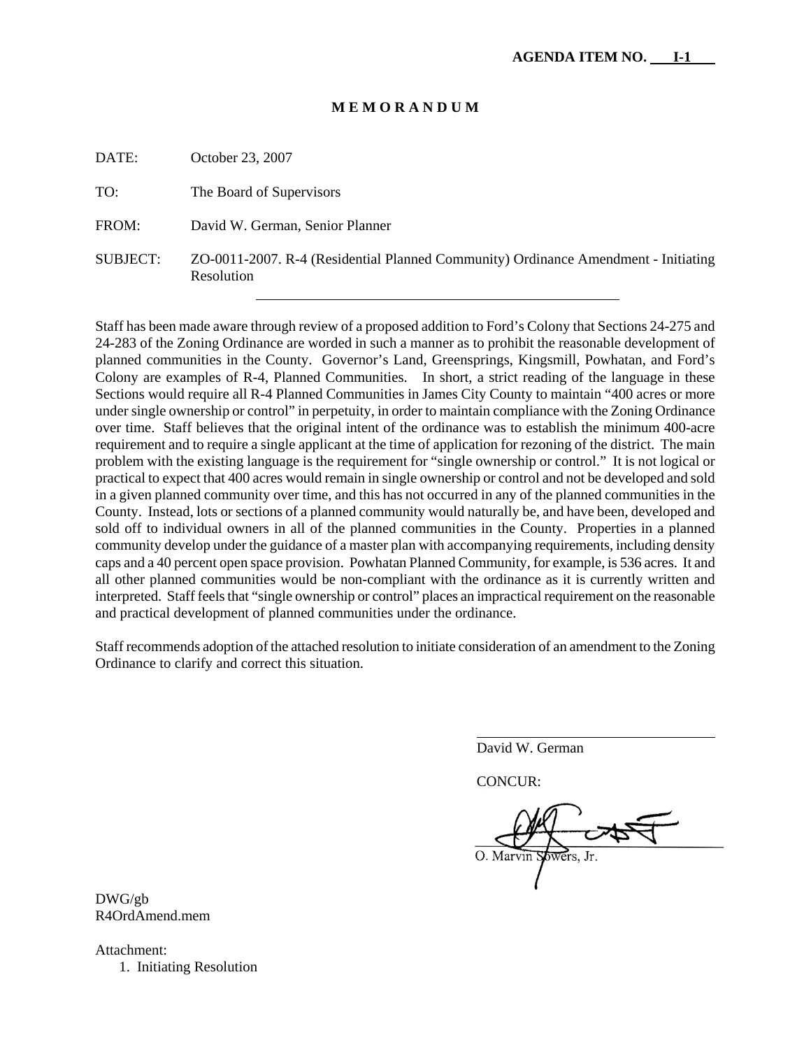**AGENDA ITEM NO. I-1**

# M E M O R A N D U M

DATE: October 23, 2007

TO: The Board of Supervisors

FROM: David W. German, Senior Planner

SUBJECT: ZO-0011-2007. R-4 (Residential Planned Community) Ordinance Amendment - Initiating Resolution

---

Staff has been made aware through review of a proposed addition to Ford's Colony that Sections 24-275 and 24-283 of the Zoning Ordinance are worded in such a manner as to prohibit the reasonable development of planned communities in the County. Governor's Land, Greensprings, Kingsmill, Powhatan, and Ford's Colony are examples of R-4, Planned Communities. In short, a strict reading of the language in these Sections would require all R-4 Planned Communities in James City County to maintain "400 acres or more under single ownership or control" in perpetuity, in order to maintain compliance with the Zoning Ordinance over time. Staff believes that the original intent of the ordinance was to establish the minimum 400-acre requirement and to require a single applicant at the time of application for rezoning of the district. The main problem with the existing language is the requirement for "single ownership or control." It is not logical or practical to expect that 400 acres would remain in single ownership or control and not be developed and sold in a given planned community over time, and this has not occurred in any of the planned communities in the County. Instead, lots or sections of a planned community would naturally be, and have been, developed and sold off to individual owners in all of the planned communities in the County. Properties in a planned community develop under the guidance of a master plan with accompanying requirements, including density caps and a 40 percent open space provision. Powhatan Planned Community, for example, is 536 acres. It and all other planned communities would be non-compliant with the ordinance as it is currently written and interpreted. Staff feels that "single ownership or control" places an impractical requirement on the reasonable and practical development of planned communities under the ordinance.

Staff recommends adoption of the attached resolution to initiate consideration of an amendment to the Zoning Ordinance to clarify and correct this situation.

David W. German

CONCUR:

O. Marvin Sowers, Jr.

DWG/gb
R4OrdAmend.mem

Attachment:
1. Initiating Resolution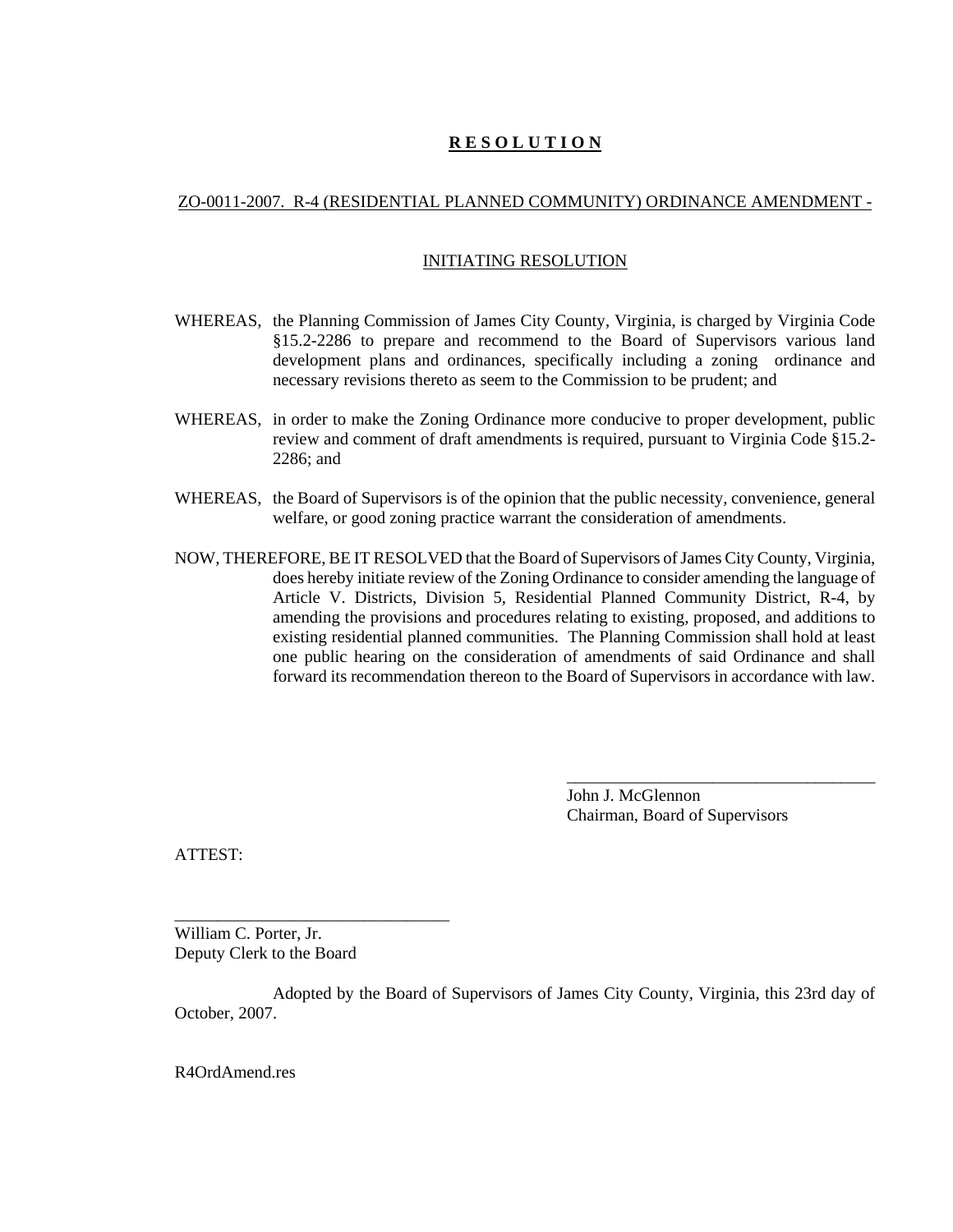**<u>R E S O L U T I O N</u>**

<u>ZO-0011-2007. R-4 (RESIDENTIAL PLANNED COMMUNITY) ORDINANCE AMENDMENT -</u>

<u>INITIATING RESOLUTION</u>

WHEREAS, the Planning Commission of James City County, Virginia, is charged by Virginia Code §15.2-2286 to prepare and recommend to the Board of Supervisors various land development plans and ordinances, specifically including a zoning ordinance and necessary revisions thereto as seem to the Commission to be prudent; and

WHEREAS, in order to make the Zoning Ordinance more conducive to proper development, public review and comment of draft amendments is required, pursuant to Virginia Code §15.2-2286; and

WHEREAS, the Board of Supervisors is of the opinion that the public necessity, convenience, general welfare, or good zoning practice warrant the consideration of amendments.

NOW, THEREFORE, BE IT RESOLVED that the Board of Supervisors of James City County, Virginia, does hereby initiate review of the Zoning Ordinance to consider amending the language of Article V. Districts, Division 5, Residential Planned Community District, R-4, by amending the provisions and procedures relating to existing, proposed, and additions to existing residential planned communities. The Planning Commission shall hold at least one public hearing on the consideration of amendments of said Ordinance and shall forward its recommendation thereon to the Board of Supervisors in accordance with law.

\_\_\_\_\_\_\_\_\_\_\_\_\_\_\_\_\_\_\_\_\_\_\_\_\_\_\_\_\_\_\_\_\_\_\_\_
John J. McGlennon
Chairman, Board of Supervisors

ATTEST:

\_\_\_\_\_\_\_\_\_\_\_\_\_\_\_\_\_\_\_\_\_\_\_\_\_\_\_\_\_\_\_\_\_
William C. Porter, Jr.
Deputy Clerk to the Board

Adopted by the Board of Supervisors of James City County, Virginia, this 23rd day of October, 2007.

R4OrdAmend.res